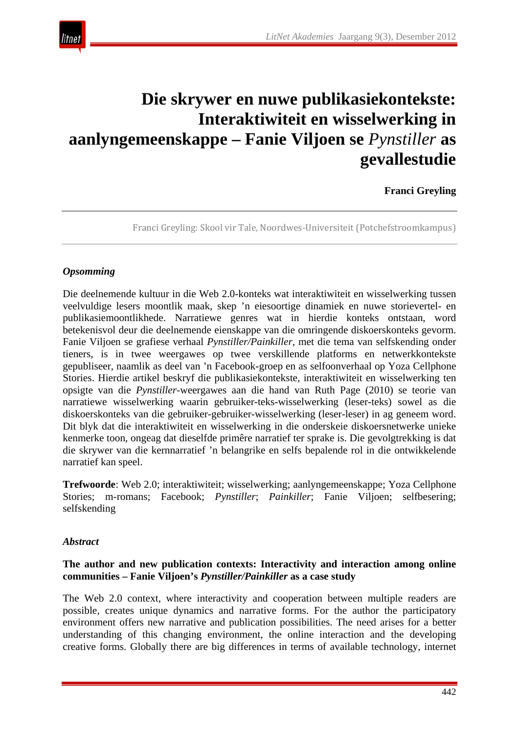# Die skrywer en nuwe publikasiekontekste: Interaktiwiteit en wisselwerking in aanlyngemeenskappe – Fanie Viljoen se *Pynstiller* as gevallestudie

**Franci Greyling**

Franci Greyling: Skool vir Tale, Noordwes-Universiteit (Potchefstroomkampus)

### *Opsomming*

Die deelnemende kultuur in die Web 2.0-konteks wat interaktiwiteit en wisselwerking tussen veelvuldige lesers moontlik maak, skep ’n eiesoortige dinamiek en nuwe storievertel- en publikasiemoontlikhede. Narratiewe genres wat in hierdie konteks ontstaan, word betekenisvol deur die deelnemende eienskappe van die omringende diskoerskonteks gevorm. Fanie Viljoen se grafiese verhaal *Pynstiller/Painkiller*, met die tema van selfskending onder tieners, is in twee weergawes op twee verskillende platforms en netwerkkontekste gepubliseer, naamlik as deel van ’n Facebook-groep en as selfoonverhaal op Yoza Cellphone Stories. Hierdie artikel beskryf die publikasiekontekste, interaktiwiteit en wisselwerking ten opsigte van die *Pynstiller*-weergawes aan die hand van Ruth Page (2010) se teorie van narratiewe wisselwerking waarin gebruiker-teks-wisselwerking (leser-teks) sowel as die diskoerskonteks van die gebruiker-gebruiker-wisselwerking (leser-leser) in ag geneem word. Dit blyk dat die interaktiwiteit en wisselwerking in die onderskeie diskoersnetwerke unieke kenmerke toon, ongeag dat dieselfde primêre narratief ter sprake is. Die gevolgtrekking is dat die skrywer van die kernnarratief ’n belangrike en selfs bepalende rol in die ontwikkelende narratief kan speel.

**Trefwoorde**: Web 2.0; interaktiwiteit; wisselwerking; aanlyngemeenskappe; Yoza Cellphone Stories; m-romans; Facebook; *Pynstiller*; *Painkiller*; Fanie Viljoen; selfbesering; selfskending

### *Abstract*

**The author and new publication contexts: Interactivity and interaction among online communities – Fanie Viljoen’s *Pynstiller/Painkiller* as a case study**

The Web 2.0 context, where interactivity and cooperation between multiple readers are possible, creates unique dynamics and narrative forms. For the author the participatory environment offers new narrative and publication possibilities. The need arises for a better understanding of this changing environment, the online interaction and the developing creative forms. Globally there are big differences in terms of available technology, internet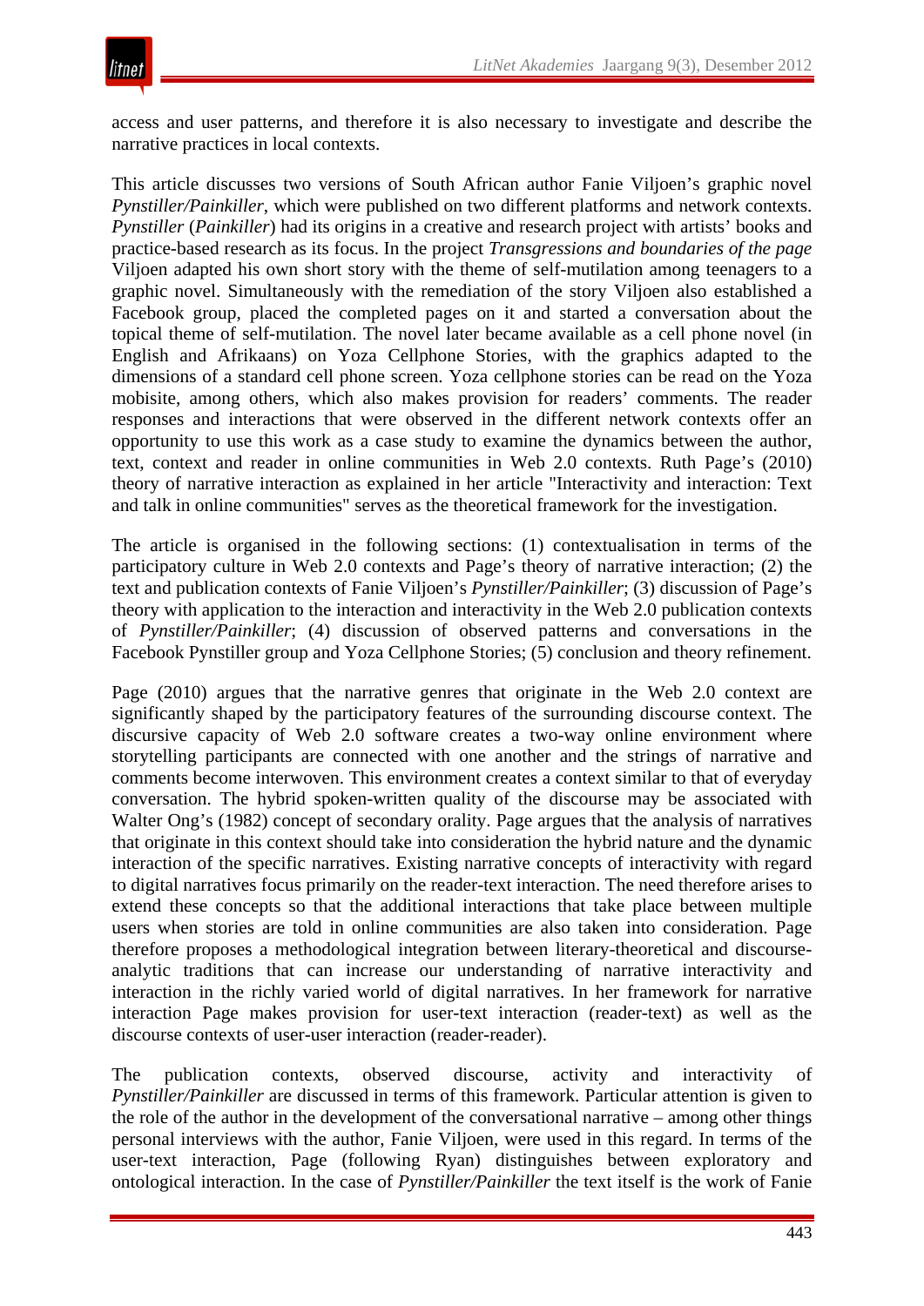access and user patterns, and therefore it is also necessary to investigate and describe the narrative practices in local contexts.

This article discusses two versions of South African author Fanie Viljoen's graphic novel *Pynstiller/Painkiller*, which were published on two different platforms and network contexts. *Pynstiller* (*Painkiller*) had its origins in a creative and research project with artists' books and practice-based research as its focus. In the project *Transgressions and boundaries of the page* Viljoen adapted his own short story with the theme of self-mutilation among teenagers to a graphic novel. Simultaneously with the remediation of the story Viljoen also established a Facebook group, placed the completed pages on it and started a conversation about the topical theme of self-mutilation. The novel later became available as a cell phone novel (in English and Afrikaans) on Yoza Cellphone Stories, with the graphics adapted to the dimensions of a standard cell phone screen. Yoza cellphone stories can be read on the Yoza mobisite, among others, which also makes provision for readers' comments. The reader responses and interactions that were observed in the different network contexts offer an opportunity to use this work as a case study to examine the dynamics between the author, text, context and reader in online communities in Web 2.0 contexts. Ruth Page's (2010) theory of narrative interaction as explained in her article "Interactivity and interaction: Text and talk in online communities" serves as the theoretical framework for the investigation.

The article is organised in the following sections: (1) contextualisation in terms of the participatory culture in Web 2.0 contexts and Page's theory of narrative interaction; (2) the text and publication contexts of Fanie Viljoen's *Pynstiller/Painkiller*; (3) discussion of Page's theory with application to the interaction and interactivity in the Web 2.0 publication contexts of *Pynstiller/Painkiller*; (4) discussion of observed patterns and conversations in the Facebook Pynstiller group and Yoza Cellphone Stories; (5) conclusion and theory refinement.

Page (2010) argues that the narrative genres that originate in the Web 2.0 context are significantly shaped by the participatory features of the surrounding discourse context. The discursive capacity of Web 2.0 software creates a two-way online environment where storytelling participants are connected with one another and the strings of narrative and comments become interwoven. This environment creates a context similar to that of everyday conversation. The hybrid spoken-written quality of the discourse may be associated with Walter Ong's (1982) concept of secondary orality. Page argues that the analysis of narratives that originate in this context should take into consideration the hybrid nature and the dynamic interaction of the specific narratives. Existing narrative concepts of interactivity with regard to digital narratives focus primarily on the reader-text interaction. The need therefore arises to extend these concepts so that the additional interactions that take place between multiple users when stories are told in online communities are also taken into consideration. Page therefore proposes a methodological integration between literary-theoretical and discourse-analytic traditions that can increase our understanding of narrative interactivity and interaction in the richly varied world of digital narratives. In her framework for narrative interaction Page makes provision for user-text interaction (reader-text) as well as the discourse contexts of user-user interaction (reader-reader).

The publication contexts, observed discourse, activity and interactivity of *Pynstiller/Painkiller* are discussed in terms of this framework. Particular attention is given to the role of the author in the development of the conversational narrative – among other things personal interviews with the author, Fanie Viljoen, were used in this regard. In terms of the user-text interaction, Page (following Ryan) distinguishes between exploratory and ontological interaction. In the case of *Pynstiller/Painkiller* the text itself is the work of Fanie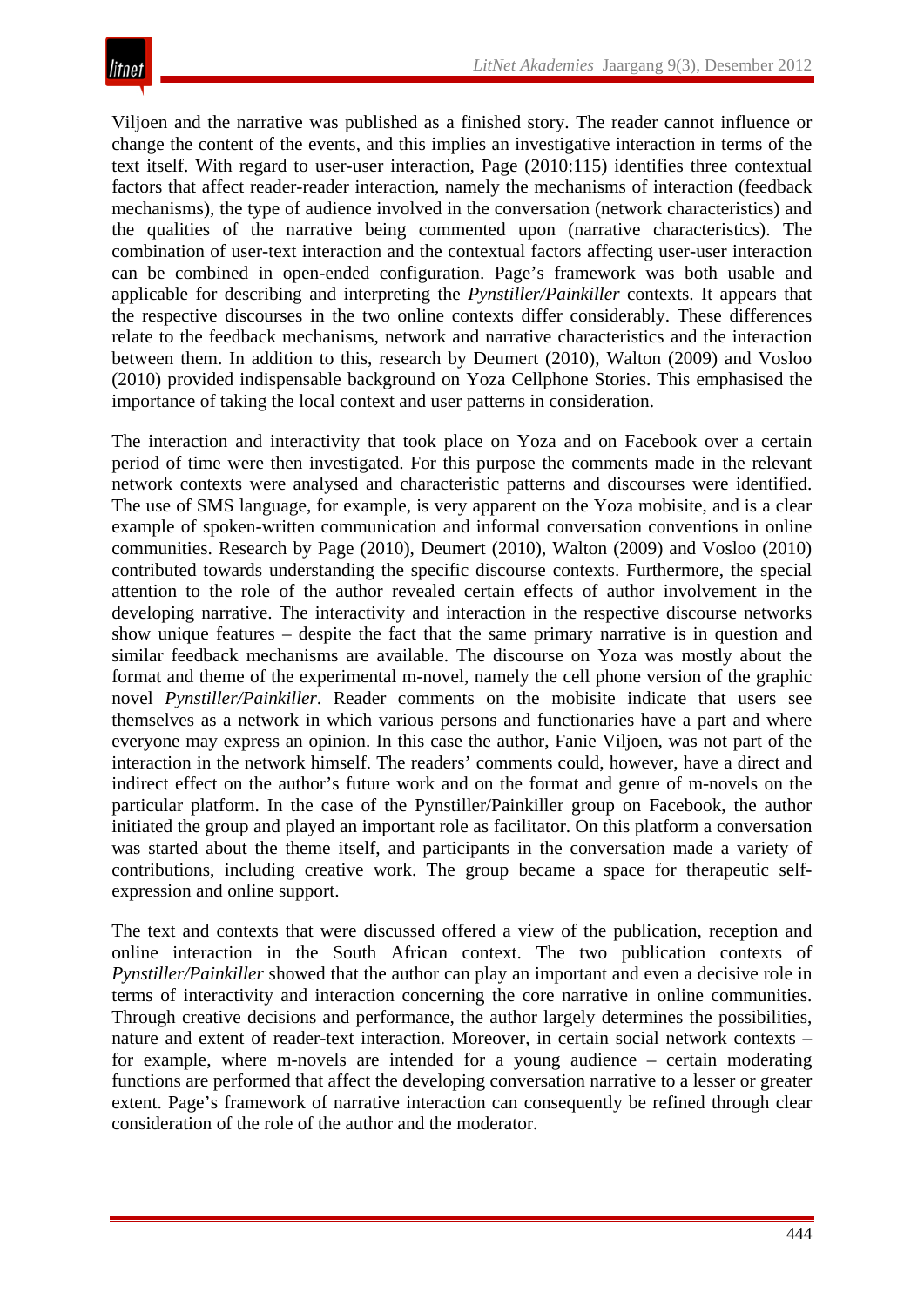Viljoen and the narrative was published as a finished story. The reader cannot influence or change the content of the events, and this implies an investigative interaction in terms of the text itself. With regard to user-user interaction, Page (2010:115) identifies three contextual factors that affect reader-reader interaction, namely the mechanisms of interaction (feedback mechanisms), the type of audience involved in the conversation (network characteristics) and the qualities of the narrative being commented upon (narrative characteristics). The combination of user-text interaction and the contextual factors affecting user-user interaction can be combined in open-ended configuration. Page's framework was both usable and applicable for describing and interpreting the *Pynstiller/Painkiller* contexts. It appears that the respective discourses in the two online contexts differ considerably. These differences relate to the feedback mechanisms, network and narrative characteristics and the interaction between them. In addition to this, research by Deumert (2010), Walton (2009) and Vosloo (2010) provided indispensable background on Yoza Cellphone Stories. This emphasised the importance of taking the local context and user patterns in consideration.

The interaction and interactivity that took place on Yoza and on Facebook over a certain period of time were then investigated. For this purpose the comments made in the relevant network contexts were analysed and characteristic patterns and discourses were identified. The use of SMS language, for example, is very apparent on the Yoza mobisite, and is a clear example of spoken-written communication and informal conversation conventions in online communities. Research by Page (2010), Deumert (2010), Walton (2009) and Vosloo (2010) contributed towards understanding the specific discourse contexts. Furthermore, the special attention to the role of the author revealed certain effects of author involvement in the developing narrative. The interactivity and interaction in the respective discourse networks show unique features – despite the fact that the same primary narrative is in question and similar feedback mechanisms are available. The discourse on Yoza was mostly about the format and theme of the experimental m-novel, namely the cell phone version of the graphic novel *Pynstiller/Painkiller*. Reader comments on the mobisite indicate that users see themselves as a network in which various persons and functionaries have a part and where everyone may express an opinion. In this case the author, Fanie Viljoen, was not part of the interaction in the network himself. The readers' comments could, however, have a direct and indirect effect on the author's future work and on the format and genre of m-novels on the particular platform. In the case of the Pynstiller/Painkiller group on Facebook, the author initiated the group and played an important role as facilitator. On this platform a conversation was started about the theme itself, and participants in the conversation made a variety of contributions, including creative work. The group became a space for therapeutic self-expression and online support.

The text and contexts that were discussed offered a view of the publication, reception and online interaction in the South African context. The two publication contexts of *Pynstiller/Painkiller* showed that the author can play an important and even a decisive role in terms of interactivity and interaction concerning the core narrative in online communities. Through creative decisions and performance, the author largely determines the possibilities, nature and extent of reader-text interaction. Moreover, in certain social network contexts – for example, where m-novels are intended for a young audience – certain moderating functions are performed that affect the developing conversation narrative to a lesser or greater extent. Page's framework of narrative interaction can consequently be refined through clear consideration of the role of the author and the moderator.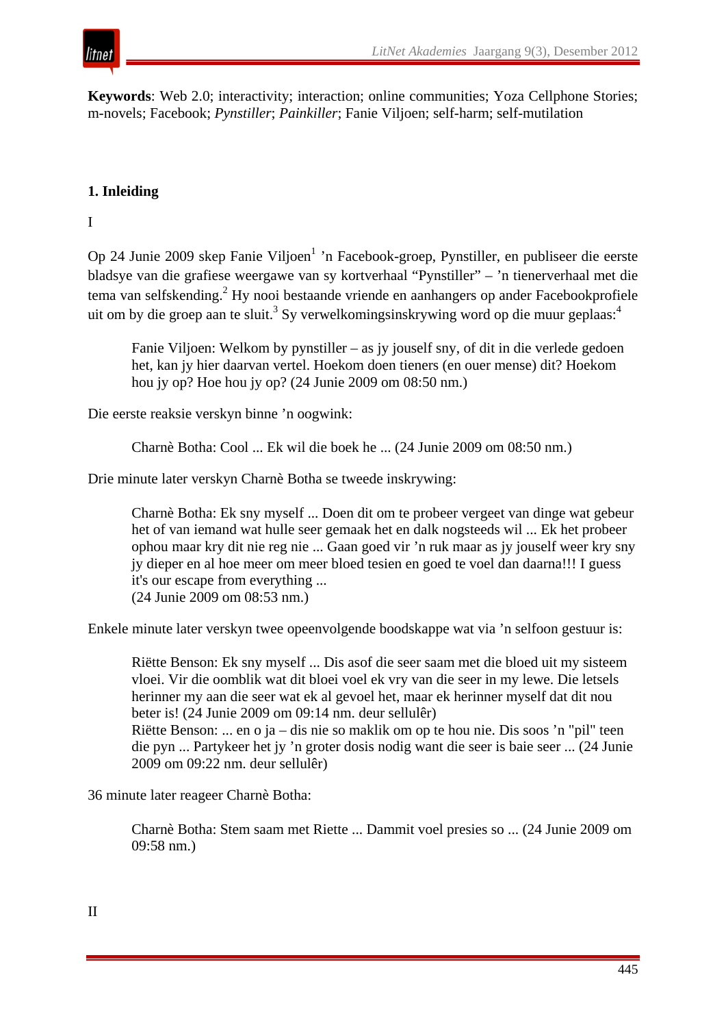**Keywords**: Web 2.0; interactivity; interaction; online communities; Yoza Cellphone Stories; m-novels; Facebook; *Pynstiller*; *Painkiller*; Fanie Viljoen; self-harm; self-mutilation

## 1. Inleiding

I

Op 24 Junie 2009 skep Fanie Viljoen[1] 'n Facebook-groep, Pynstiller, en publiseer die eerste bladsye van die grafiese weergawe van sy kortverhaal "Pynstiller" – 'n tienerverhaal met die tema van selfskending.[2] Hy nooi bestaande vriende en aanhangers op ander Facebookprofiele uit om by die groep aan te sluit.[3] Sy verwelkomingsinskrywing word op die muur geplaas:[4]

> Fanie Viljoen: Welkom by pynstiller – as jy jouself sny, of dit in die verlede gedoen het, kan jy hier daarvan vertel. Hoekom doen tieners (en ouer mense) dit? Hoekom hou jy op? Hoe hou jy op? (24 Junie 2009 om 08:50 nm.)

Die eerste reaksie verskyn binne 'n oogwink:

> Charnè Botha: Cool ... Ek wil die boek he ... (24 Junie 2009 om 08:50 nm.)

Drie minute later verskyn Charnè Botha se tweede inskrywing:

> Charnè Botha: Ek sny myself ... Doen dit om te probeer vergeet van dinge wat gebeur het of van iemand wat hulle seer gemaak het en dalk nogsteeds wil ... Ek het probeer ophou maar kry dit nie reg nie ... Gaan goed vir 'n ruk maar as jy jouself weer kry sny jy dieper en al hoe meer om meer bloed tesien en goed te voel dan daarna!!! I guess it's our escape from everything ...
> (24 Junie 2009 om 08:53 nm.)

Enkele minute later verskyn twee opeenvolgende boodskappe wat via 'n selfoon gestuur is:

> Riëtte Benson: Ek sny myself ... Dis asof die seer saam met die bloed uit my sisteem vloei. Vir die oomblik wat dit bloei voel ek vry van die seer in my lewe. Die letsels herinner my aan die seer wat ek al gevoel het, maar ek herinner myself dat dit nou beter is! (24 Junie 2009 om 09:14 nm. deur sellulêr)
> Riëtte Benson: ... en o ja – dis nie so maklik om op te hou nie. Dis soos 'n "pil" teen die pyn ... Partykeer het jy 'n groter dosis nodig want die seer is baie seer ... (24 Junie 2009 om 09:22 nm. deur sellulêr)

36 minute later reageer Charnè Botha:

> Charnè Botha: Stem saam met Riette ... Dammit voel presies so ... (24 Junie 2009 om 09:58 nm.)

II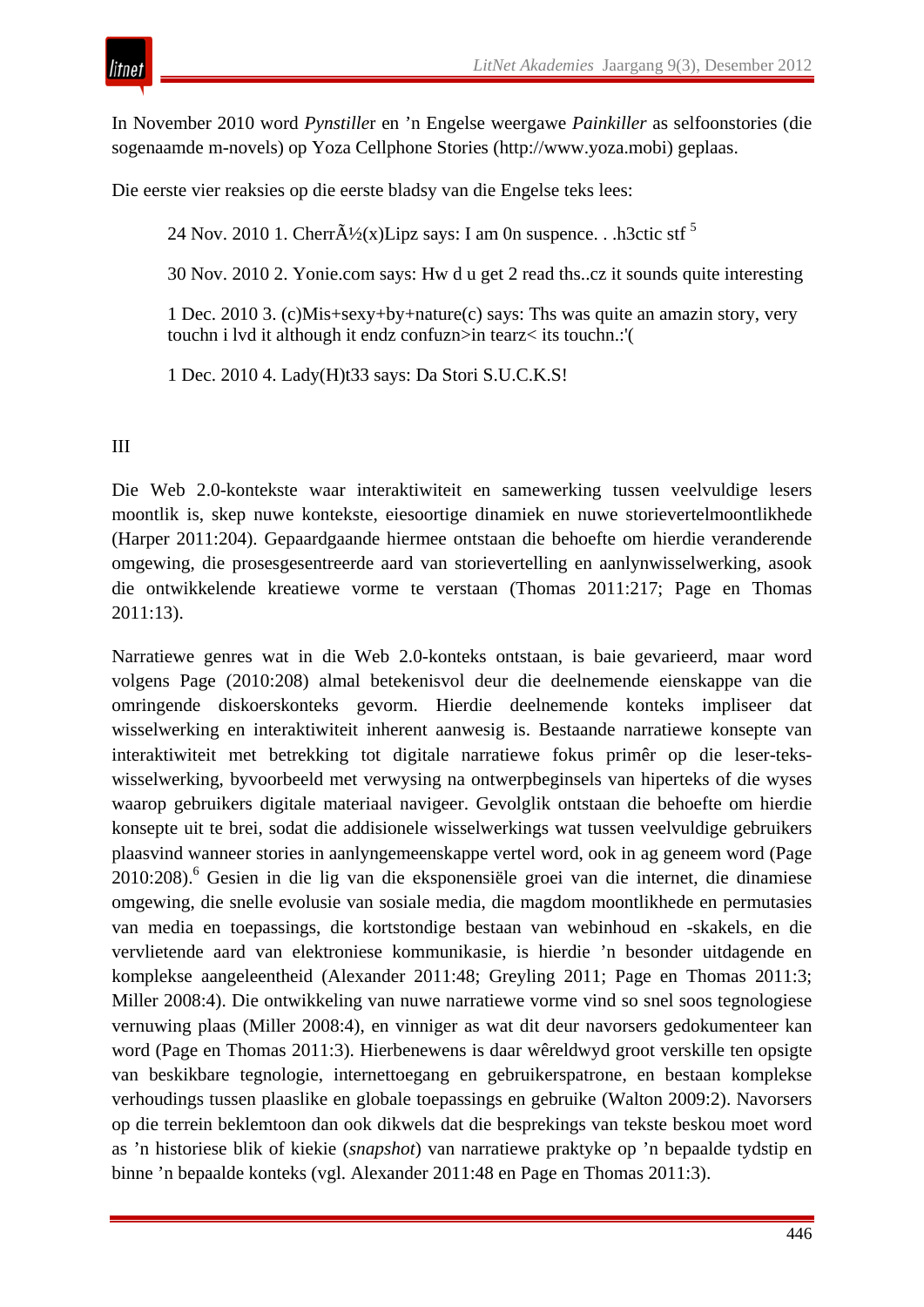In November 2010 word *Pynstille*r en 'n Engelse weergawe *Painkiller* as selfoonstories (die sogenaamde m-novels) op Yoza Cellphone Stories (http://www.yoza.mobi) geplaas.

Die eerste vier reaksies op die eerste bladsy van die Engelse teks lees:

> 24 Nov. 2010 1. CherrÃ½(x)Lipz says: I am 0n suspence. . .h3ctic stf [5]
>
> 30 Nov. 2010 2. Yonie.com says: Hw d u get 2 read ths..cz it sounds quite interesting
>
> 1 Dec. 2010 3. (c)Mis+sexy+by+nature(c) says: Ths was quite an amazin story, very touchn i lvd it although it endz confuzn>in tearz< its touchn.:'(
>
> 1 Dec. 2010 4. Lady(H)t33 says: Da Stori S.U.C.K.S!

III

Die Web 2.0-kontekste waar interaktiwiteit en samewerking tussen veelvuldige lesers moontlik is, skep nuwe kontekste, eiesoortige dinamiek en nuwe storievertelmoontlikhede (Harper 2011:204). Gepaardgaande hiermee ontstaan die behoefte om hierdie veranderende omgewing, die prosesgesentreerde aard van storievertelling en aanlynwisselwerking, asook die ontwikkelende kreatiewe vorme te verstaan (Thomas 2011:217; Page en Thomas 2011:13).

Narratiewe genres wat in die Web 2.0-konteks ontstaan, is baie gevarieerd, maar word volgens Page (2010:208) almal betekenisvol deur die deelnemende eienskappe van die omringende diskoerskonteks gevorm. Hierdie deelnemende konteks impliseer dat wisselwerking en interaktiwiteit inherent aanwesig is. Bestaande narratiewe konsepte van interaktiwiteit met betrekking tot digitale narratiewe fokus primêr op die leser-teks-wisselwerking, byvoorbeeld met verwysing na ontwerpbeginsels van hiperteks of die wyses waarop gebruikers digitale materiaal navigeer. Gevolglik ontstaan die behoefte om hierdie konsepte uit te brei, sodat die addisionele wisselwerkings wat tussen veelvuldige gebruikers plaasvind wanneer stories in aanlyngemeenskappe vertel word, ook in ag geneem word (Page 2010:208).[6] Gesien in die lig van die eksponensiële groei van die internet, die dinamiese omgewing, die snelle evolusie van sosiale media, die magdom moontlikhede en permutasies van media en toepassings, die kortstondige bestaan van webinhoud en -skakels, en die vervlietende aard van elektroniese kommunikasie, is hierdie 'n besonder uitdagende en komplekse aangeleentheid (Alexander 2011:48; Greyling 2011; Page en Thomas 2011:3; Miller 2008:4). Die ontwikkeling van nuwe narratiewe vorme vind so snel soos tegnologiese vernuwing plaas (Miller 2008:4), en vinniger as wat dit deur navorsers gedokumenteer kan word (Page en Thomas 2011:3). Hierbenewens is daar wêreldwyd groot verskille ten opsigte van beskikbare tegnologie, internettoegang en gebruikerspatrone, en bestaan komplekse verhoudings tussen plaaslike en globale toepassings en gebruike (Walton 2009:2). Navorsers op die terrein beklemtoon dan ook dikwels dat die besprekings van tekste beskou moet word as 'n historiese blik of kiekie (*snapshot*) van narratiewe praktyke op 'n bepaalde tydstip en binne 'n bepaalde konteks (vgl. Alexander 2011:48 en Page en Thomas 2011:3).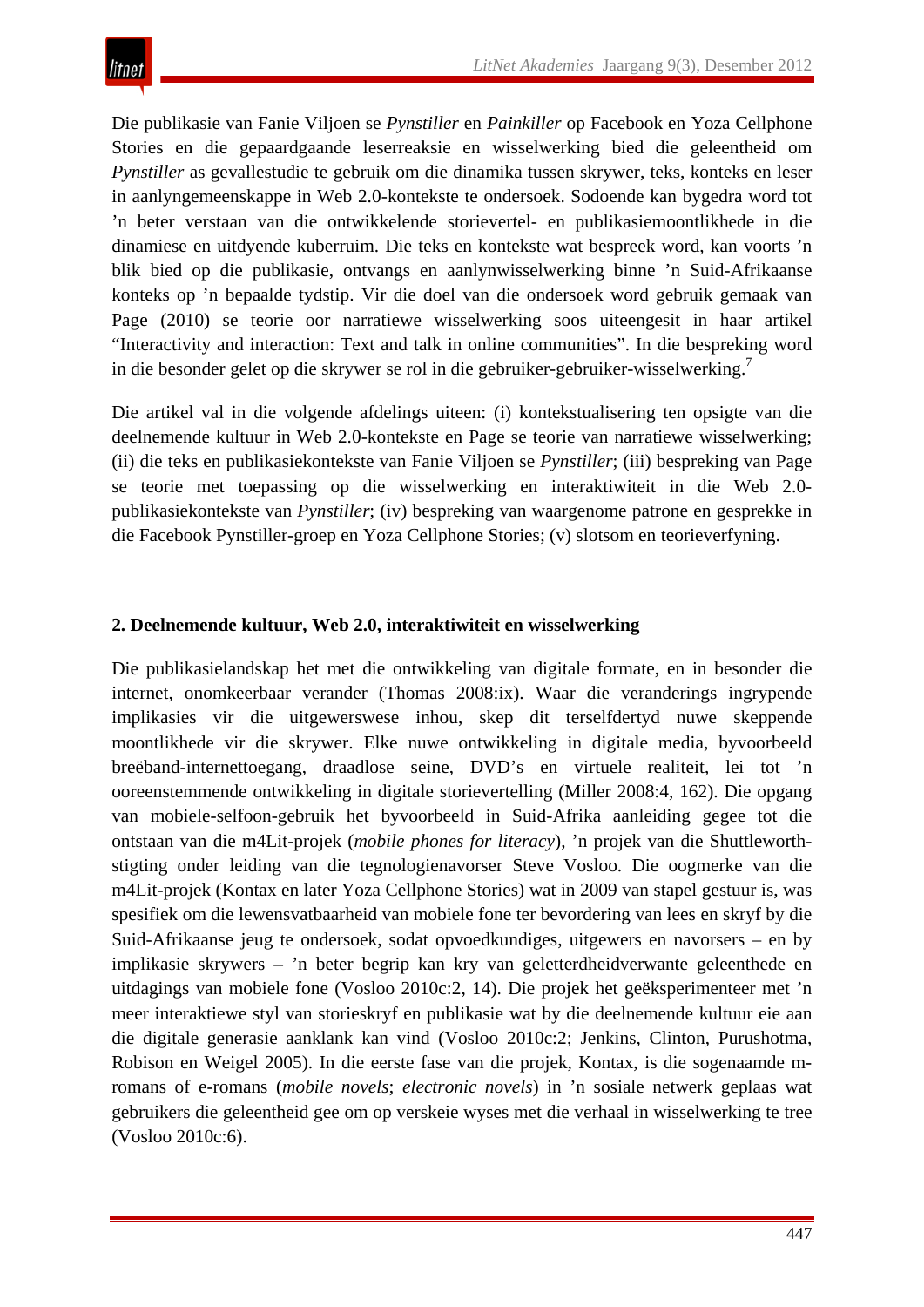Die publikasie van Fanie Viljoen se *Pynstiller* en *Painkiller* op Facebook en Yoza Cellphone Stories en die gepaardgaande leserreaksie en wisselwerking bied die geleentheid om *Pynstiller* as gevallestudie te gebruik om die dinamika tussen skrywer, teks, konteks en leser in aanlyngemeenskappe in Web 2.0-kontekste te ondersoek. Sodoende kan bygedra word tot ’n beter verstaan van die ontwikkelende storievertel- en publikasiemoontlikhede in die dinamiese en uitdyende kuberruim. Die teks en kontekste wat bespreek word, kan voorts ’n blik bied op die publikasie, ontvangs en aanlynwisselwerking binne ’n Suid-Afrikaanse konteks op ’n bepaalde tydstip. Vir die doel van die ondersoek word gebruik gemaak van Page (2010) se teorie oor narratiewe wisselwerking soos uiteengesit in haar artikel “Interactivity and interaction: Text and talk in online communities”. In die bespreking word in die besonder gelet op die skrywer se rol in die gebruiker-gebruiker-wisselwerking.[7]

Die artikel val in die volgende afdelings uiteen: (i) kontekstualisering ten opsigte van die deelnemende kultuur in Web 2.0-kontekste en Page se teorie van narratiewe wisselwerking; (ii) die teks en publikasiekontekste van Fanie Viljoen se *Pynstiller*; (iii) bespreking van Page se teorie met toepassing op die wisselwerking en interaktiwiteit in die Web 2.0-publikasiekontekste van *Pynstiller*; (iv) bespreking van waargenome patrone en gesprekke in die Facebook Pynstiller-groep en Yoza Cellphone Stories; (v) slotsom en teorieverfyning.

## 2. Deelnemende kultuur, Web 2.0, interaktiwiteit en wisselwerking

Die publikasielandskap het met die ontwikkeling van digitale formate, en in besonder die internet, onomkeerbaar verander (Thomas 2008:ix). Waar die veranderings ingrypende implikasies vir die uitgewerswese inhou, skep dit terselfdertyd nuwe skeppende moontlikhede vir die skrywer. Elke nuwe ontwikkeling in digitale media, byvoorbeeld breëband-internettoegang, draadlose seine, DVD’s en virtuele realiteit, lei tot ’n ooreenstemmende ontwikkeling in digitale storievertelling (Miller 2008:4, 162). Die opgang van mobiele-selfoon-gebruik het byvoorbeeld in Suid-Afrika aanleiding gegee tot die ontstaan van die m4Lit-projek (*mobile phones for literacy*), ’n projek van die Shuttleworth-stigting onder leiding van die tegnologienavorser Steve Vosloo. Die oogmerke van die m4Lit-projek (Kontax en later Yoza Cellphone Stories) wat in 2009 van stapel gestuur is, was spesifiek om die lewensvatbaarheid van mobiele fone ter bevordering van lees en skryf by die Suid-Afrikaanse jeug te ondersoek, sodat opvoedkundiges, uitgewers en navorsers – en by implikasie skrywers – ’n beter begrip kan kry van geletterdheidverwante geleenthede en uitdagings van mobiele fone (Vosloo 2010c:2, 14). Die projek het geëksperimenteer met ’n meer interaktiewe styl van storieskryf en publikasie wat by die deelnemende kultuur eie aan die digitale generasie aanklank kan vind (Vosloo 2010c:2; Jenkins, Clinton, Purushotma, Robison en Weigel 2005). In die eerste fase van die projek, Kontax, is die sogenaamde m-romans of e-romans (*mobile novels*; *electronic novels*) in ’n sosiale netwerk geplaas wat gebruikers die geleentheid gee om op verskeie wyses met die verhaal in wisselwerking te tree (Vosloo 2010c:6).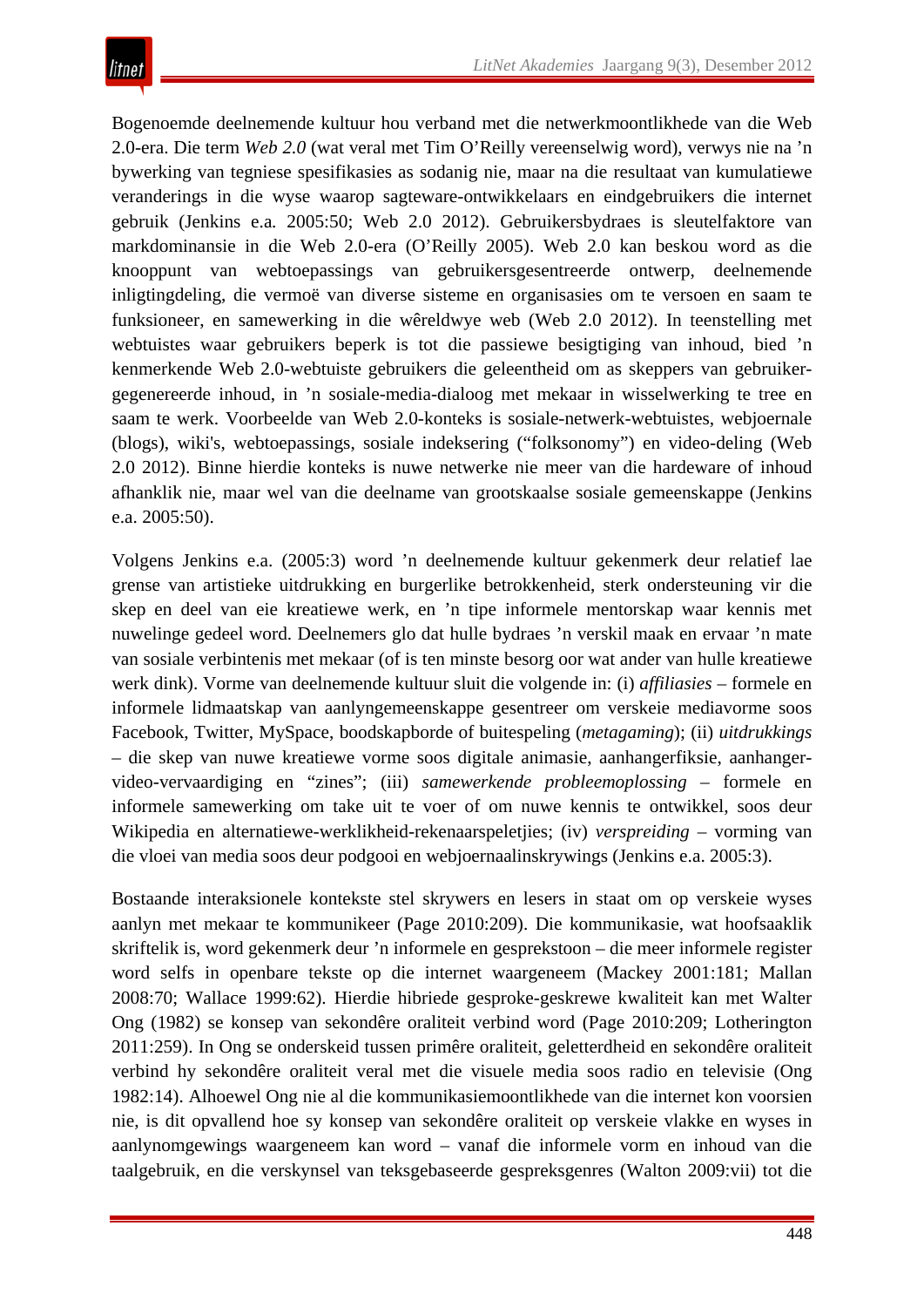Bogenoemde deelnemende kultuur hou verband met die netwerkmoontlikhede van die Web 2.0-era. Die term *Web 2.0* (wat veral met Tim O'Reilly vereenselwig word), verwys nie na 'n bywerking van tegniese spesifikasies as sodanig nie, maar na die resultaat van kumulatiewe veranderings in die wyse waarop sagteware-ontwikkelaars en eindgebruikers die internet gebruik (Jenkins e.a. 2005:50; Web 2.0 2012). Gebruikersbydraes is sleutelfaktore van markdominansie in die Web 2.0-era (O'Reilly 2005). Web 2.0 kan beskou word as die knooppunt van webtoepassings van gebruikersgesentreerde ontwerp, deelnemende inligtingdeling, die vermoë van diverse sisteme en organisasies om te versoen en saam te funksioneer, en samewerking in die wêreldwye web (Web 2.0 2012). In teenstelling met webtuistes waar gebruikers beperk is tot die passiewe besigtiging van inhoud, bied 'n kenmerkende Web 2.0-webtuiste gebruikers die geleentheid om as skeppers van gebruiker-gegenereerde inhoud, in 'n sosiale-media-dialoog met mekaar in wisselwerking te tree en saam te werk. Voorbeelde van Web 2.0-konteks is sosiale-netwerk-webtuistes, webjoernale (blogs), wiki's, webtoepassings, sosiale indeksering ("folksonomy") en video-deling (Web 2.0 2012). Binne hierdie konteks is nuwe netwerke nie meer van die hardeware of inhoud afhanklik nie, maar wel van die deelname van grootskaalse sosiale gemeenskappe (Jenkins e.a. 2005:50).

Volgens Jenkins e.a. (2005:3) word 'n deelnemende kultuur gekenmerk deur relatief lae grense van artistieke uitdrukking en burgerlike betrokkenheid, sterk ondersteuning vir die skep en deel van eie kreatiewe werk, en 'n tipe informele mentorskap waar kennis met nuwelinge gedeel word. Deelnemers glo dat hulle bydraes 'n verskil maak en ervaar 'n mate van sosiale verbintenis met mekaar (of is ten minste besorg oor wat ander van hulle kreatiewe werk dink). Vorme van deelnemende kultuur sluit die volgende in: (i) *affiliasies* – formele en informele lidmaatskap van aanlyngemeenskappe gesentreer om verskeie mediavorme soos Facebook, Twitter, MySpace, boodskapborde of buitespeling (*metagaming*); (ii) *uitdrukkings* – die skep van nuwe kreatiewe vorme soos digitale animasie, aanhangerfiksie, aanhanger-video-vervaardiging en "zines"; (iii) *samewerkende probleemoplossing* – formele en informele samewerking om take uit te voer of om nuwe kennis te ontwikkel, soos deur Wikipedia en alternatiewe-werklikheid-rekenaarspeletjies; (iv) *verspreiding* – vorming van die vloei van media soos deur podgooi en webjoernaalinskrywings (Jenkins e.a. 2005:3).

Bostaande interaksionele kontekste stel skrywers en lesers in staat om op verskeie wyses aanlyn met mekaar te kommunikeer (Page 2010:209). Die kommunikasie, wat hoofsaaklik skriftelik is, word gekenmerk deur 'n informele en gesprekstoon – die meer informele register word selfs in openbare tekste op die internet waargeneem (Mackey 2001:181; Mallan 2008:70; Wallace 1999:62). Hierdie hibriede gesproke-geskrewe kwaliteit kan met Walter Ong (1982) se konsep van sekondêre oraliteit verbind word (Page 2010:209; Lotherington 2011:259). In Ong se onderskeid tussen primêre oraliteit, geletterdheid en sekondêre oraliteit verbind hy sekondêre oraliteit veral met die visuele media soos radio en televisie (Ong 1982:14). Alhoewel Ong nie al die kommunikasiemoontlikhede van die internet kon voorsien nie, is dit opvallend hoe sy konsep van sekondêre oraliteit op verskeie vlakke en wyses in aanlynomgewings waargeneem kan word – vanaf die informele vorm en inhoud van die taalgebruik, en die verskynsel van teksgebaseerde gespreksgenres (Walton 2009:vii) tot die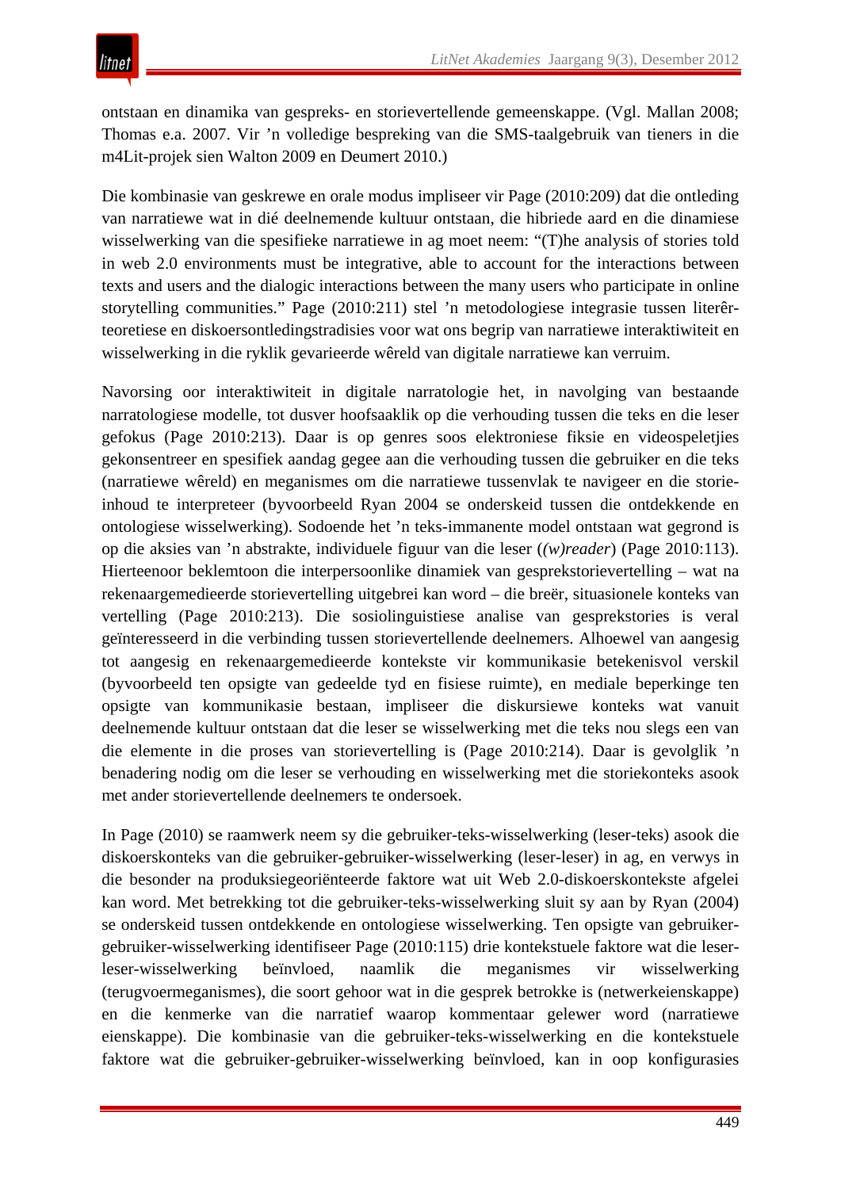ontstaan en dinamika van gespreks- en storievertellende gemeenskappe. (Vgl. Mallan 2008; Thomas e.a. 2007. Vir ’n volledige bespreking van die SMS-taalgebruik van tieners in die m4Lit-projek sien Walton 2009 en Deumert 2010.)

Die kombinasie van geskrewe en orale modus impliseer vir Page (2010:209) dat die ontleding van narratiewe wat in dié deelnemende kultuur ontstaan, die hibriede aard en die dinamiese wisselwerking van die spesifieke narratiewe in ag moet neem: “(T)he analysis of stories told in web 2.0 environments must be integrative, able to account for the interactions between texts and users and the dialogic interactions between the many users who participate in online storytelling communities.” Page (2010:211) stel ’n metodologiese integrasie tussen literêr-teoretiese en diskoersontledingstradisies voor wat ons begrip van narratiewe interaktiwiteit en wisselwerking in die ryklik gevarieerde wêreld van digitale narratiewe kan verruim.

Navorsing oor interaktiwiteit in digitale narratologie het, in navolging van bestaande narratologiese modelle, tot dusver hoofsaaklik op die verhouding tussen die teks en die leser gefokus (Page 2010:213). Daar is op genres soos elektroniese fiksie en videospeletjies gekonsentreer en spesifiek aandag gegee aan die verhouding tussen die gebruiker en die teks (narratiewe wêreld) en meganismes om die narratiewe tussenvlak te navigeer en die storie-inhoud te interpreteer (byvoorbeeld Ryan 2004 se onderskeid tussen die ontdekkende en ontologiese wisselwerking). Sodoende het ’n teks-immanente model ontstaan wat gegrond is op die aksies van ’n abstrakte, individuele figuur van die leser (*(w)reader*) (Page 2010:113). Hierteenoor beklemtoon die interpersoonlike dinamiek van gesprekstorievertelling – wat na rekenaargemedieerde storievertelling uitgebrei kan word – die breër, situasionele konteks van vertelling (Page 2010:213). Die sosiolinguistiese analise van gesprekstories is veral geïnteresseerd in die verbinding tussen storievertellende deelnemers. Alhoewel van aangesig tot aangesig en rekenaargemedieerde kontekste vir kommunikasie betekenisvol verskil (byvoorbeeld ten opsigte van gedeelde tyd en fisiese ruimte), en mediale beperkinge ten opsigte van kommunikasie bestaan, impliseer die diskursiewe konteks wat vanuit deelnemende kultuur ontstaan dat die leser se wisselwerking met die teks nou slegs een van die elemente in die proses van storievertelling is (Page 2010:214). Daar is gevolglik ’n benadering nodig om die leser se verhouding en wisselwerking met die storiekonteks asook met ander storievertellende deelnemers te ondersoek.

In Page (2010) se raamwerk neem sy die gebruiker-teks-wisselwerking (leser-teks) asook die diskoerskonteks van die gebruiker-gebruiker-wisselwerking (leser-leser) in ag, en verwys in die besonder na produksiegeoriënteerde faktore wat uit Web 2.0-diskoerskontekste afgelei kan word. Met betrekking tot die gebruiker-teks-wisselwerking sluit sy aan by Ryan (2004) se onderskeid tussen ontdekkende en ontologiese wisselwerking. Ten opsigte van gebruiker-gebruiker-wisselwerking identifiseer Page (2010:115) drie kontekstuele faktore wat die leser-leser-wisselwerking beïnvloed, naamlik die meganismes vir wisselwerking (terugvoermeganismes), die soort gehoor wat in die gesprek betrokke is (netwerkeienskappe) en die kenmerke van die narratief waarop kommentaar gelewer word (narratiewe eienskappe). Die kombinasie van die gebruiker-teks-wisselwerking en die kontekstuele faktore wat die gebruiker-gebruiker-wisselwerking beïnvloed, kan in oop konfigurasies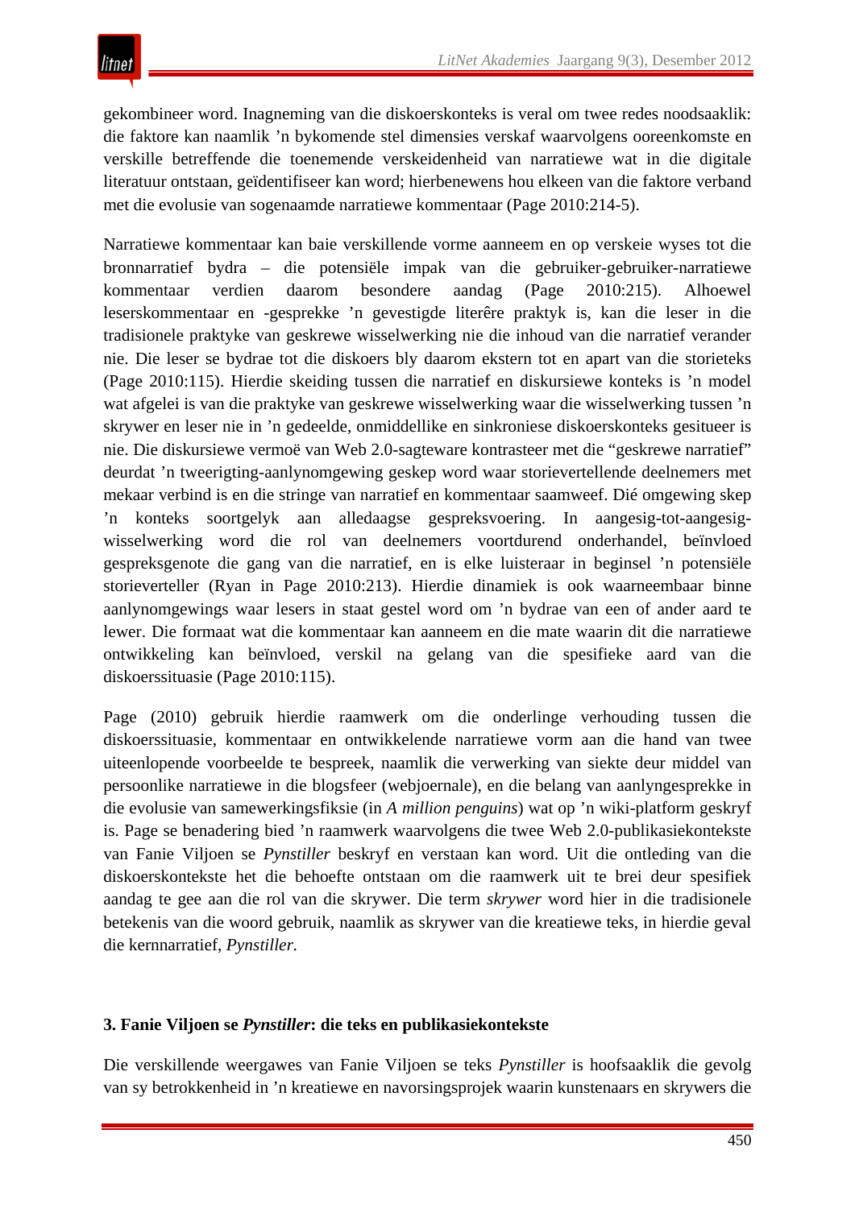gekombineer word. Inagneming van die diskoerskonteks is veral om twee redes noodsaaklik: die faktore kan naamlik ’n bykomende stel dimensies verskaf waarvolgens ooreenkomste en verskille betreffende die toenemende verskeidenheid van narratiewe wat in die digitale literatuur ontstaan, geïdentifiseer kan word; hierbenewens hou elkeen van die faktore verband met die evolusie van sogenaamde narratiewe kommentaar (Page 2010:214-5).

Narratiewe kommentaar kan baie verskillende vorme aanneem en op verskeie wyses tot die bronnarratief bydra – die potensiële impak van die gebruiker-gebruiker-narratiewe kommentaar verdien daarom besondere aandag (Page 2010:215). Alhoewel leserskommentaar en -gesprekke ’n gevestigde literêre praktyk is, kan die leser in die tradisionele praktyke van geskrewe wisselwerking nie die inhoud van die narratief verander nie. Die leser se bydrae tot die diskoers bly daarom ekstern tot en apart van die storieteks (Page 2010:115). Hierdie skeiding tussen die narratief en diskursiewe konteks is ’n model wat afgelei is van die praktyke van geskrewe wisselwerking waar die wisselwerking tussen ’n skrywer en leser nie in ’n gedeelde, onmiddellike en sinkroniese diskoerskonteks gesitueer is nie. Die diskursiewe vermoë van Web 2.0-sagteware kontrasteer met die “geskrewe narratief” deurdat ’n tweerigting-aanlynomgewing geskep word waar storievertellende deelnemers met mekaar verbind is en die stringe van narratief en kommentaar saamweef. Dié omgewing skep ’n konteks soortgelyk aan alledaagse gespreksvoering. In aangesig-tot-aangesig-wisselwerking word die rol van deelnemers voortdurend onderhandel, beïnvloed gespreksgenote die gang van die narratief, en is elke luisteraar in beginsel ’n potensiële storieverteller (Ryan in Page 2010:213). Hierdie dinamiek is ook waarneembaar binne aanlynomgewings waar lesers in staat gestel word om ’n bydrae van een of ander aard te lewer. Die formaat wat die kommentaar kan aanneem en die mate waarin dit die narratiewe ontwikkeling kan beïnvloed, verskil na gelang van die spesifieke aard van die diskoerssituasie (Page 2010:115).

Page (2010) gebruik hierdie raamwerk om die onderlinge verhouding tussen die diskoerssituasie, kommentaar en ontwikkelende narratiewe vorm aan die hand van twee uiteenlopende voorbeelde te bespreek, naamlik die verwerking van siekte deur middel van persoonlike narratiewe in die blogsfeer (webjoernale), en die belang van aanlyngesprekke in die evolusie van samewerkingsfiksie (in *A million penguins*) wat op ’n wiki-platform geskryf is. Page se benadering bied ’n raamwerk waarvolgens die twee Web 2.0-publikasiekontekste van Fanie Viljoen se *Pynstiller* beskryf en verstaan kan word. Uit die ontleding van die diskoerskontekste het die behoefte ontstaan om die raamwerk uit te brei deur spesifiek aandag te gee aan die rol van die skrywer. Die term *skrywer* word hier in die tradisionele betekenis van die woord gebruik, naamlik as skrywer van die kreatiewe teks, in hierdie geval die kernnarratief, *Pynstiller*.

### 3. Fanie Viljoen se *Pynstiller*: die teks en publikasiekontekste

Die verskillende weergawes van Fanie Viljoen se teks *Pynstiller* is hoofsaaklik die gevolg van sy betrokkenheid in ’n kreatiewe en navorsingsprojek waarin kunstenaars en skrywers die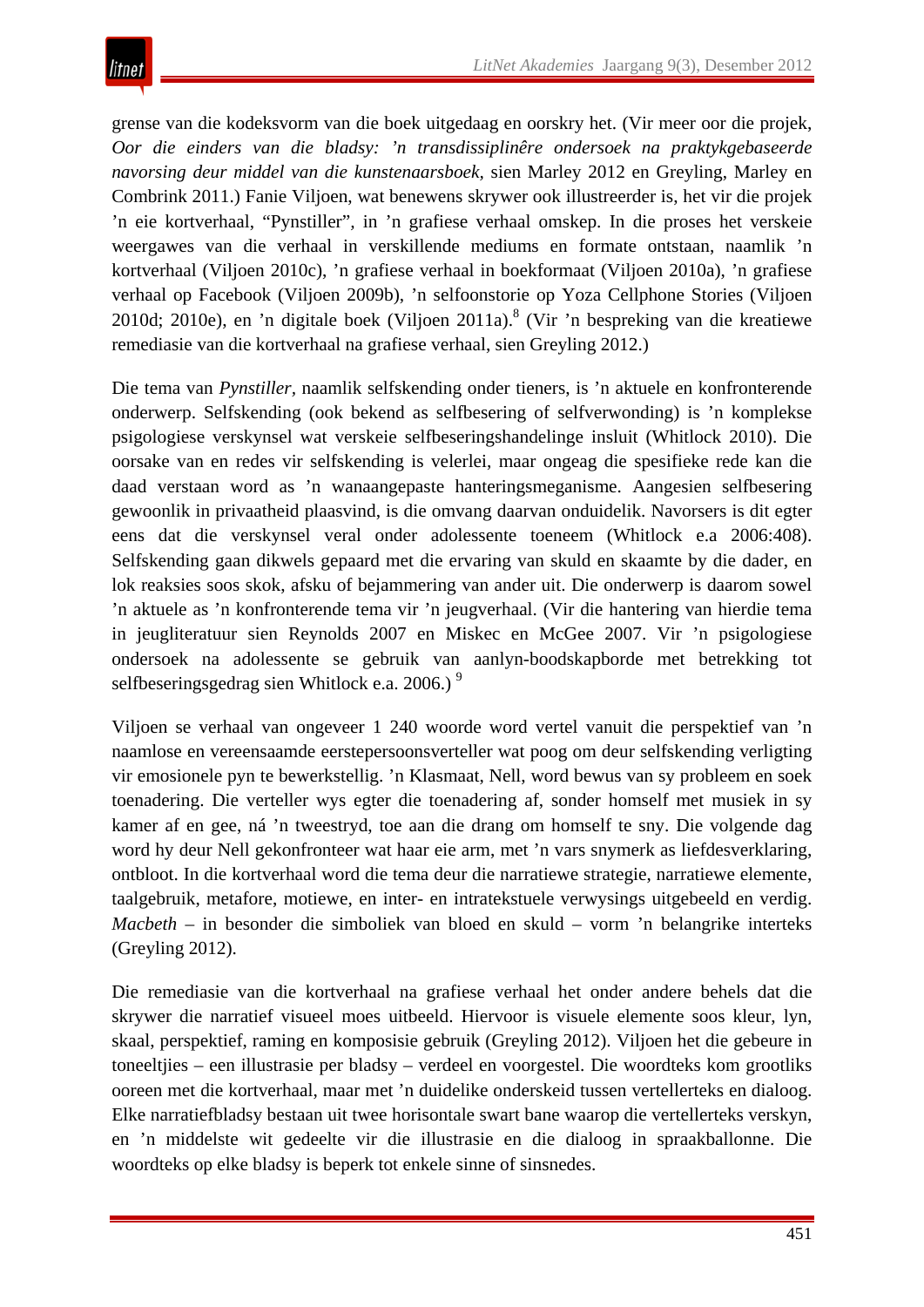grense van die kodeksvorm van die boek uitgedaag en oorskry het. (Vir meer oor die projek, *Oor die einders van die bladsy: ’n transdissiplinêre ondersoek na praktykgebaseerde navorsing deur middel van die kunstenaarsboek,* sien Marley 2012 en Greyling, Marley en Combrink 2011.) Fanie Viljoen, wat benewens skrywer ook illustreerder is, het vir die projek ’n eie kortverhaal, “Pynstiller”, in ’n grafiese verhaal omskep. In die proses het verskeie weergawes van die verhaal in verskillende mediums en formate ontstaan, naamlik ’n kortverhaal (Viljoen 2010c), ’n grafiese verhaal in boekformaat (Viljoen 2010a), ’n grafiese verhaal op Facebook (Viljoen 2009b), ’n selfoonstorie op Yoza Cellphone Stories (Viljoen 2010d; 2010e), en ’n digitale boek (Viljoen 2011a).[8] (Vir ’n bespreking van die kreatiewe remediasie van die kortverhaal na grafiese verhaal, sien Greyling 2012.)

Die tema van *Pynstiller*, naamlik selfskending onder tieners, is ’n aktuele en konfronterende onderwerp. Selfskending (ook bekend as selfbesering of selfverwonding) is ’n komplekse psigologiese verskynsel wat verskeie selfbeseringshandelinge insluit (Whitlock 2010). Die oorsake van en redes vir selfskending is velerlei, maar ongeag die spesifieke rede kan die daad verstaan word as ’n wanaangepaste hanteringsmeganisme. Aangesien selfbesering gewoonlik in privaatheid plaasvind, is die omvang daarvan onduidelik. Navorsers is dit egter eens dat die verskynsel veral onder adolessente toeneem (Whitlock e.a 2006:408). Selfskending gaan dikwels gepaard met die ervaring van skuld en skaamte by die dader, en lok reaksies soos skok, afsku of bejammering van ander uit. Die onderwerp is daarom sowel ’n aktuele as ’n konfronterende tema vir ’n jeugverhaal. (Vir die hantering van hierdie tema in jeugliteratuur sien Reynolds 2007 en Miskec en McGee 2007. Vir ’n psigologiese ondersoek na adolessente se gebruik van aanlyn-boodskapborde met betrekking tot selfbeseringsgedrag sien Whitlock e.a. 2006.) [9]

Viljoen se verhaal van ongeveer 1 240 woorde word vertel vanuit die perspektief van ’n naamlose en vereensaamde eerstepersoonsverteller wat poog om deur selfskending verligting vir emosionele pyn te bewerkstellig. ’n Klasmaat, Nell, word bewus van sy probleem en soek toenadering. Die verteller wys egter die toenadering af, sonder homself met musiek in sy kamer af en gee, ná ’n tweestryd, toe aan die drang om homself te sny. Die volgende dag word hy deur Nell gekonfronteer wat haar eie arm, met ’n vars snymerk as liefdesverklaring, ontbloot. In die kortverhaal word die tema deur die narratiewe strategie, narratiewe elemente, taalgebruik, metafore, motiewe, en inter- en intratekstuele verwysings uitgebeeld en verdig. *Macbeth* – in besonder die simboliek van bloed en skuld – vorm ’n belangrike interteks (Greyling 2012).

Die remediasie van die kortverhaal na grafiese verhaal het onder andere behels dat die skrywer die narratief visueel moes uitbeeld. Hiervoor is visuele elemente soos kleur, lyn, skaal, perspektief, raming en komposisie gebruik (Greyling 2012). Viljoen het die gebeure in toneeltjies – een illustrasie per bladsy – verdeel en voorgestel. Die woordteks kom grootliks ooreen met die kortverhaal, maar met ’n duidelike onderskeid tussen vertellerteks en dialoog. Elke narratiefbladsy bestaan uit twee horisontale swart bane waarop die vertellerteks verskyn, en ’n middelste wit gedeelte vir die illustrasie en die dialoog in spraakballonne. Die woordteks op elke bladsy is beperk tot enkele sinne of sinsnedes.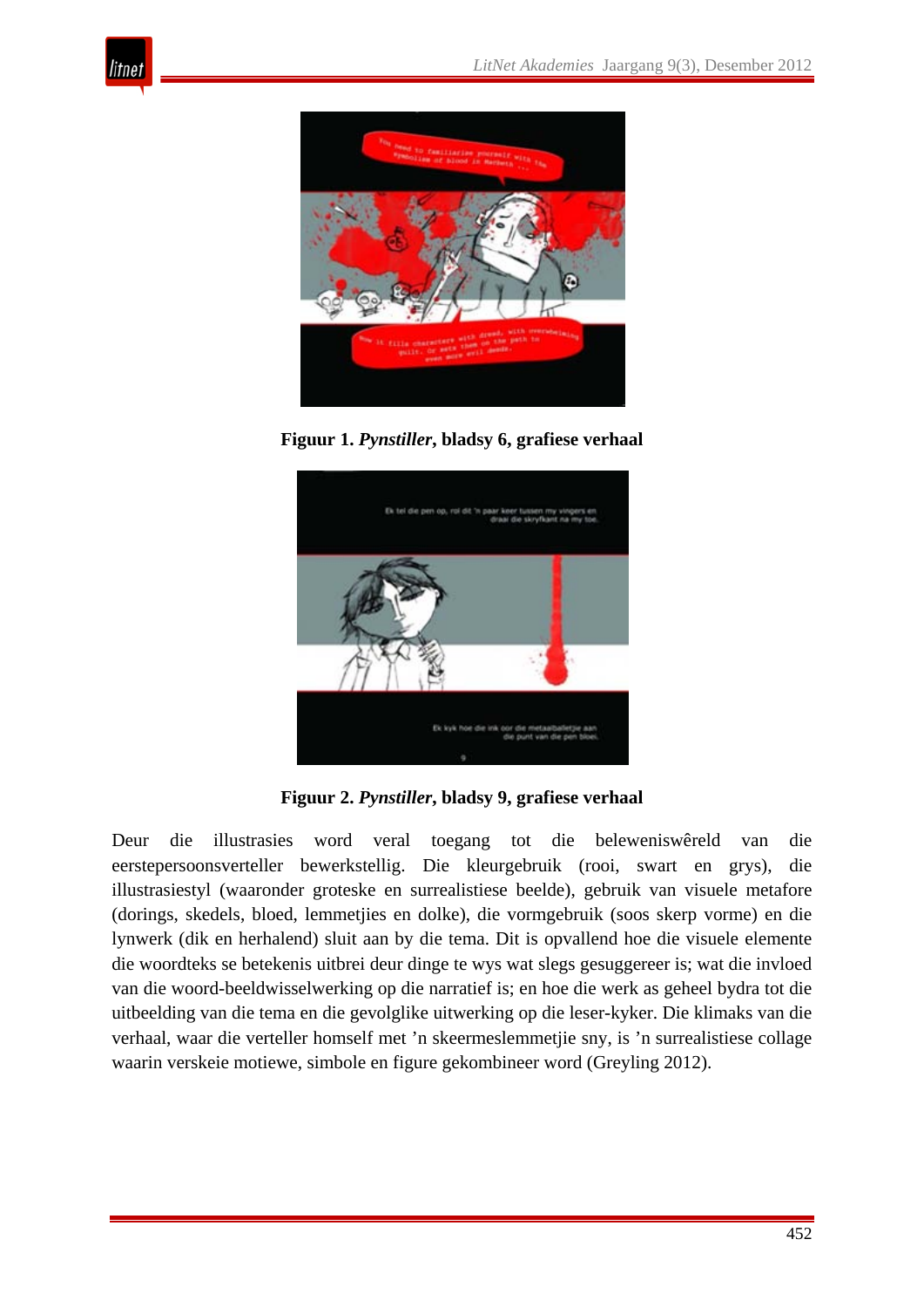**Figuur 1. *Pynstiller*, bladsy 6, grafiese verhaal**

**Figuur 2. *Pynstiller*, bladsy 9, grafiese verhaal**

Deur die illustrasies word veral toegang tot die beleweniswêreld van die eerstepersoonsverteller bewerkstellig. Die kleurgebruik (rooi, swart en grys), die illustrasiestyl (waaronder groteske en surrealistiese beelde), gebruik van visuele metafore (dorings, skedels, bloed, lemmetjies en dolke), die vormgebruik (soos skerp vorme) en die lynwerk (dik en herhalend) sluit aan by die tema. Dit is opvallend hoe die visuele elemente die woordteks se betekenis uitbrei deur dinge te wys wat slegs gesuggereer is; wat die invloed van die woord-beeldwisselwerking op die narratief is; en hoe die werk as geheel bydra tot die uitbeelding van die tema en die gevolglike uitwerking op die leser-kyker. Die klimaks van die verhaal, waar die verteller homself met 'n skeermeslemmetjie sny, is 'n surrealistiese collage waarin verskeie motiewe, simbole en figure gekombineer word (Greyling 2012).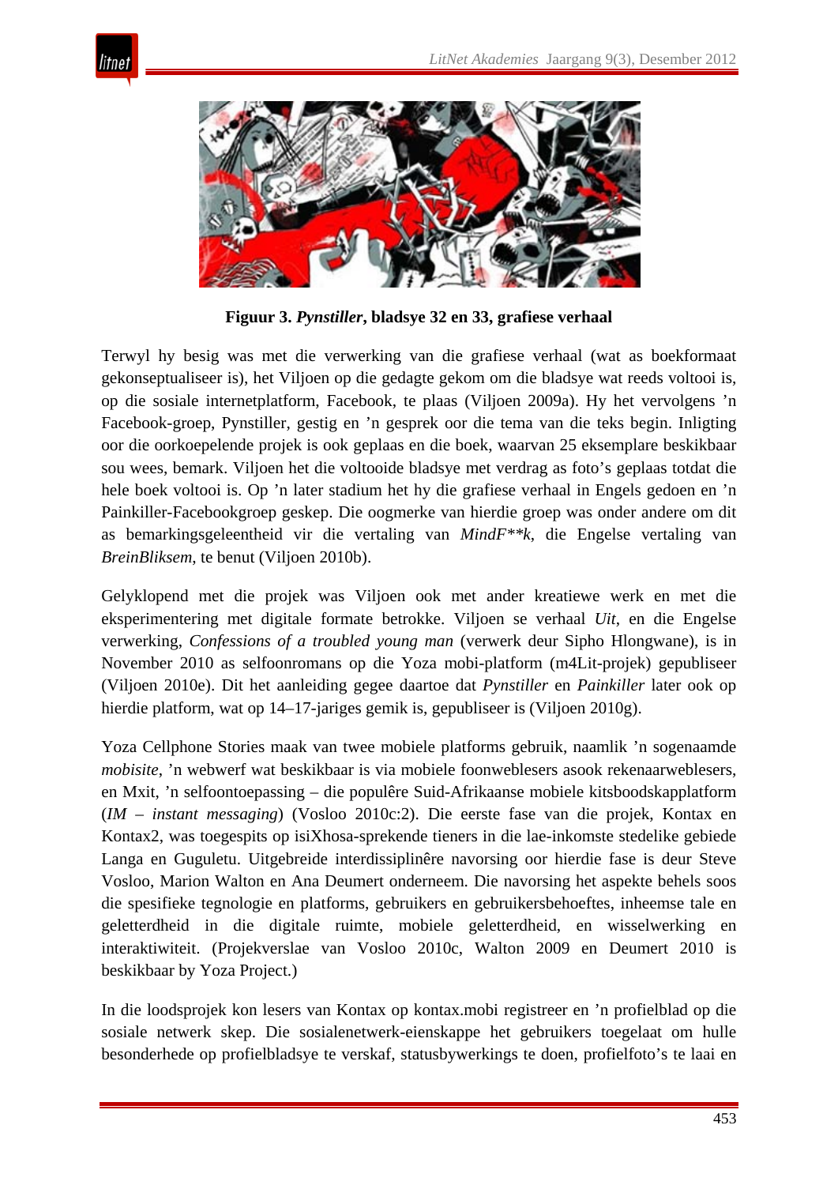**Figuur 3. *Pynstiller*, bladsye 32 en 33, grafiese verhaal**

Terwyl hy besig was met die verwerking van die grafiese verhaal (wat as boekformaat gekonseptualiseer is), het Viljoen op die gedagte gekom om die bladsye wat reeds voltooi is, op die sosiale internetplatform, Facebook, te plaas (Viljoen 2009a). Hy het vervolgens ’n Facebook-groep, Pynstiller, gestig en ’n gesprek oor die tema van die teks begin. Inligting oor die oorkoepelende projek is ook geplaas en die boek, waarvan 25 eksemplare beskikbaar sou wees, bemark. Viljoen het die voltooide bladsye met verdrag as foto’s geplaas totdat die hele boek voltooi is. Op ’n later stadium het hy die grafiese verhaal in Engels gedoen en ’n Painkiller-Facebookgroep geskep. Die oogmerke van hierdie groep was onder andere om dit as bemarkingsgeleentheid vir die vertaling van *MindF**k*, die Engelse vertaling van *BreinBliksem*, te benut (Viljoen 2010b).

Gelyklopend met die projek was Viljoen ook met ander kreatiewe werk en met die eksperimentering met digitale formate betrokke. Viljoen se verhaal *Uit*, en die Engelse verwerking, *Confessions of a troubled young man* (verwerk deur Sipho Hlongwane), is in November 2010 as selfoonromans op die Yoza mobi-platform (m4Lit-projek) gepubliseer (Viljoen 2010e). Dit het aanleiding gegee daartoe dat *Pynstiller* en *Painkiller* later ook op hierdie platform, wat op 14–17-jariges gemik is, gepubliseer is (Viljoen 2010g).

Yoza Cellphone Stories maak van twee mobiele platforms gebruik, naamlik ’n sogenaamde *mobisite*, ’n webwerf wat beskikbaar is via mobiele foonweblesers asook rekenaarweblesers, en Mxit, ’n selfoontoepassing – die populêre Suid-Afrikaanse mobiele kitsboodskapplatform (*IM – instant messaging*) (Vosloo 2010c:2). Die eerste fase van die projek, Kontax en Kontax2, was toegespits op isiXhosa-sprekende tieners in die lae-inkomste stedelike gebiede Langa en Guguletu. Uitgebreide interdissiplinêre navorsing oor hierdie fase is deur Steve Vosloo, Marion Walton en Ana Deumert onderneem. Die navorsing het aspekte behels soos die spesifieke tegnologie en platforms, gebruikers en gebruikersbehoeftes, inheemse tale en geletterdheid in die digitale ruimte, mobiele geletterdheid, en wisselwerking en interaktiwiteit. (Projekverslae van Vosloo 2010c, Walton 2009 en Deumert 2010 is beskikbaar by Yoza Project.)

In die loodsprojek kon lesers van Kontax op kontax.mobi registreer en ’n profielblad op die sosiale netwerk skep. Die sosialenetwerk-eienskappe het gebruikers toegelaat om hulle besonderhede op profielbladsye te verskaf, statusbywerkings te doen, profielfoto’s te laai en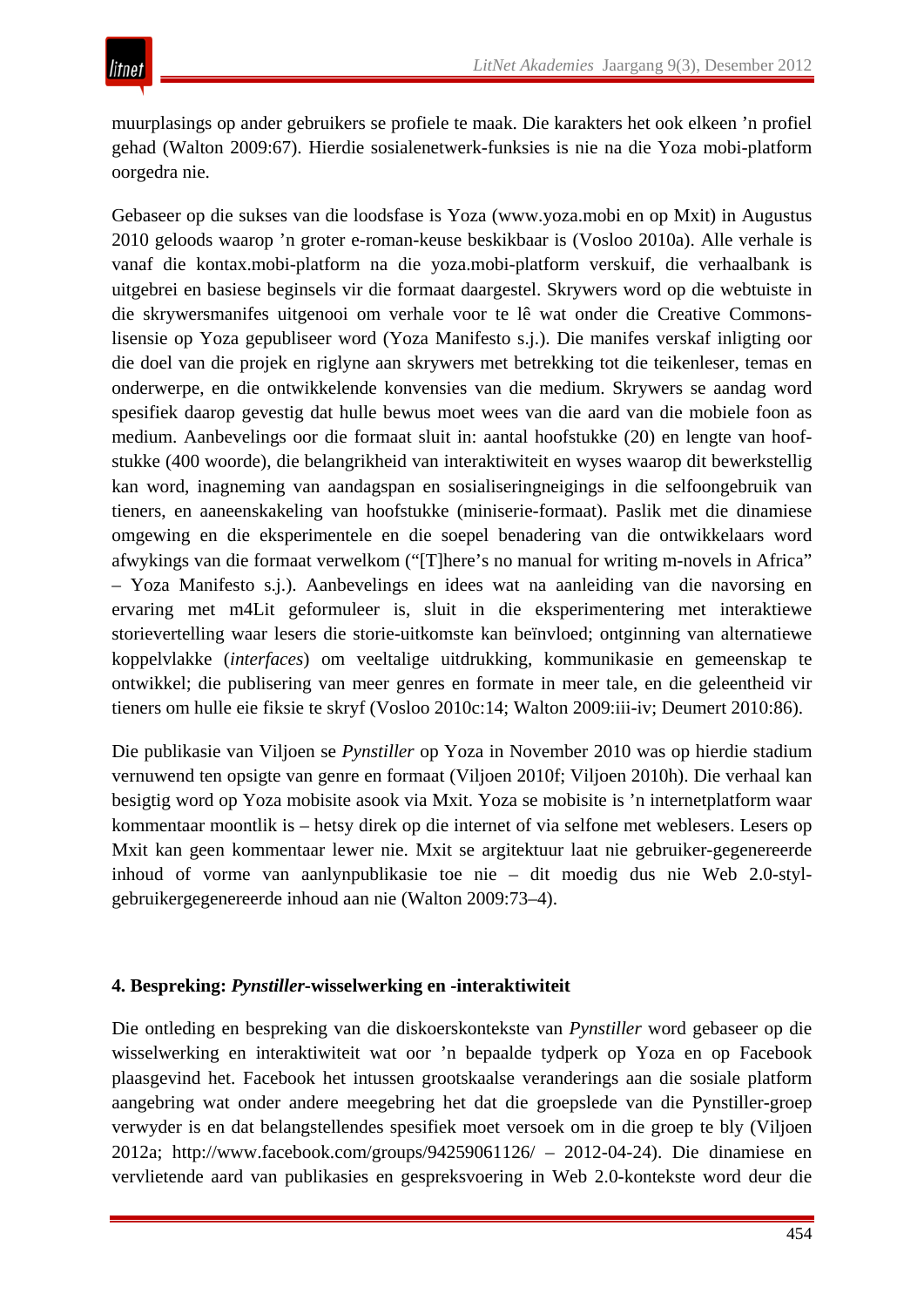muurplasings op ander gebruikers se profiele te maak. Die karakters het ook elkeen ’n profiel gehad (Walton 2009:67). Hierdie sosialenetwerk-funksies is nie na die Yoza mobi-platform oorgedra nie.

Gebaseer op die sukses van die loodsfase is Yoza (www.yoza.mobi en op Mxit) in Augustus 2010 geloods waarop ’n groter e-roman-keuse beskikbaar is (Vosloo 2010a). Alle verhale is vanaf die kontax.mobi-platform na die yoza.mobi-platform verskuif, die verhaalbank is uitgebrei en basiese beginsels vir die formaat daargestel. Skrywers word op die webtuiste in die skrywersmanifes uitgenooi om verhale voor te lê wat onder die Creative Commons-lisensie op Yoza gepubliseer word (Yoza Manifesto s.j.). Die manifes verskaf inligting oor die doel van die projek en riglyne aan skrywers met betrekking tot die teikenleser, temas en onderwerpe, en die ontwikkelende konvensies van die medium. Skrywers se aandag word spesifiek daarop gevestig dat hulle bewus moet wees van die aard van die mobiele foon as medium. Aanbevelings oor die formaat sluit in: aantal hoofstukke (20) en lengte van hoofstukke (400 woorde), die belangrikheid van interaktiwiteit en wyses waarop dit bewerkstellig kan word, inagneming van aandagspan en sosialiseringneigings in die selfoongebruik van tieners, en aaneenskakeling van hoofstukke (miniserie-formaat). Paslik met die dinamiese omgewing en die eksperimentele en die soepel benadering van die ontwikkelaars word afwykings van die formaat verwelkom (“[T]here’s no manual for writing m-novels in Africa” – Yoza Manifesto s.j.). Aanbevelings en idees wat na aanleiding van die navorsing en ervaring met m4Lit geformuleer is, sluit in die eksperimentering met interaktiewe storievertelling waar lesers die storie-uitkomste kan beïnvloed; ontginning van alternatiewe koppelvlakke (*interfaces*) om veeltalige uitdrukking, kommunikasie en gemeenskap te ontwikkel; die publisering van meer genres en formate in meer tale, en die geleentheid vir tieners om hulle eie fiksie te skryf (Vosloo 2010c:14; Walton 2009:iii-iv; Deumert 2010:86).

Die publikasie van Viljoen se *Pynstiller* op Yoza in November 2010 was op hierdie stadium vernuwend ten opsigte van genre en formaat (Viljoen 2010f; Viljoen 2010h). Die verhaal kan besigtig word op Yoza mobisite asook via Mxit. Yoza se mobisite is ’n internetplatform waar kommentaar moontlik is – hetsy direk op die internet of via selfone met weblesers. Lesers op Mxit kan geen kommentaar lewer nie. Mxit se argitektuur laat nie gebruiker-gegenereerde inhoud of vorme van aanlynpublikasie toe nie – dit moedig dus nie Web 2.0-styl-gebruikergegenereerde inhoud aan nie (Walton 2009:73–4).

## 4. Bespreking: *Pynstiller*-wisselwerking en -interaktiwiteit

Die ontleding en bespreking van die diskoerskontekste van *Pynstiller* word gebaseer op die wisselwerking en interaktiwiteit wat oor ’n bepaalde tydperk op Yoza en op Facebook plaasgevind het. Facebook het intussen grootskaalse veranderings aan die sosiale platform aangebring wat onder andere meegebring het dat die groepslede van die Pynstiller-groep verwyder is en dat belangstellendes spesifiek moet versoek om in die groep te bly (Viljoen 2012a; http://www.facebook.com/groups/94259061126/ – 2012-04-24). Die dinamiese en vervlietende aard van publikasies en gespreksvoering in Web 2.0-kontekste word deur die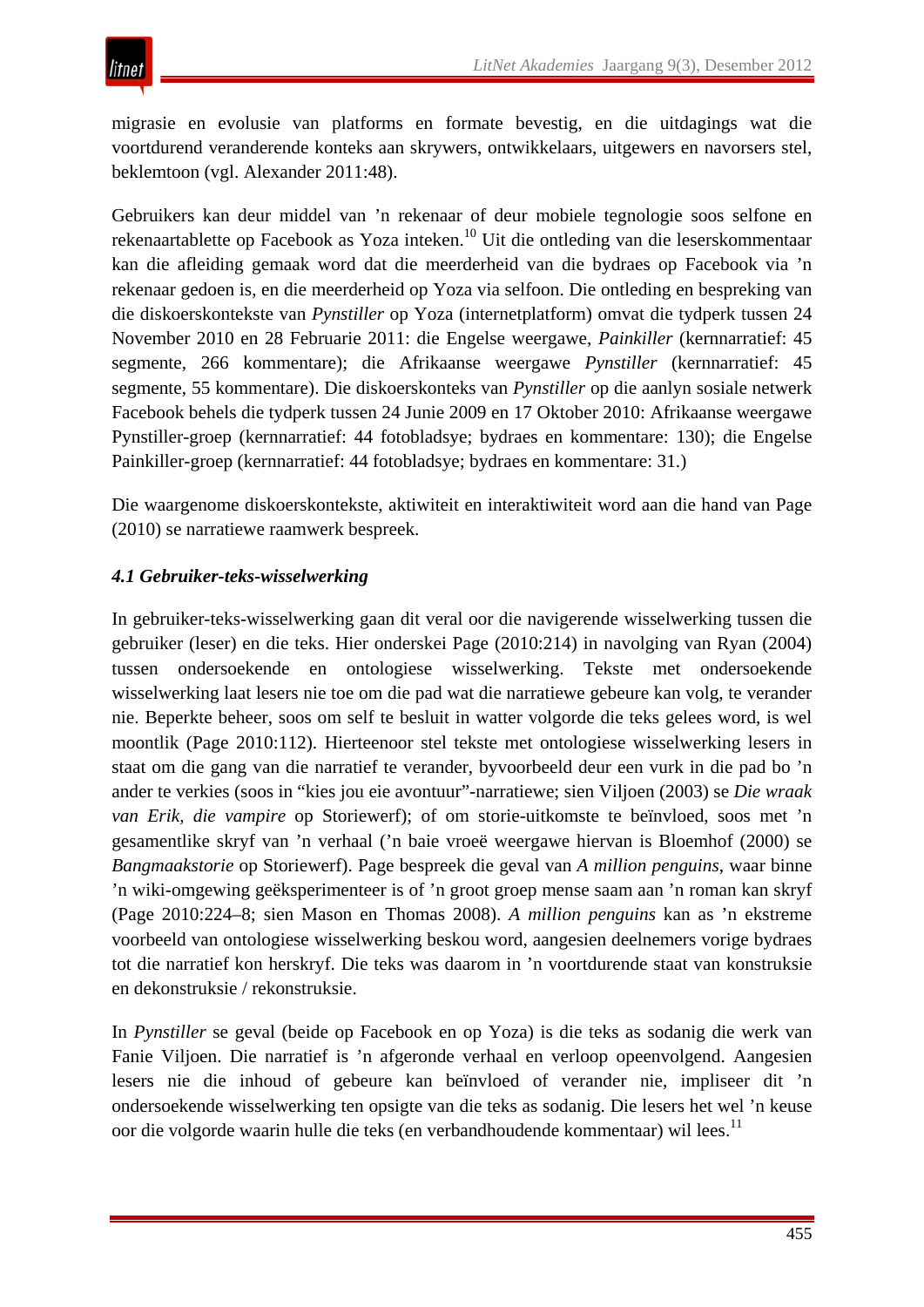migrasie en evolusie van platforms en formate bevestig, en die uitdagings wat die voortdurend veranderende konteks aan skrywers, ontwikkelaars, uitgewers en navorsers stel, beklemtoon (vgl. Alexander 2011:48).

Gebruikers kan deur middel van ’n rekenaar of deur mobiele tegnologie soos selfone en rekenaartablette op Facebook as Yoza inteken.[10] Uit die ontleding van die leserskommentaar kan die afleiding gemaak word dat die meerderheid van die bydraes op Facebook via ’n rekenaar gedoen is, en die meerderheid op Yoza via selfoon. Die ontleding en bespreking van die diskoerskontekste van *Pynstiller* op Yoza (internetplatform) omvat die tydperk tussen 24 November 2010 en 28 Februarie 2011: die Engelse weergawe, *Painkiller* (kernnarratief: 45 segmente, 266 kommentare); die Afrikaanse weergawe *Pynstiller* (kernnarratief: 45 segmente, 55 kommentare). Die diskoerskonteks van *Pynstiller* op die aanlyn sosiale netwerk Facebook behels die tydperk tussen 24 Junie 2009 en 17 Oktober 2010: Afrikaanse weergawe Pynstiller-groep (kernnarratief: 44 fotobladsye; bydraes en kommentare: 130); die Engelse Painkiller-groep (kernnarratief: 44 fotobladsye; bydraes en kommentare: 31.)

Die waargenome diskoerskontekste, aktiwiteit en interaktiwiteit word aan die hand van Page (2010) se narratiewe raamwerk bespreek.

### *4.1 Gebruiker-teks-wisselwerking*

In gebruiker-teks-wisselwerking gaan dit veral oor die navigerende wisselwerking tussen die gebruiker (leser) en die teks. Hier onderskei Page (2010:214) in navolging van Ryan (2004) tussen ondersoekende en ontologiese wisselwerking. Tekste met ondersoekende wisselwerking laat lesers nie toe om die pad wat die narratiewe gebeure kan volg, te verander nie. Beperkte beheer, soos om self te besluit in watter volgorde die teks gelees word, is wel moontlik (Page 2010:112). Hierteenoor stel tekste met ontologiese wisselwerking lesers in staat om die gang van die narratief te verander, byvoorbeeld deur een vurk in die pad bo ’n ander te verkies (soos in “kies jou eie avontuur”-narratiewe; sien Viljoen (2003) se *Die wraak van Erik, die vampire* op Storiewerf); of om storie-uitkomste te beïnvloed, soos met ’n gesamentlike skryf van ’n verhaal (’n baie vroeë weergawe hiervan is Bloemhof (2000) se *Bangmaakstorie* op Storiewerf). Page bespreek die geval van *A million penguins*, waar binne ’n wiki-omgewing geëksperimenteer is of ’n groot groep mense saam aan ’n roman kan skryf (Page 2010:224–8; sien Mason en Thomas 2008). *A million penguins* kan as ’n ekstreme voorbeeld van ontologiese wisselwerking beskou word, aangesien deelnemers vorige bydraes tot die narratief kon herskryf. Die teks was daarom in ’n voortdurende staat van konstruksie en dekonstruksie / rekonstruksie.

In *Pynstiller* se geval (beide op Facebook en op Yoza) is die teks as sodanig die werk van Fanie Viljoen. Die narratief is ’n afgeronde verhaal en verloop opeenvolgend. Aangesien lesers nie die inhoud of gebeure kan beïnvloed of verander nie, impliseer dit ’n ondersoekende wisselwerking ten opsigte van die teks as sodanig. Die lesers het wel ’n keuse oor die volgorde waarin hulle die teks (en verbandhoudende kommentaar) wil lees.[11]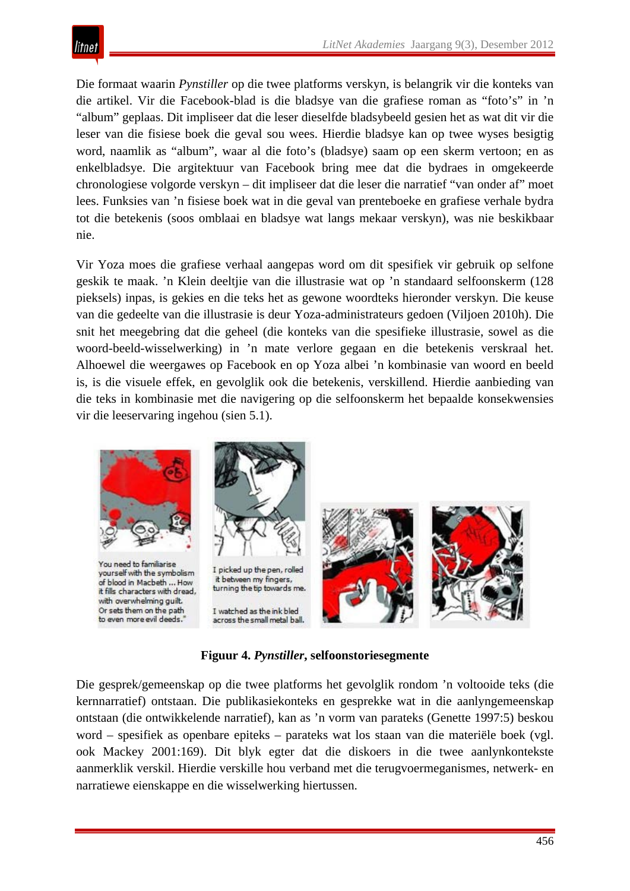Die formaat waarin *Pynstiller* op die twee platforms verskyn, is belangrik vir die konteks van die artikel. Vir die Facebook-blad is die bladsye van die grafiese roman as "foto's" in 'n "album" geplaas. Dit impliseer dat die leser dieselfde bladsybeeld gesien het as wat dit vir die leser van die fisiese boek die geval sou wees. Hierdie bladsye kan op twee wyses besigtig word, naamlik as "album", waar al die foto's (bladsye) saam op een skerm vertoon; en as enkelbladsye. Die argitektuur van Facebook bring mee dat die bydraes in omgekeerde chronologiese volgorde verskyn – dit impliseer dat die leser die narratief "van onder af" moet lees. Funksies van 'n fisiese boek wat in die geval van prenteboeke en grafiese verhale bydra tot die betekenis (soos omblaai en bladsye wat langs mekaar verskyn), was nie beskikbaar nie.

Vir Yoza moes die grafiese verhaal aangepas word om dit spesifiek vir gebruik op selfone geskik te maak. 'n Klein deeltjie van die illustrasie wat op 'n standaard selfoonskerm (128 pieksels) inpas, is gekies en die teks het as gewone woordteks hieronder verskyn. Die keuse van die gedeelte van die illustrasie is deur Yoza-administrateurs gedoen (Viljoen 2010h). Die snit het meegebring dat die geheel (die konteks van die spesifieke illustrasie, sowel as die woord-beeld-wisselwerking) in 'n mate verlore gegaan en die betekenis verskraal het. Alhoewel die weergawes op Facebook en op Yoza albei 'n kombinasie van woord en beeld is, is die visuele effek, en gevolglik ook die betekenis, verskillend. Hierdie aanbieding van die teks in kombinasie met die navigering op die selfoonskerm het bepaalde konsekwensies vir die leeservaring ingehou (sien 5.1).

**Figuur 4. *Pynstiller*, selfoonstoriesegmente**

Die gesprek/gemeenskap op die twee platforms het gevolglik rondom 'n voltooide teks (die kernnarratief) ontstaan. Die publikasiekonteks en gesprekke wat in die aanlyngemeenskap ontstaan (die ontwikkelende narratief), kan as 'n vorm van parateks (Genette 1997:5) beskou word – spesifiek as openbare epiteks – parateks wat los staan van die materiële boek (vgl. ook Mackey 2001:169). Dit blyk egter dat die diskoers in die twee aanlynkontekste aanmerklik verskil. Hierdie verskille hou verband met die terugvoermeganismes, netwerk- en narratiewe eienskappe en die wisselwerking hiertussen.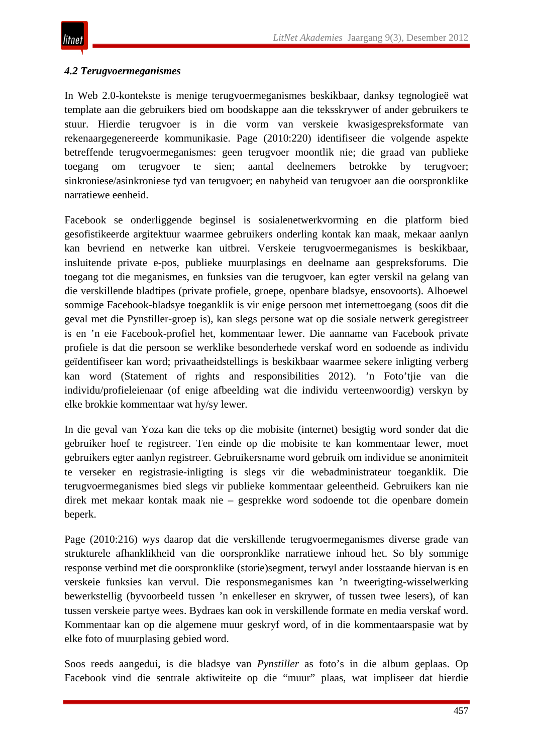### *4.2 Terugvoermeganismes*

In Web 2.0-kontekste is menige terugvoermeganismes beskikbaar, danksy tegnologieë wat template aan die gebruikers bied om boodskappe aan die teksskrywer of ander gebruikers te stuur. Hierdie terugvoer is in die vorm van verskeie kwasigespreksformate van rekenaargegenereerde kommunikasie. Page (2010:220) identifiseer die volgende aspekte betreffende terugvoermeganismes: geen terugvoer moontlik nie; die graad van publieke toegang om terugvoer te sien; aantal deelnemers betrokke by terugvoer; sinkroniese/asinkroniese tyd van terugvoer; en nabyheid van terugvoer aan die oorspronklike narratiewe eenheid.

Facebook se onderliggende beginsel is sosialenetwerkvorming en die platform bied gesofistikeerde argitektuur waarmee gebruikers onderling kontak kan maak, mekaar aanlyn kan bevriend en netwerke kan uitbrei. Verskeie terugvoermeganismes is beskikbaar, insluitende private e-pos, publieke muurplasings en deelname aan gespreksforums. Die toegang tot die meganismes, en funksies van die terugvoer, kan egter verskil na gelang van die verskillende bladtipes (private profiele, groepe, openbare bladsye, ensovoorts). Alhoewel sommige Facebook-bladsye toeganklik is vir enige persoon met internettoegang (soos dit die geval met die Pynstiller-groep is), kan slegs persone wat op die sosiale netwerk geregistreer is en ’n eie Facebook-profiel het, kommentaar lewer. Die aanname van Facebook private profiele is dat die persoon se werklike besonderhede verskaf word en sodoende as individu geïdentifiseer kan word; privaatheidstellings is beskikbaar waarmee sekere inligting verberg kan word (Statement of rights and responsibilities 2012). ’n Foto’tjie van die individu/profieleienaar (of enige afbeelding wat die individu verteenwoordig) verskyn by elke brokkie kommentaar wat hy/sy lewer.

In die geval van Yoza kan die teks op die mobisite (internet) besigtig word sonder dat die gebruiker hoef te registreer. Ten einde op die mobisite te kan kommentaar lewer, moet gebruikers egter aanlyn registreer. Gebruikersname word gebruik om individue se anonimiteit te verseker en registrasie-inligting is slegs vir die webadministrateur toeganklik. Die terugvoermeganismes bied slegs vir publieke kommentaar geleentheid. Gebruikers kan nie direk met mekaar kontak maak nie – gesprekke word sodoende tot die openbare domein beperk.

Page (2010:216) wys daarop dat die verskillende terugvoermeganismes diverse grade van strukturele afhanklikheid van die oorspronklike narratiewe inhoud het. So bly sommige response verbind met die oorspronklike (storie)segment, terwyl ander losstaande hiervan is en verskeie funksies kan vervul. Die responsmeganismes kan ’n tweerigting-wisselwerking bewerkstellig (byvoorbeeld tussen ’n enkelleser en skrywer, of tussen twee lesers), of kan tussen verskeie partye wees. Bydraes kan ook in verskillende formate en media verskaf word. Kommentaar kan op die algemene muur geskryf word, of in die kommentaarspasie wat by elke foto of muurplasing gebied word.

Soos reeds aangedui, is die bladsye van *Pynstiller* as foto’s in die album geplaas. Op Facebook vind die sentrale aktiwiteite op die “muur” plaas, wat impliseer dat hierdie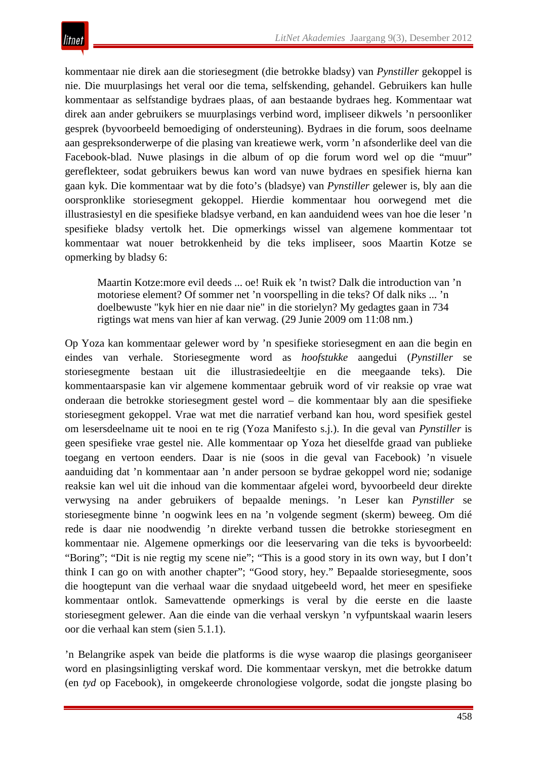kommentaar nie direk aan die storiesegment (die betrokke bladsy) van *Pynstiller* gekoppel is nie. Die muurplasings het veral oor die tema, selfskending, gehandel. Gebruikers kan hulle kommentaar as selfstandige bydraes plaas, of aan bestaande bydraes heg. Kommentaar wat direk aan ander gebruikers se muurplasings verbind word, impliseer dikwels ’n persoonliker gesprek (byvoorbeeld bemoediging of ondersteuning). Bydraes in die forum, soos deelname aan gespreksonderwerpe of die plasing van kreatiewe werk, vorm ’n afsonderlike deel van die Facebook-blad. Nuwe plasings in die album of op die forum word wel op die “muur” gereflekteer, sodat gebruikers bewus kan word van nuwe bydraes en spesifiek hierna kan gaan kyk. Die kommentaar wat by die foto’s (bladsye) van *Pynstiller* gelewer is, bly aan die oorspronklike storiesegment gekoppel. Hierdie kommentaar hou oorwegend met die illustrasiestyl en die spesifieke bladsye verband, en kan aanduidend wees van hoe die leser ’n spesifieke bladsy vertolk het. Die opmerkings wissel van algemene kommentaar tot kommentaar wat nouer betrokkenheid by die teks impliseer, soos Maartin Kotze se opmerking by bladsy 6:

> Maartin Kotze:more evil deeds ... oe! Ruik ek ’n twist? Dalk die introduction van ’n motoriese element? Of sommer net ’n voorspelling in die teks? Of dalk niks ... ’n doelbewuste "kyk hier en nie daar nie" in die storielyn? My gedagtes gaan in 734 rigtings wat mens van hier af kan verwag. (29 Junie 2009 om 11:08 nm.)

Op Yoza kan kommentaar gelewer word by ’n spesifieke storiesegment en aan die begin en eindes van verhale. Storiesegmente word as *hoofstukke* aangedui (*Pynstiller* se storiesegmente bestaan uit die illustrasiedeeltjie en die meegaande teks). Die kommentaarspasie kan vir algemene kommentaar gebruik word of vir reaksie op vrae wat onderaan die betrokke storiesegment gestel word – die kommentaar bly aan die spesifieke storiesegment gekoppel. Vrae wat met die narratief verband kan hou, word spesifiek gestel om lesersdeelname uit te nooi en te rig (Yoza Manifesto s.j.). In die geval van *Pynstiller* is geen spesifieke vrae gestel nie. Alle kommentaar op Yoza het dieselfde graad van publieke toegang en vertoon eenders. Daar is nie (soos in die geval van Facebook) ’n visuele aanduiding dat ’n kommentaar aan ’n ander persoon se bydrae gekoppel word nie; sodanige reaksie kan wel uit die inhoud van die kommentaar afgelei word, byvoorbeeld deur direkte verwysing na ander gebruikers of bepaalde menings. ’n Leser kan *Pynstiller* se storiesegmente binne ’n oogwink lees en na ’n volgende segment (skerm) beweeg. Om dié rede is daar nie noodwendig ’n direkte verband tussen die betrokke storiesegment en kommentaar nie. Algemene opmerkings oor die leeservaring van die teks is byvoorbeeld: “Boring”; “Dit is nie regtig my scene nie”; “This is a good story in its own way, but I don’t think I can go on with another chapter”; “Good story, hey.” Bepaalde storiesegmente, soos die hoogtepunt van die verhaal waar die snydaad uitgebeeld word, het meer en spesifieke kommentaar ontlok. Samevattende opmerkings is veral by die eerste en die laaste storiesegment gelewer. Aan die einde van die verhaal verskyn ’n vyfpuntskaal waarin lesers oor die verhaal kan stem (sien 5.1.1).

’n Belangrike aspek van beide die platforms is die wyse waarop die plasings georganiseer word en plasingsinligting verskaf word. Die kommentaar verskyn, met die betrokke datum (en *tyd* op Facebook), in omgekeerde chronologiese volgorde, sodat die jongste plasing bo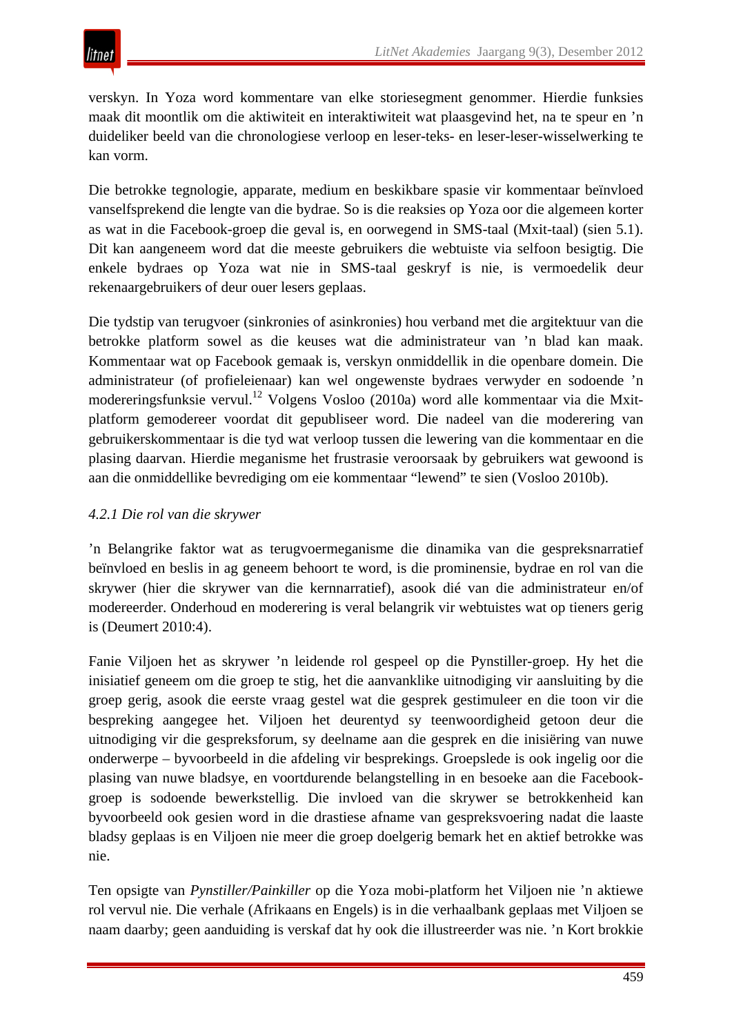verskyn. In Yoza word kommentare van elke storiesegment genommer. Hierdie funksies maak dit moontlik om die aktiwiteit en interaktiwiteit wat plaasgevind het, na te speur en ’n duideliker beeld van die chronologiese verloop en leser-teks- en leser-leser-wisselwerking te kan vorm.

Die betrokke tegnologie, apparate, medium en beskikbare spasie vir kommentaar beïnvloed vanselfsprekend die lengte van die bydrae. So is die reaksies op Yoza oor die algemeen korter as wat in die Facebook-groep die geval is, en oorwegend in SMS-taal (Mxit-taal) (sien 5.1). Dit kan aangeneem word dat die meeste gebruikers die webtuiste via selfoon besigtig. Die enkele bydraes op Yoza wat nie in SMS-taal geskryf is nie, is vermoedelik deur rekenaargebruikers of deur ouer lesers geplaas.

Die tydstip van terugvoer (sinkronies of asinkronies) hou verband met die argitektuur van die betrokke platform sowel as die keuses wat die administrateur van ’n blad kan maak. Kommentaar wat op Facebook gemaak is, verskyn onmiddellik in die openbare domein. Die administrateur (of profieleienaar) kan wel ongewenste bydraes verwyder en sodoende ’n modereringsfunksie vervul.[12] Volgens Vosloo (2010a) word alle kommentaar via die Mxit-platform gemodereer voordat dit gepubliseer word. Die nadeel van die moderering van gebruikerskommentaar is die tyd wat verloop tussen die lewering van die kommentaar en die plasing daarvan. Hierdie meganisme het frustrasie veroorsaak by gebruikers wat gewoond is aan die onmiddellike bevrediging om eie kommentaar “lewend” te sien (Vosloo 2010b).

*4.2.1 Die rol van die skrywer*

’n Belangrike faktor wat as terugvoermeganisme die dinamika van die gespreksnarratief beïnvloed en beslis in ag geneem behoort te word, is die prominensie, bydrae en rol van die skrywer (hier die skrywer van die kernnarratief), asook dié van die administrateur en/of modereerder. Onderhoud en moderering is veral belangrik vir webtuistes wat op tieners gerig is (Deumert 2010:4).

Fanie Viljoen het as skrywer ’n leidende rol gespeel op die Pynstiller-groep. Hy het die inisiatief geneem om die groep te stig, het die aanvanklike uitnodiging vir aansluiting by die groep gerig, asook die eerste vraag gestel wat die gesprek gestimuleer en die toon vir die bespreking aangegee het. Viljoen het deurentyd sy teenwoordigheid getoon deur die uitnodiging vir die gespreksforum, sy deelname aan die gesprek en die inisiëring van nuwe onderwerpe – byvoorbeeld in die afdeling vir besprekings. Groepslede is ook ingelig oor die plasing van nuwe bladsye, en voortdurende belangstelling in en besoeke aan die Facebook-groep is sodoende bewerkstellig. Die invloed van die skrywer se betrokkenheid kan byvoorbeeld ook gesien word in die drastiese afname van gespreksvoering nadat die laaste bladsy geplaas is en Viljoen nie meer die groep doelgerig bemark het en aktief betrokke was nie.

Ten opsigte van *Pynstiller/Painkiller* op die Yoza mobi-platform het Viljoen nie ’n aktiewe rol vervul nie. Die verhale (Afrikaans en Engels) is in die verhaalbank geplaas met Viljoen se naam daarby; geen aanduiding is verskaf dat hy ook die illustreerder was nie. ’n Kort brokkie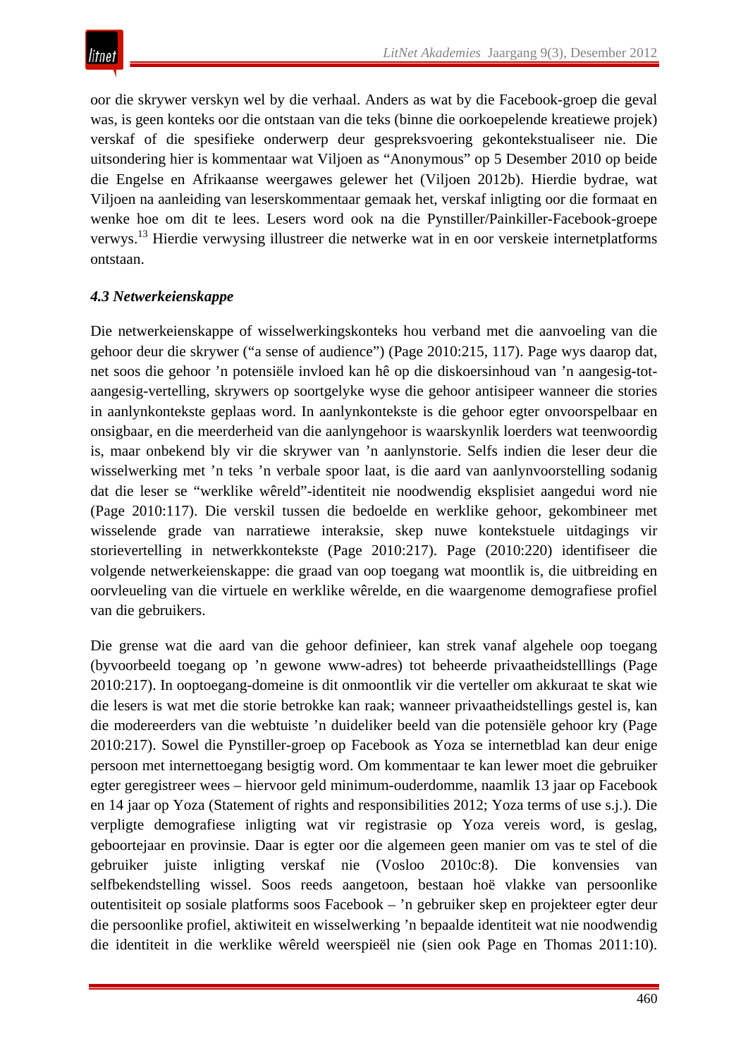oor die skrywer verskyn wel by die verhaal. Anders as wat by die Facebook-groep die geval was, is geen konteks oor die ontstaan van die teks (binne die oorkoepelende kreatiewe projek) verskaf of die spesifieke onderwerp deur gespreksvoering gekontekstualiseer nie. Die uitsondering hier is kommentaar wat Viljoen as “Anonymous” op 5 Desember 2010 op beide die Engelse en Afrikaanse weergawes gelewer het (Viljoen 2012b). Hierdie bydrae, wat Viljoen na aanleiding van leserskommentaar gemaak het, verskaf inligting oor die formaat en wenke hoe om dit te lees. Lesers word ook na die Pynstiller/Painkiller-Facebook-groepe verwys.[13] Hierdie verwysing illustreer die netwerke wat in en oor verskeie internetplatforms ontstaan.

### *4.3 Netwerkeienskappe*

Die netwerkeienskappe of wisselwerkingskonteks hou verband met die aanvoeling van die gehoor deur die skrywer (“a sense of audience”) (Page 2010:215, 117). Page wys daarop dat, net soos die gehoor ’n potensiële invloed kan hê op die diskoersinhoud van ’n aangesig-tot-aangesig-vertelling, skrywers op soortgelyke wyse die gehoor antisipeer wanneer die stories in aanlynkontekste geplaas word. In aanlynkontekste is die gehoor egter onvoorspelbaar en onsigbaar, en die meerderheid van die aanlyngehoor is waarskynlik loerders wat teenwoordig is, maar onbekend bly vir die skrywer van ’n aanlynstorie. Selfs indien die leser deur die wisselwerking met ’n teks ’n verbale spoor laat, is die aard van aanlynvoorstelling sodanig dat die leser se “werklike wêreld”-identiteit nie noodwendig eksplisiet aangedui word nie (Page 2010:117). Die verskil tussen die bedoelde en werklike gehoor, gekombineer met wisselende grade van narratiewe interaksie, skep nuwe kontekstuele uitdagings vir storievertelling in netwerkkontekste (Page 2010:217). Page (2010:220) identifiseer die volgende netwerkeienskappe: die graad van oop toegang wat moontlik is, die uitbreiding en oorvleueling van die virtuele en werklike wêrelde, en die waargenome demografiese profiel van die gebruikers.

Die grense wat die aard van die gehoor definieer, kan strek vanaf algehele oop toegang (byvoorbeeld toegang op ’n gewone www-adres) tot beheerde privaatheidstelllings (Page 2010:217). In ooptoegang-domeine is dit onmoontlik vir die verteller om akkuraat te skat wie die lesers is wat met die storie betrokke kan raak; wanneer privaatheidstellings gestel is, kan die modereerders van die webtuiste ’n duideliker beeld van die potensiële gehoor kry (Page 2010:217). Sowel die Pynstiller-groep op Facebook as Yoza se internetblad kan deur enige persoon met internettoegang besigtig word. Om kommentaar te kan lewer moet die gebruiker egter geregistreer wees – hiervoor geld minimum-ouderdomme, naamlik 13 jaar op Facebook en 14 jaar op Yoza (Statement of rights and responsibilities 2012; Yoza terms of use s.j.). Die verpligte demografiese inligting wat vir registrasie op Yoza vereis word, is geslag, geboortejaar en provinsie. Daar is egter oor die algemeen geen manier om vas te stel of die gebruiker juiste inligting verskaf nie (Vosloo 2010c:8). Die konvensies van selfbekendstelling wissel. Soos reeds aangetoon, bestaan hoë vlakke van persoonlike outentisiteit op sosiale platforms soos Facebook – ’n gebruiker skep en projekteer egter deur die persoonlike profiel, aktiwiteit en wisselwerking ’n bepaalde identiteit wat nie noodwendig die identiteit in die werklike wêreld weerspieël nie (sien ook Page en Thomas 2011:10).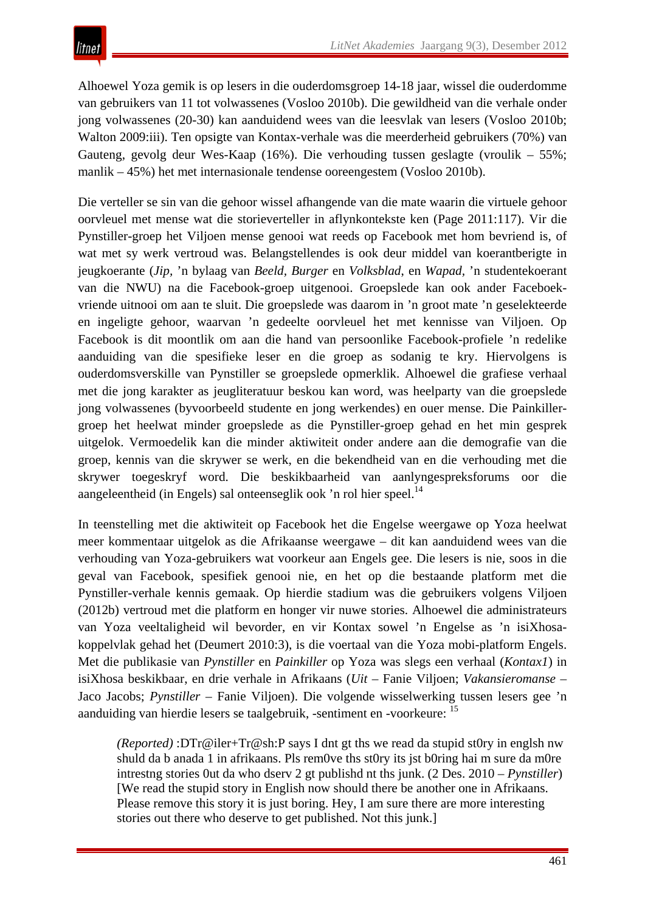Alhoewel Yoza gemik is op lesers in die ouderdomsgroep 14-18 jaar, wissel die ouderdomme van gebruikers van 11 tot volwassenes (Vosloo 2010b). Die gewildheid van die verhale onder jong volwassenes (20-30) kan aanduidend wees van die leesvlak van lesers (Vosloo 2010b; Walton 2009:iii). Ten opsigte van Kontax-verhale was die meerderheid gebruikers (70%) van Gauteng, gevolg deur Wes-Kaap (16%). Die verhouding tussen geslagte (vroulik – 55%; manlik – 45%) het met internasionale tendense ooreengestem (Vosloo 2010b).

Die verteller se sin van die gehoor wissel afhangende van die mate waarin die virtuele gehoor oorvleuel met mense wat die storieverteller in aflynkontekste ken (Page 2011:117). Vir die Pynstiller-groep het Viljoen mense genooi wat reeds op Facebook met hom bevriend is, of wat met sy werk vertroud was. Belangstellendes is ook deur middel van koerantberigte in jeugkoerante (*Jip*, ’n bylaag van *Beeld*, *Burger* en *Volksblad*, en *Wapad*, ’n studentekoerant van die NWU) na die Facebook-groep uitgenooi. Groepslede kan ook ander Faceboek-vriende uitnooi om aan te sluit. Die groepslede was daarom in ’n groot mate ’n geselekteerde en ingeligte gehoor, waarvan ’n gedeelte oorvleuel het met kennisse van Viljoen. Op Facebook is dit moontlik om aan die hand van persoonlike Facebook-profiele ’n redelike aanduiding van die spesifieke leser en die groep as sodanig te kry. Hiervolgens is ouderdomsverskille van Pynstiller se groepslede opmerklik. Alhoewel die grafiese verhaal met die jong karakter as jeugliteratuur beskou kan word, was heelparty van die groepslede jong volwassenes (byvoorbeeld studente en jong werkendes) en ouer mense. Die Painkiller-groep het heelwat minder groepslede as die Pynstiller-groep gehad en het min gesprek uitgelok. Vermoedelik kan die minder aktiwiteit onder andere aan die demografie van die groep, kennis van die skrywer se werk, en die bekendheid van en die verhouding met die skrywer toegeskryf word. Die beskikbaarheid van aanlyngespreksforums oor die aangeleentheid (in Engels) sal onteenseglik ook ’n rol hier speel.[14]

In teenstelling met die aktiwiteit op Facebook het die Engelse weergawe op Yoza heelwat meer kommentaar uitgelok as die Afrikaanse weergawe – dit kan aanduidend wees van die verhouding van Yoza-gebruikers wat voorkeur aan Engels gee. Die lesers is nie, soos in die geval van Facebook, spesifiek genooi nie, en het op die bestaande platform met die Pynstiller-verhale kennis gemaak. Op hierdie stadium was die gebruikers volgens Viljoen (2012b) vertroud met die platform en honger vir nuwe stories. Alhoewel die administrateurs van Yoza veeltaligheid wil bevorder, en vir Kontax sowel ’n Engelse as ’n isiXhosa-koppelvlak gehad het (Deumert 2010:3), is die voertaal van die Yoza mobi-platform Engels. Met die publikasie van *Pynstiller* en *Painkiller* op Yoza was slegs een verhaal (*Kontax1*) in isiXhosa beskikbaar, en drie verhale in Afrikaans (*Uit* – Fanie Viljoen; *Vakansieromanse* – Jaco Jacobs; *Pynstiller* – Fanie Viljoen). Die volgende wisselwerking tussen lesers gee ’n aanduiding van hierdie lesers se taalgebruik, -sentiment en -voorkeure: [15]

> *(Reported)* :DTr@iler+Tr@sh:P says I dnt gt ths we read da stupid st0ry in englsh nw shuld da b anada 1 in afrikaans. Pls rem0ve ths st0ry its jst b0ring hai m sure da m0re intrestng stories 0ut da who dserv 2 gt publishd nt ths junk. (2 Des. 2010 – *Pynstiller*) [We read the stupid story in English now should there be another one in Afrikaans. Please remove this story it is just boring. Hey, I am sure there are more interesting stories out there who deserve to get published. Not this junk.]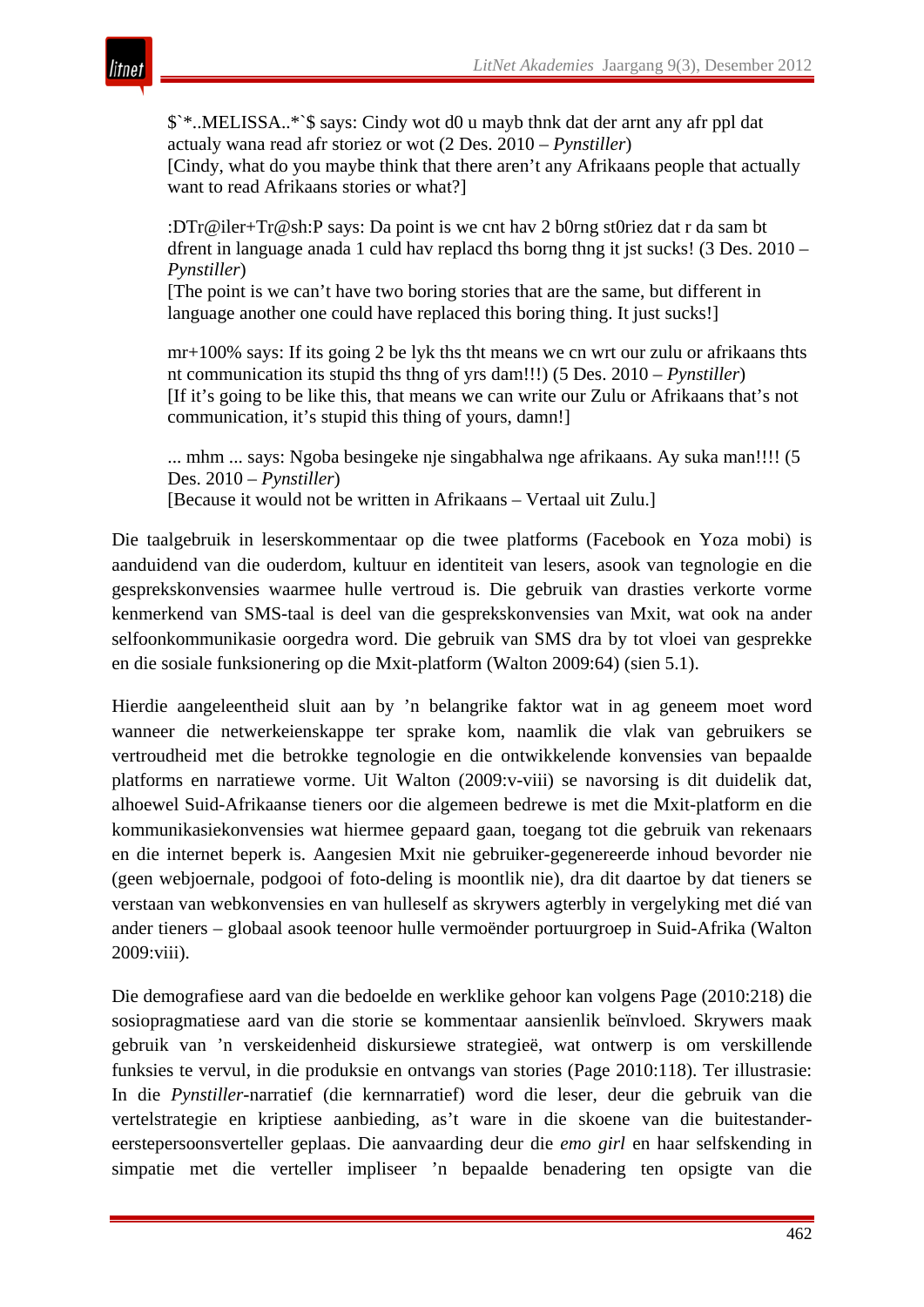> $`*..MELISSA..*`$ says: Cindy wot d0 u mayb thnk dat der arnt any afr ppl dat actualy wana read afr storiez or wot (2 Des. 2010 – *Pynstiller*)
> [Cindy, what do you maybe think that there aren't any Afrikaans people that actually want to read Afrikaans stories or what?]
>
> :DTr@iler+Tr@sh:P says: Da point is we cnt hav 2 b0rng st0riez dat r da sam bt dfrent in language anada 1 culd hav replacd ths borng thng it jst sucks! (3 Des. 2010 – *Pynstiller*)
> [The point is we can't have two boring stories that are the same, but different in language another one could have replaced this boring thing. It just sucks!]
>
> mr+100% says: If its going 2 be lyk ths tht means we cn wrt our zulu or afrikaans thts nt communication its stupid ths thng of yrs dam!!!) (5 Des. 2010 – *Pynstiller*)
> [If it's going to be like this, that means we can write our Zulu or Afrikaans that's not communication, it's stupid this thing of yours, damn!]
>
> ... mhm ... says: Ngoba besingeke nje singabhalwa nge afrikaans. Ay suka man!!!! (5 Des. 2010 – *Pynstiller*)
> [Because it would not be written in Afrikaans – Vertaal uit Zulu.]

Die taalgebruik in leserskommentaar op die twee platforms (Facebook en Yoza mobi) is aanduidend van die ouderdom, kultuur en identiteit van lesers, asook van tegnologie en die gesprekskonvensies waarmee hulle vertroud is. Die gebruik van drasties verkorte vorme kenmerkend van SMS-taal is deel van die gesprekskonvensies van Mxit, wat ook na ander selfoonkommunikasie oorgedra word. Die gebruik van SMS dra by tot vloei van gesprekke en die sosiale funksionering op die Mxit-platform (Walton 2009:64) (sien 5.1).

Hierdie aangeleentheid sluit aan by 'n belangrike faktor wat in ag geneem moet word wanneer die netwerkeienskappe ter sprake kom, naamlik die vlak van gebruikers se vertroudheid met die betrokke tegnologie en die ontwikkelende konvensies van bepaalde platforms en narratiewe vorme. Uit Walton (2009:v-viii) se navorsing is dit duidelik dat, alhoewel Suid-Afrikaanse tieners oor die algemeen bedrewe is met die Mxit-platform en die kommunikasiekonvensies wat hiermee gepaard gaan, toegang tot die gebruik van rekenaars en die internet beperk is. Aangesien Mxit nie gebruiker-gegenereerde inhoud bevorder nie (geen webjoernale, podgooi of foto-deling is moontlik nie), dra dit daartoe by dat tieners se verstaan van webkonvensies en van hulleself as skrywers agterbly in vergelyking met dié van ander tieners – globaal asook teenoor hulle vermoënder portuurgroep in Suid-Afrika (Walton 2009:viii).

Die demografiese aard van die bedoelde en werklike gehoor kan volgens Page (2010:218) die sosiopragmatiese aard van die storie se kommentaar aansienlik beïnvloed. Skrywers maak gebruik van 'n verskeidenheid diskursiewe strategieë, wat ontwerp is om verskillende funksies te vervul, in die produksie en ontvangs van stories (Page 2010:118). Ter illustrasie: In die *Pynstiller*-narratief (die kernnarratief) word die leser, deur die gebruik van die vertelstrategie en kriptiese aanbieding, as't ware in die skoene van die buitestander-eerstepersoonsverteller geplaas. Die aanvaarding deur die *emo girl* en haar selfskending in simpatie met die verteller impliseer 'n bepaalde benadering ten opsigte van die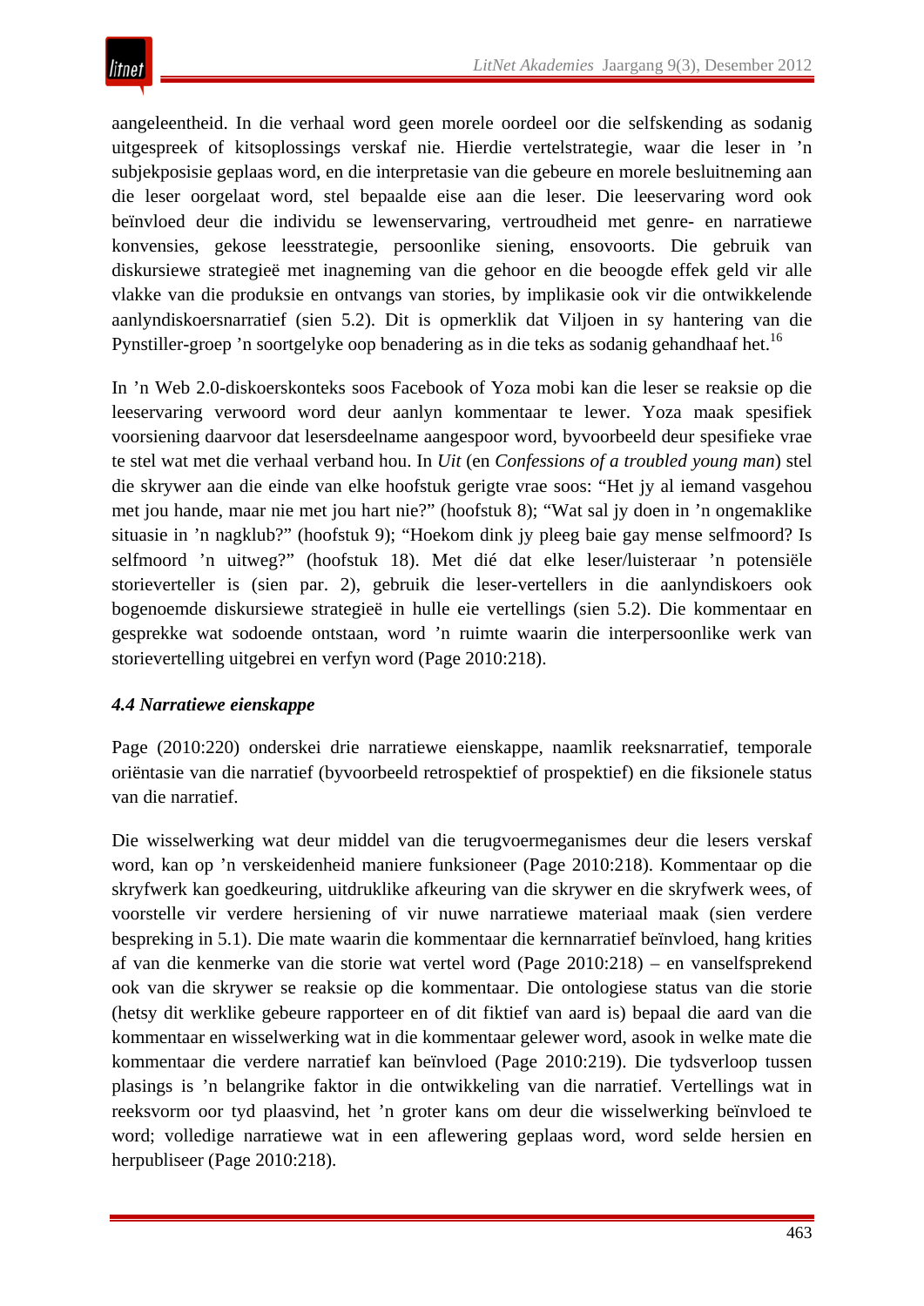aangeleentheid. In die verhaal word geen morele oordeel oor die selfskending as sodanig uitgespreek of kitsoplossings verskaf nie. Hierdie vertelstrategie, waar die leser in 'n subjekposisie geplaas word, en die interpretasie van die gebeure en morele besluitneming aan die leser oorgelaat word, stel bepaalde eise aan die leser. Die leeservaring word ook beïnvloed deur die individu se lewenservaring, vertroudheid met genre- en narratiewe konvensies, gekose leesstrategie, persoonlike siening, ensovoorts. Die gebruik van diskursiewe strategieë met inagneming van die gehoor en die beoogde effek geld vir alle vlakke van die produksie en ontvangs van stories, by implikasie ook vir die ontwikkelende aanlyndiskoersnarratief (sien 5.2). Dit is opmerklik dat Viljoen in sy hantering van die Pynstiller-groep 'n soortgelyke oop benadering as in die teks as sodanig gehandhaaf het.[16]

In 'n Web 2.0-diskoerskonteks soos Facebook of Yoza mobi kan die leser se reaksie op die leeservaring verwoord word deur aanlyn kommentaar te lewer. Yoza maak spesifiek voorsiening daarvoor dat lesersdeelname aangespoor word, byvoorbeeld deur spesifieke vrae te stel wat met die verhaal verband hou. In *Uit* (en *Confessions of a troubled young man*) stel die skrywer aan die einde van elke hoofstuk gerigte vrae soos: "Het jy al iemand vasgehou met jou hande, maar nie met jou hart nie?" (hoofstuk 8); "Wat sal jy doen in 'n ongemaklike situasie in 'n nagklub?" (hoofstuk 9); "Hoekom dink jy pleeg baie gay mense selfmoord? Is selfmoord 'n uitweg?" (hoofstuk 18). Met dié dat elke leser/luisteraar 'n potensiële storieverteller is (sien par. 2), gebruik die leser-vertellers in die aanlyndiskoers ook bogenoemde diskursiewe strategieë in hulle eie vertellings (sien 5.2). Die kommentaar en gesprekke wat sodoende ontstaan, word 'n ruimte waarin die interpersoonlike werk van storievertelling uitgebrei en verfyn word (Page 2010:218).

### *4.4 Narratiewe eienskappe*

Page (2010:220) onderskei drie narratiewe eienskappe, naamlik reeksnarratief, temporale oriëntasie van die narratief (byvoorbeeld retrospektief of prospektief) en die fiksionele status van die narratief.

Die wisselwerking wat deur middel van die terugvoermeganismes deur die lesers verskaf word, kan op 'n verskeidenheid maniere funksioneer (Page 2010:218). Kommentaar op die skryfwerk kan goedkeuring, uitdruklike afkeuring van die skrywer en die skryfwerk wees, of voorstelle vir verdere hersiening of vir nuwe narratiewe materiaal maak (sien verdere bespreking in 5.1). Die mate waarin die kommentaar die kernnarratief beïnvloed, hang krities af van die kenmerke van die storie wat vertel word (Page 2010:218) – en vanselfsprekend ook van die skrywer se reaksie op die kommentaar. Die ontologiese status van die storie (hetsy dit werklike gebeure rapporteer en of dit fiktief van aard is) bepaal die aard van die kommentaar en wisselwerking wat in die kommentaar gelewer word, asook in welke mate die kommentaar die verdere narratief kan beïnvloed (Page 2010:219). Die tydsverloop tussen plasings is 'n belangrike faktor in die ontwikkeling van die narratief. Vertellings wat in reeksvorm oor tyd plaasvind, het 'n groter kans om deur die wisselwerking beïnvloed te word; volledige narratiewe wat in een aflewering geplaas word, word selde hersien en herpubliseer (Page 2010:218).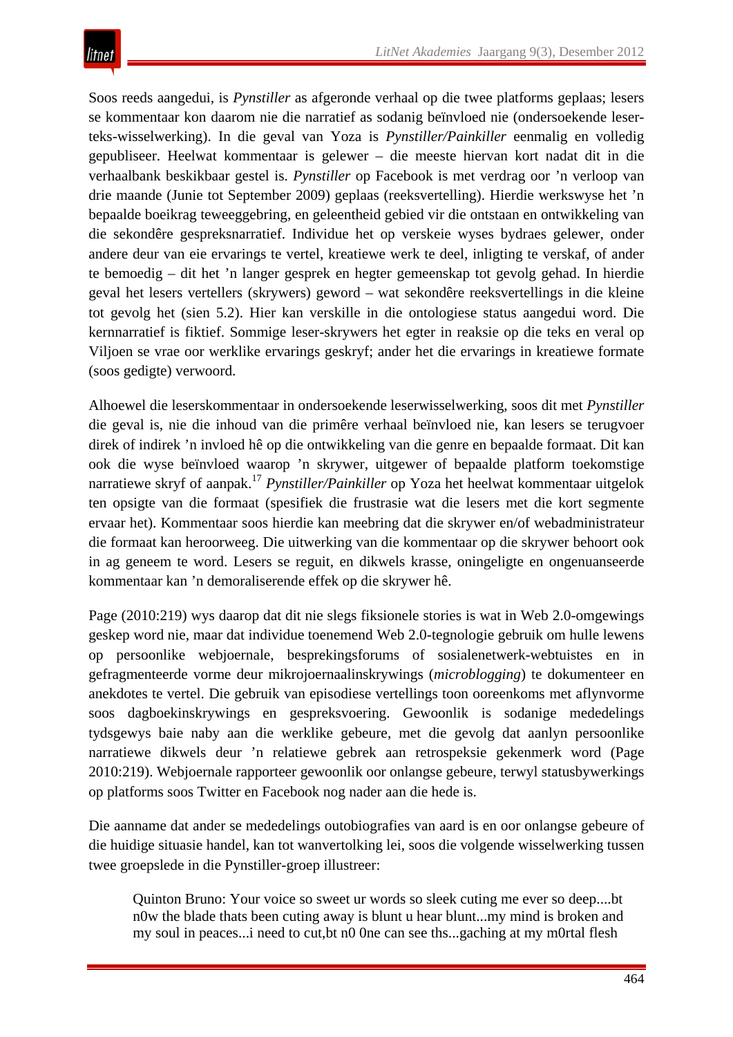Soos reeds aangedui, is *Pynstiller* as afgeronde verhaal op die twee platforms geplaas; lesers se kommentaar kon daarom nie die narratief as sodanig beïnvloed nie (ondersoekende leser-teks-wisselwerking). In die geval van Yoza is *Pynstiller/Painkiller* eenmalig en volledig gepubliseer. Heelwat kommentaar is gelewer – die meeste hiervan kort nadat dit in die verhaalbank beskikbaar gestel is. *Pynstiller* op Facebook is met verdrag oor ’n verloop van drie maande (Junie tot September 2009) geplaas (reeksvertelling). Hierdie werkswyse het ’n bepaalde boeikrag teweeggebring, en geleentheid gebied vir die ontstaan en ontwikkeling van die sekondêre gespreksnarratief. Individue het op verskeie wyses bydraes gelewer, onder andere deur van eie ervarings te vertel, kreatiewe werk te deel, inligting te verskaf, of ander te bemoedig – dit het ’n langer gesprek en hegter gemeenskap tot gevolg gehad. In hierdie geval het lesers vertellers (skrywers) geword – wat sekondêre reeksvertellings in die kleine tot gevolg het (sien 5.2). Hier kan verskille in die ontologiese status aangedui word. Die kernnarratief is fiktief. Sommige leser-skrywers het egter in reaksie op die teks en veral op Viljoen se vrae oor werklike ervarings geskryf; ander het die ervarings in kreatiewe formate (soos gedigte) verwoord.

Alhoewel die leserskommentaar in ondersoekende leserwisselwerking, soos dit met *Pynstiller* die geval is, nie die inhoud van die primêre verhaal beïnvloed nie, kan lesers se terugvoer direk of indirek ’n invloed hê op die ontwikkeling van die genre en bepaalde formaat. Dit kan ook die wyse beïnvloed waarop ’n skrywer, uitgewer of bepaalde platform toekomstige narratiewe skryf of aanpak.[17] *Pynstiller/Painkiller* op Yoza het heelwat kommentaar uitgelok ten opsigte van die formaat (spesifiek die frustrasie wat die lesers met die kort segmente ervaar het). Kommentaar soos hierdie kan meebring dat die skrywer en/of webadministrateur die formaat kan heroorweeg. Die uitwerking van die kommentaar op die skrywer behoort ook in ag geneem te word. Lesers se reguit, en dikwels krasse, oningeligte en ongenuanseerde kommentaar kan ’n demoraliserende effek op die skrywer hê.

Page (2010:219) wys daarop dat dit nie slegs fiksionele stories is wat in Web 2.0-omgewings geskep word nie, maar dat individue toenemend Web 2.0-tegnologie gebruik om hulle lewens op persoonlike webjoernale, besprekingsforums of sosialenetwerk-webtuistes en in gefragmenteerde vorme deur mikrojoernaalinskrywings (*microblogging*) te dokumenteer en anekdotes te vertel. Die gebruik van episodiese vertellings toon ooreenkoms met aflynvorme soos dagboekinskrywings en gespreksvoering. Gewoonlik is sodanige mededelings tydsgewys baie naby aan die werklike gebeure, met die gevolg dat aanlyn persoonlike narratiewe dikwels deur ’n relatiewe gebrek aan retrospeksie gekenmerk word (Page 2010:219). Webjoernale rapporteer gewoonlik oor onlangse gebeure, terwyl statusbywerkings op platforms soos Twitter en Facebook nog nader aan die hede is.

Die aanname dat ander se mededelings outobiografies van aard is en oor onlangse gebeure of die huidige situasie handel, kan tot wanvertolking lei, soos die volgende wisselwerking tussen twee groepslede in die Pynstiller-groep illustreer:

> Quinton Bruno: Your voice so sweet ur words so sleek cuting me ever so deep....bt n0w the blade thats been cuting away is blunt u hear blunt...my mind is broken and my soul in peaces...i need to cut,bt n0 0ne can see ths...gaching at my m0rtal flesh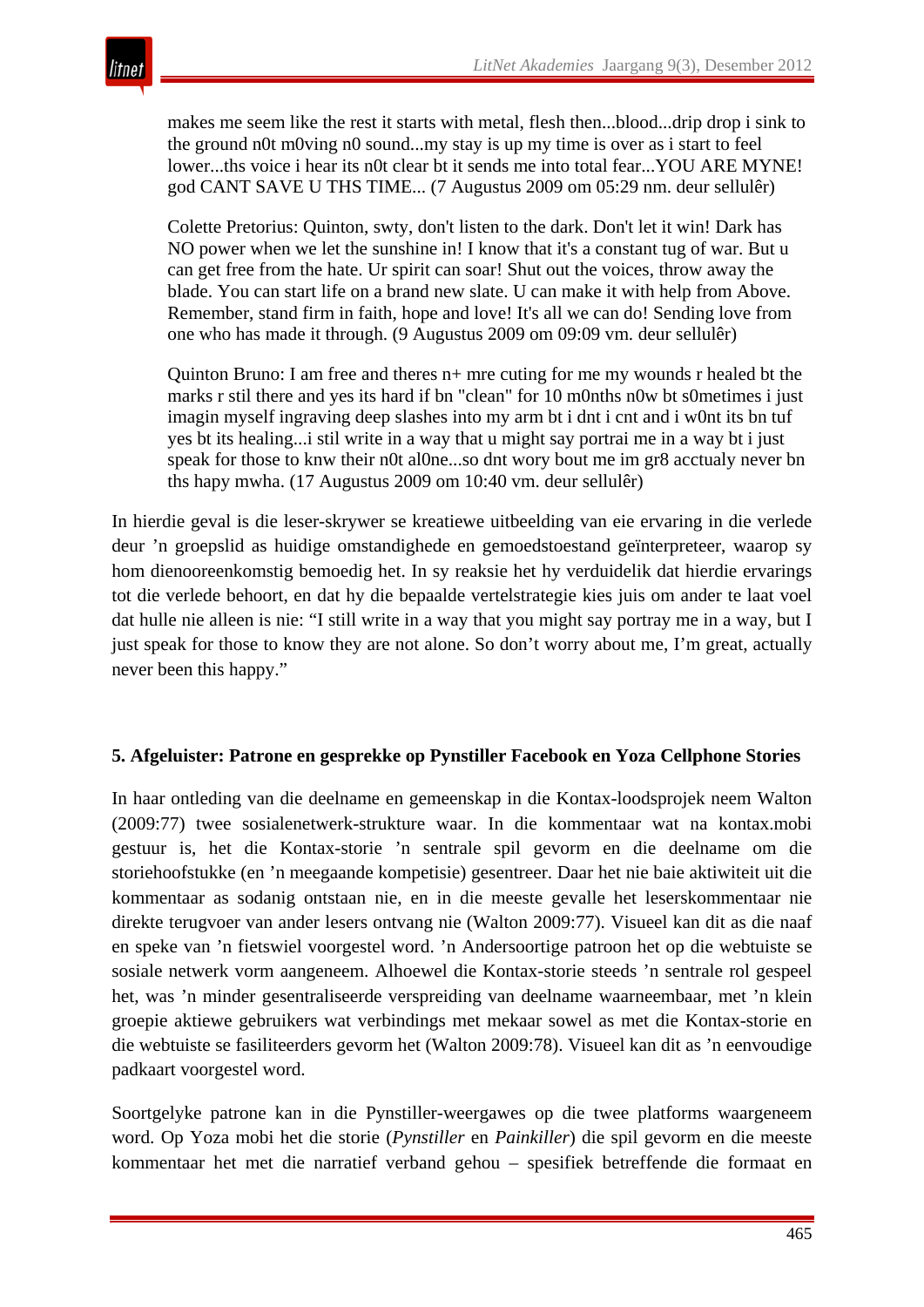> makes me seem like the rest it starts with metal, flesh then...blood...drip drop i sink to the ground n0t m0ving n0 sound...my stay is up my time is over as i start to feel lower...ths voice i hear its n0t clear bt it sends me into total fear...YOU ARE MYNE! god CANT SAVE U THS TIME... (7 Augustus 2009 om 05:29 nm. deur sellulêr)
>
> Colette Pretorius: Quinton, swty, don't listen to the dark. Don't let it win! Dark has NO power when we let the sunshine in! I know that it's a constant tug of war. But u can get free from the hate. Ur spirit can soar! Shut out the voices, throw away the blade. You can start life on a brand new slate. U can make it with help from Above. Remember, stand firm in faith, hope and love! It's all we can do! Sending love from one who has made it through. (9 Augustus 2009 om 09:09 vm. deur sellulêr)
>
> Quinton Bruno: I am free and theres n+ mre cuting for me my wounds r healed bt the marks r stil there and yes its hard if bn "clean" for 10 m0nths n0w bt s0metimes i just imagin myself ingraving deep slashes into my arm bt i dnt i cnt and i w0nt its bn tuf yes bt its healing...i stil write in a way that u might say portrai me in a way bt i just speak for those to knw their n0t al0ne...so dnt wory bout me im gr8 acctualy never bn ths hapy mwha. (17 Augustus 2009 om 10:40 vm. deur sellulêr)

In hierdie geval is die leser-skrywer se kreatiewe uitbeelding van eie ervaring in die verlede deur 'n groepslid as huidige omstandighede en gemoedstoestand geïnterpreteer, waarop sy hom dienooreenkomstig bemoedig het. In sy reaksie het hy verduidelik dat hierdie ervarings tot die verlede behoort, en dat hy die bepaalde vertelstrategie kies juis om ander te laat voel dat hulle nie alleen is nie: "I still write in a way that you might say portray me in a way, but I just speak for those to know they are not alone. So don't worry about me, I'm great, actually never been this happy."

## 5. Afgeluister: Patrone en gesprekke op Pynstiller Facebook en Yoza Cellphone Stories

In haar ontleding van die deelname en gemeenskap in die Kontax-loodsprojek neem Walton (2009:77) twee sosialenetwerk-strukture waar. In die kommentaar wat na kontax.mobi gestuur is, het die Kontax-storie 'n sentrale spil gevorm en die deelname om die storiehoofstukke (en 'n meegaande kompetisie) gesentreer. Daar het nie baie aktiwiteit uit die kommentaar as sodanig ontstaan nie, en in die meeste gevalle het leserskommentaar nie direkte terugvoer van ander lesers ontvang nie (Walton 2009:77). Visueel kan dit as die naaf en speke van 'n fietswiel voorgestel word. 'n Andersoortige patroon het op die webtuiste se sosiale netwerk vorm aangeneem. Alhoewel die Kontax-storie steeds 'n sentrale rol gespeel het, was 'n minder gesentraliseerde verspreiding van deelname waarneembaar, met 'n klein groepie aktiewe gebruikers wat verbindings met mekaar sowel as met die Kontax-storie en die webtuiste se fasiliteerders gevorm het (Walton 2009:78). Visueel kan dit as 'n eenvoudige padkaart voorgestel word.

Soortgelyke patrone kan in die Pynstiller-weergawes op die twee platforms waargeneem word. Op Yoza mobi het die storie (*Pynstiller* en *Painkiller*) die spil gevorm en die meeste kommentaar het met die narratief verband gehou – spesifiek betreffende die formaat en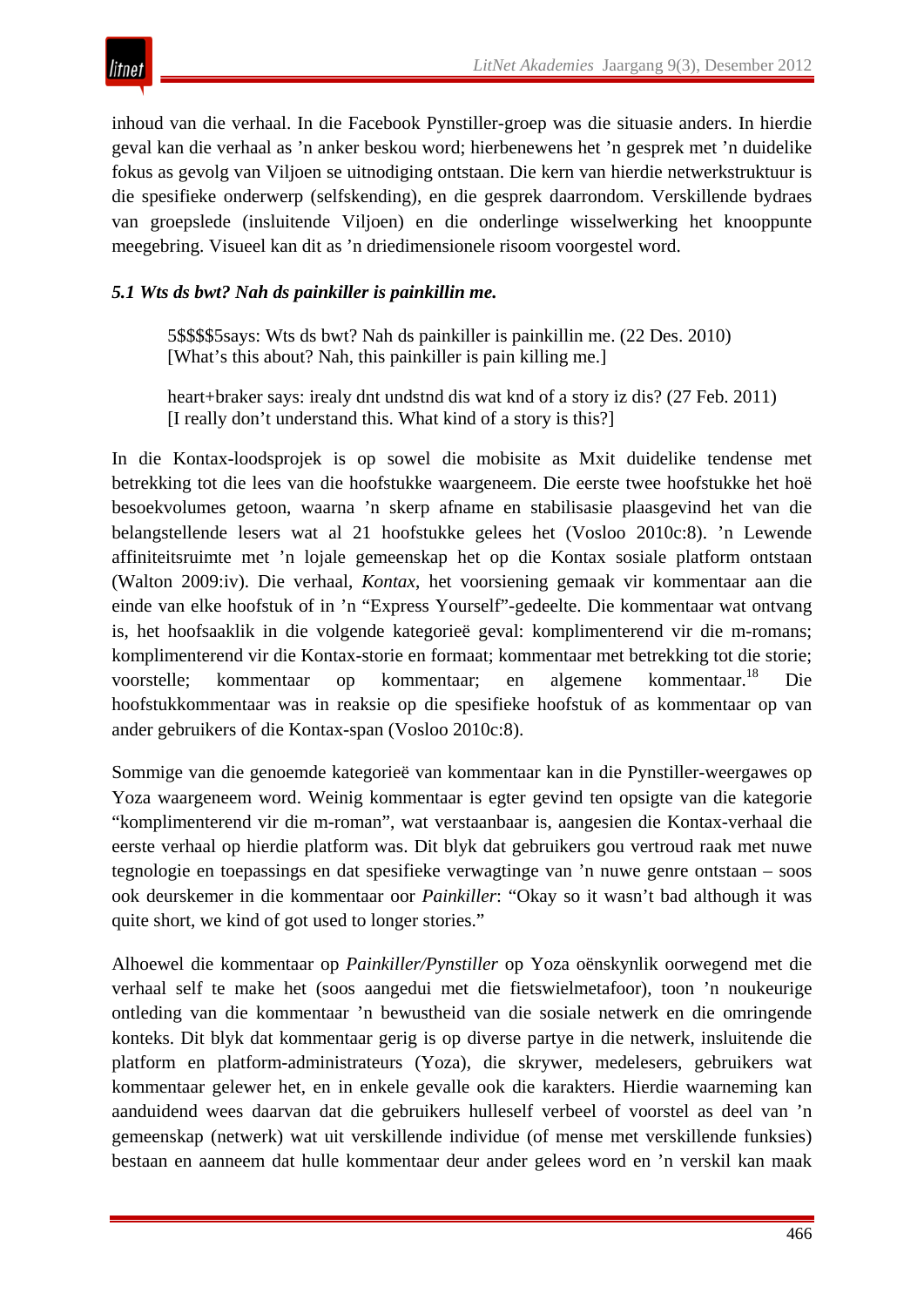inhoud van die verhaal. In die Facebook Pynstiller-groep was die situasie anders. In hierdie geval kan die verhaal as ’n anker beskou word; hierbenewens het ’n gesprek met ’n duidelike fokus as gevolg van Viljoen se uitnodiging ontstaan. Die kern van hierdie netwerkstruktuur is die spesifieke onderwerp (selfskending), en die gesprek daarrondom. Verskillende bydraes van groepslede (insluitende Viljoen) en die onderlinge wisselwerking het knooppunte meegebring. Visueel kan dit as ’n driedimensionele risoom voorgestel word.

### *5.1 Wts ds bwt? Nah ds painkiller is painkillin me.*

> 5$$$$5says: Wts ds bwt? Nah ds painkiller is painkillin me. (22 Des. 2010)
> [What’s this about? Nah, this painkiller is pain killing me.]
>
> heart+braker says: irealy dnt undstnd dis wat knd of a story iz dis? (27 Feb. 2011)
> [I really don’t understand this. What kind of a story is this?]

In die Kontax-loodsprojek is op sowel die mobisite as Mxit duidelike tendense met betrekking tot die lees van die hoofstukke waargeneem. Die eerste twee hoofstukke het hoë besoekvolumes getoon, waarna ’n skerp afname en stabilisasie plaasgevind het van die belangstellende lesers wat al 21 hoofstukke gelees het (Vosloo 2010c:8). ’n Lewende affiniteitsruimte met ’n lojale gemeenskap het op die Kontax sosiale platform ontstaan (Walton 2009:iv). Die verhaal, *Kontax*, het voorsiening gemaak vir kommentaar aan die einde van elke hoofstuk of in ’n “Express Yourself”-gedeelte. Die kommentaar wat ontvang is, het hoofsaaklik in die volgende kategorieë geval: komplimenterend vir die m-romans; komplimenterend vir die Kontax-storie en formaat; kommentaar met betrekking tot die storie; voorstelle; kommentaar op kommentaar; en algemene kommentaar.[18] Die hoofstukkommentaar was in reaksie op die spesifieke hoofstuk of as kommentaar op van ander gebruikers of die Kontax-span (Vosloo 2010c:8).

Sommige van die genoemde kategorieë van kommentaar kan in die Pynstiller-weergawes op Yoza waargeneem word. Weinig kommentaar is egter gevind ten opsigte van die kategorie “komplimenterend vir die m-roman”, wat verstaanbaar is, aangesien die Kontax-verhaal die eerste verhaal op hierdie platform was. Dit blyk dat gebruikers gou vertroud raak met nuwe tegnologie en toepassings en dat spesifieke verwagtinge van ’n nuwe genre ontstaan – soos ook deurskemer in die kommentaar oor *Painkiller*: “Okay so it wasn’t bad although it was quite short, we kind of got used to longer stories.”

Alhoewel die kommentaar op *Painkiller/Pynstiller* op Yoza oënskynlik oorwegend met die verhaal self te make het (soos aangedui met die fietswielmetafoor), toon ’n noukeurige ontleding van die kommentaar ’n bewustheid van die sosiale netwerk en die omringende konteks. Dit blyk dat kommentaar gerig is op diverse partye in die netwerk, insluitende die platform en platform-administrateurs (Yoza), die skrywer, medelesers, gebruikers wat kommentaar gelewer het, en in enkele gevalle ook die karakters. Hierdie waarneming kan aanduidend wees daarvan dat die gebruikers hulleself verbeel of voorstel as deel van ’n gemeenskap (netwerk) wat uit verskillende individue (of mense met verskillende funksies) bestaan en aanneem dat hulle kommentaar deur ander gelees word en ’n verskil kan maak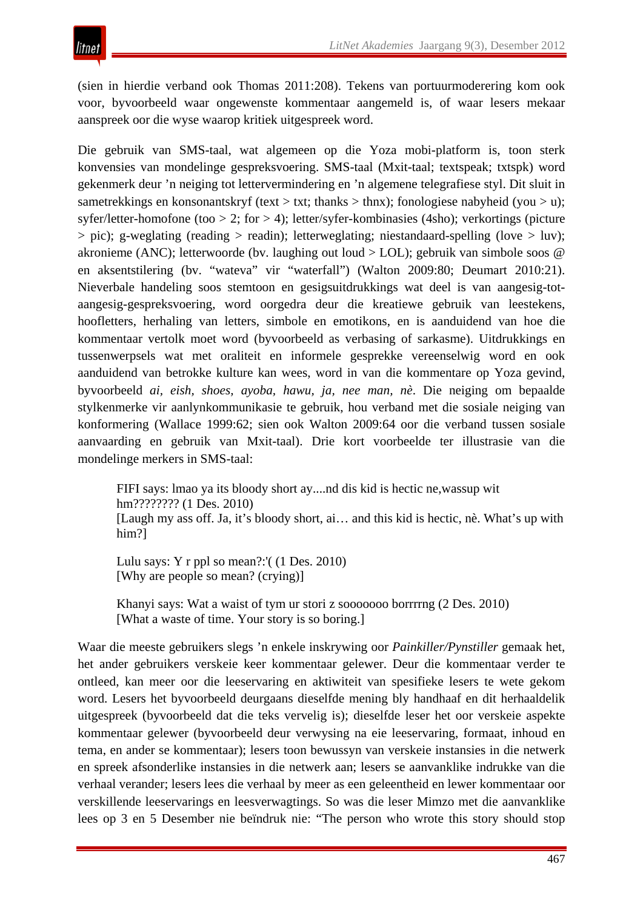(sien in hierdie verband ook Thomas 2011:208). Tekens van portuurmoderering kom ook voor, byvoorbeeld waar ongewenste kommentaar aangemeld is, of waar lesers mekaar aanspreek oor die wyse waarop kritiek uitgespreek word.

Die gebruik van SMS-taal, wat algemeen op die Yoza mobi-platform is, toon sterk konvensies van mondelinge gespreksvoering. SMS-taal (Mxit-taal; textspeak; txtspk) word gekenmerk deur 'n neiging tot lettervermindering en 'n algemene telegrafiese styl. Dit sluit in sametrekkings en konsonantskryf (text > txt; thanks > thnx); fonologiese nabyheid (you > u); syfer/letter-homofone (too > 2; for > 4); letter/syfer-kombinasies (4sho); verkortings (picture > pic); g-weglating (reading > readin); letterweglating; niestandaard-spelling (love > luv); akronieme (ANC); letterwoorde (bv. laughing out loud > LOL); gebruik van simbole soos @ en aksentstilering (bv. "wateva" vir "waterfall") (Walton 2009:80; Deumart 2010:21). Nieverbale handeling soos stemtoon en gesigsuitdrukkings wat deel is van aangesig-tot-aangesig-gespreksvoering, word oorgedra deur die kreatiewe gebruik van leestekens, hoofletters, herhaling van letters, simbole en emotikons, en is aanduidend van hoe die kommentaar vertolk moet word (byvoorbeeld as verbasing of sarkasme). Uitdrukkings en tussenwerpsels wat met oraliteit en informele gesprekke vereenselwig word en ook aanduidend van betrokke kulture kan wees, word in van die kommentare op Yoza gevind, byvoorbeeld *ai, eish, shoes, ayoba, hawu, ja, nee man, nè*. Die neiging om bepaalde stylkenmerke vir aanlynkommunikasie te gebruik, hou verband met die sosiale neiging van konformering (Wallace 1999:62; sien ook Walton 2009:64 oor die verband tussen sosiale aanvaarding en gebruik van Mxit-taal). Drie kort voorbeelde ter illustrasie van die mondelinge merkers in SMS-taal:

> FIFI says: lmao ya its bloody short ay....nd dis kid is hectic ne,wassup wit hm???????? (1 Des. 2010)
> [Laugh my ass off. Ja, it's bloody short, ai… and this kid is hectic, nè. What's up with him?]
>
> Lulu says: Y r ppl so mean?:'( (1 Des. 2010)
> [Why are people so mean? (crying)]
>
> Khanyi says: Wat a waist of tym ur stori z sooooooo borrrrng (2 Des. 2010)
> [What a waste of time. Your story is so boring.]

Waar die meeste gebruikers slegs 'n enkele inskrywing oor *Painkiller/Pynstiller* gemaak het, het ander gebruikers verskeie keer kommentaar gelewer. Deur die kommentaar verder te ontleed, kan meer oor die leeservaring en aktiwiteit van spesifieke lesers te wete gekom word. Lesers het byvoorbeeld deurgaans dieselfde mening bly handhaaf en dit herhaaldelik uitgespreek (byvoorbeeld dat die teks vervelig is); dieselfde leser het oor verskeie aspekte kommentaar gelewer (byvoorbeeld deur verwysing na eie leeservaring, formaat, inhoud en tema, en ander se kommentaar); lesers toon bewussyn van verskeie instansies in die netwerk en spreek afsonderlike instansies in die netwerk aan; lesers se aanvanklike indrukke van die verhaal verander; lesers lees die verhaal by meer as een geleentheid en lewer kommentaar oor verskillende leeservarings en leesverwagtings. So was die leser Mimzo met die aanvanklike lees op 3 en 5 Desember nie beïndruk nie: "The person who wrote this story should stop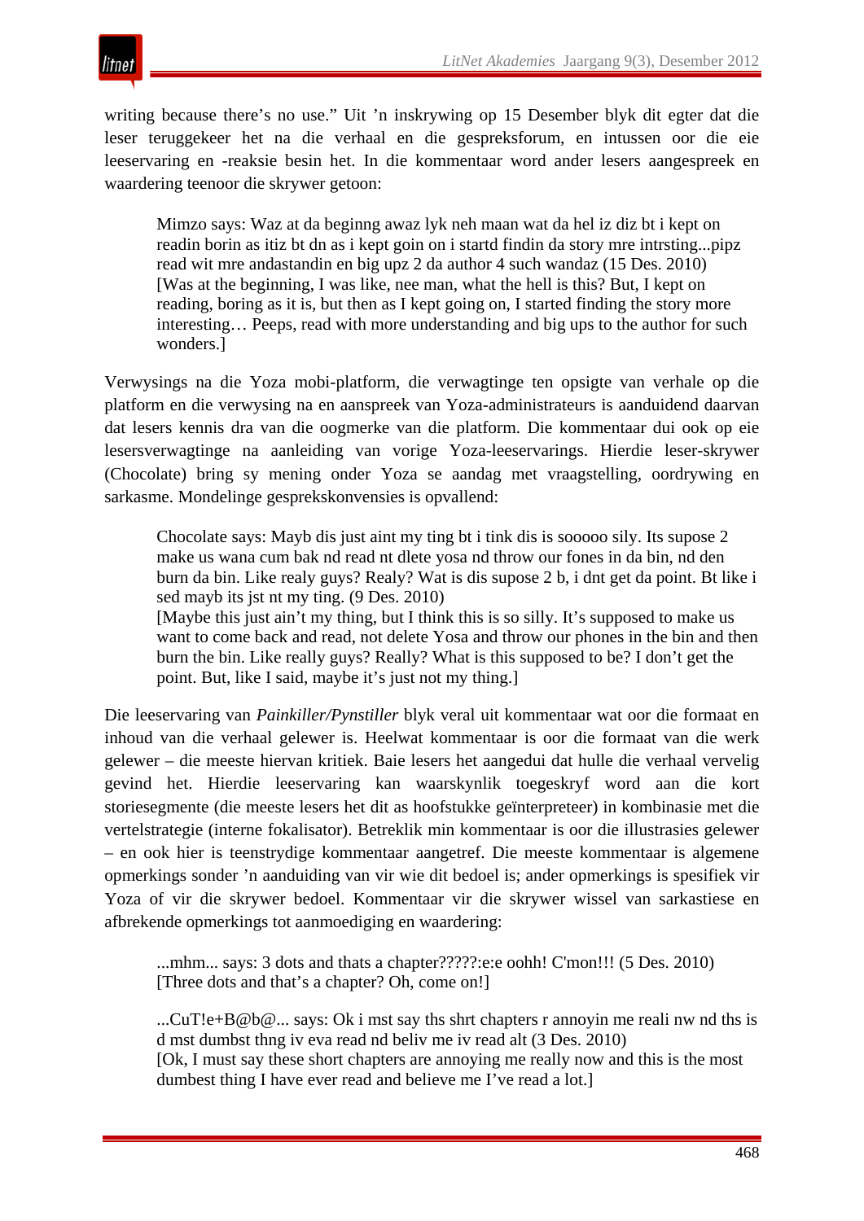writing because there's no use." Uit 'n inskrywing op 15 Desember blyk dit egter dat die leser teruggekeer het na die verhaal en die gespreksforum, en intussen oor die eie leeservaring en -reaksie besin het. In die kommentaar word ander lesers aangespreek en waardering teenoor die skrywer getoon:

> Mimzo says: Waz at da beginng awaz lyk neh maan wat da hel iz diz bt i kept on readin borin as itiz bt dn as i kept goin on i startd findin da story mre intrsting...pipz read wit mre andastandin en big upz 2 da author 4 such wandaz (15 Des. 2010)
> [Was at the beginning, I was like, nee man, what the hell is this? But, I kept on reading, boring as it is, but then as I kept going on, I started finding the story more interesting… Peeps, read with more understanding and big ups to the author for such wonders.]

Verwysings na die Yoza mobi-platform, die verwagtinge ten opsigte van verhale op die platform en die verwysing na en aanspreek van Yoza-administrateurs is aanduidend daarvan dat lesers kennis dra van die oogmerke van die platform. Die kommentaar dui ook op eie lesersverwagtinge na aanleiding van vorige Yoza-leeservarings. Hierdie leser-skrywer (Chocolate) bring sy mening onder Yoza se aandag met vraagstelling, oordrywing en sarkasme. Mondelinge gesprekskonvensies is opvallend:

> Chocolate says: Mayb dis just aint my ting bt i tink dis is sooooo sily. Its supose 2 make us wana cum bak nd read nt dlete yosa nd throw our fones in da bin, nd den burn da bin. Like realy guys? Realy? Wat is dis supose 2 b, i dnt get da point. Bt like i sed mayb its jst nt my ting. (9 Des. 2010)
> [Maybe this just ain't my thing, but I think this is so silly. It's supposed to make us want to come back and read, not delete Yosa and throw our phones in the bin and then burn the bin. Like really guys? Really? What is this supposed to be? I don't get the point. But, like I said, maybe it's just not my thing.]

Die leeservaring van *Painkiller/Pynstiller* blyk veral uit kommentaar wat oor die formaat en inhoud van die verhaal gelewer is. Heelwat kommentaar is oor die formaat van die werk gelewer – die meeste hiervan kritiek. Baie lesers het aangedui dat hulle die verhaal vervelig gevind het. Hierdie leeservaring kan waarskynlik toegeskryf word aan die kort storiesegmente (die meeste lesers het dit as hoofstukke geïnterpreteer) in kombinasie met die vertelstrategie (interne fokalisator). Betreklik min kommentaar is oor die illustrasies gelewer – en ook hier is teenstrydige kommentaar aangetref. Die meeste kommentaar is algemene opmerkings sonder 'n aanduiding van vir wie dit bedoel is; ander opmerkings is spesifiek vir Yoza of vir die skrywer bedoel. Kommentaar vir die skrywer wissel van sarkastiese en afbrekende opmerkings tot aanmoediging en waardering:

> ...mhm... says: 3 dots and thats a chapter?????:e:e oohh! C'mon!!! (5 Des. 2010)
> [Three dots and that's a chapter? Oh, come on!]

> ...CuT!e+B@b@... says: Ok i mst say ths shrt chapters r annoyin me reali nw nd ths is d mst dumbst thng iv eva read nd beliv me iv read alt (3 Des. 2010)
> [Ok, I must say these short chapters are annoying me really now and this is the most dumbest thing I have ever read and believe me I've read a lot.]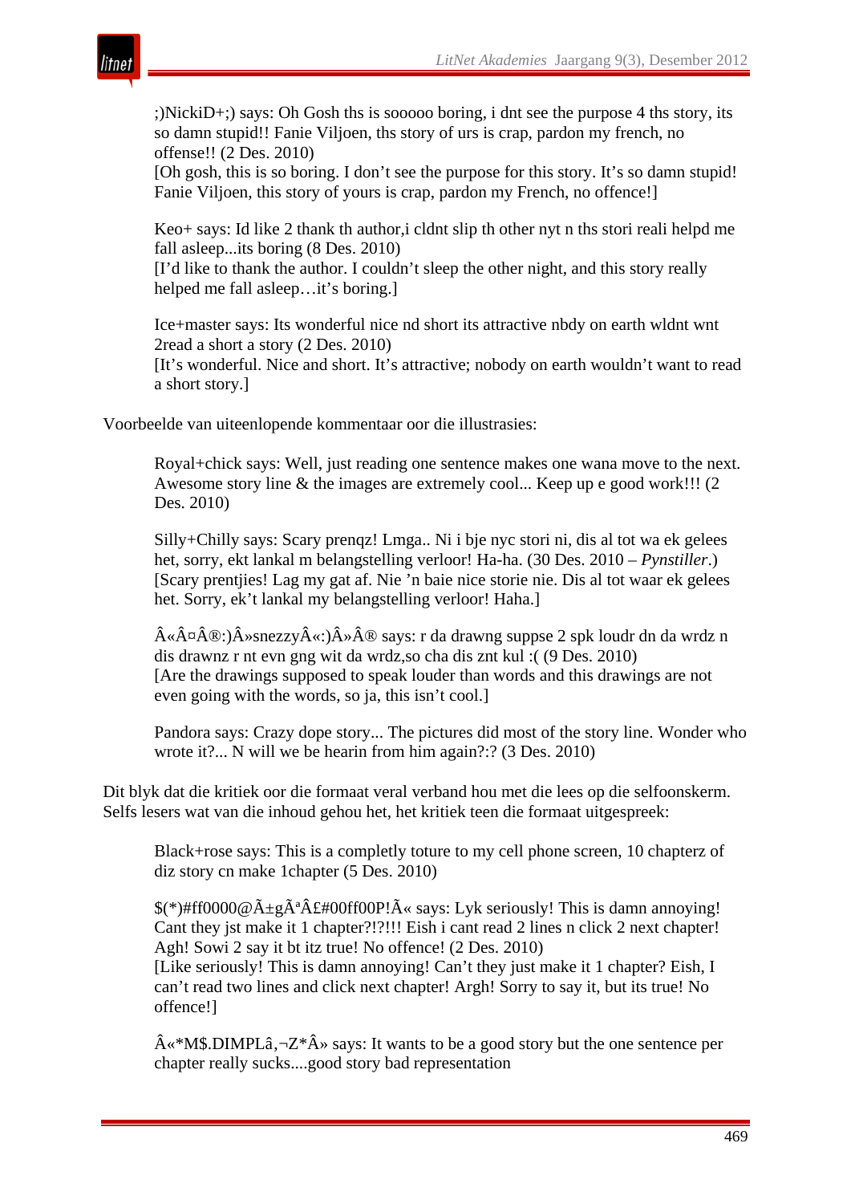;)NickiD+;) says: Oh Gosh ths is sooooo boring, i dnt see the purpose 4 ths story, its so damn stupid!! Fanie Viljoen, ths story of urs is crap, pardon my french, no offense!! (2 Des. 2010)
[Oh gosh, this is so boring. I don't see the purpose for this story. It's so damn stupid! Fanie Viljoen, this story of yours is crap, pardon my French, no offence!]

Keo+ says: Id like 2 thank th author,i cldnt slip th other nyt n ths stori reali helpd me fall asleep...its boring (8 Des. 2010)
[I'd like to thank the author. I couldn't sleep the other night, and this story really helped me fall asleep…it's boring.]

Ice+master says: Its wonderful nice nd short its attractive nbdy on earth wldnt wnt 2read a short a story (2 Des. 2010)
[It's wonderful. Nice and short. It's attractive; nobody on earth wouldn't want to read a short story.]

Voorbeelde van uiteenlopende kommentaar oor die illustrasies:

Royal+chick says: Well, just reading one sentence makes one wana move to the next. Awesome story line & the images are extremely cool... Keep up e good work!!! (2 Des. 2010)

Silly+Chilly says: Scary prenqz! Lmga.. Ni i bje nyc stori ni, dis al tot wa ek gelees het, sorry, ekt lankal m belangstelling verloor! Ha-ha. (30 Des. 2010 – *Pynstiller*.)
[Scary prentjies! Lag my gat af. Nie 'n baie nice storie nie. Dis al tot waar ek gelees het. Sorry, ek't lankal my belangstelling verloor! Haha.]

Â«Â¤Â®:)Â»snezzyÂ«:)Â»Â® says: r da drawng suppse 2 spk loudr dn da wrdz n dis drawnz r nt evn gng wit da wrdz,so cha dis znt kul :( (9 Des. 2010)
[Are the drawings supposed to speak louder than words and this drawings are not even going with the words, so ja, this isn't cool.]

Pandora says: Crazy dope story... The pictures did most of the story line. Wonder who wrote it?... N will we be hearin from him again?:? (3 Des. 2010)

Dit blyk dat die kritiek oor die formaat veral verband hou met die lees op die selfoonskerm. Selfs lesers wat van die inhoud gehou het, het kritiek teen die formaat uitgespreek:

Black+rose says: This is a complety toture to my cell phone screen, 10 chapterz of diz story cn make 1chapter (5 Des. 2010)

$(*)#ff0000@Ã±gÃªÂ£#00ff00P!Ã« says: Lyk seriously! This is damn annoying! Cant they jst make it 1 chapter?!?!!! Eish i cant read 2 lines n click 2 next chapter! Agh! Sowi 2 say it bt itz true! No offence! (2 Des. 2010)
[Like seriously! This is damn annoying! Can't they just make it 1 chapter? Eish, I can't read two lines and click next chapter! Argh! Sorry to say it, but its true! No offence!]

Â«*M$.DIMPLâ‚¬Z*Â» says: It wants to be a good story but the one sentence per chapter really sucks....good story bad representation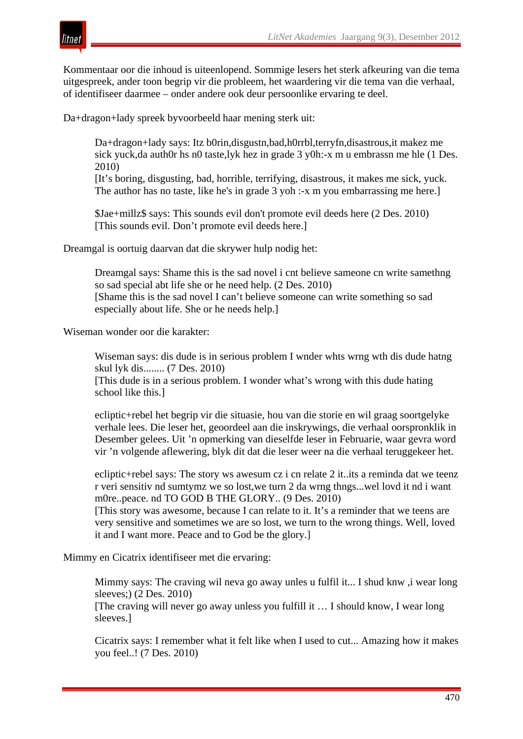Kommentaar oor die inhoud is uiteenlopend. Sommige lesers het sterk afkeuring van die tema uitgespreek, ander toon begrip vir die probleem, het waardering vir die tema van die verhaal, of identifiseer daarmee – onder andere ook deur persoonlike ervaring te deel.

Da+dragon+lady spreek byvoorbeeld haar mening sterk uit:

> Da+dragon+lady says: Itz b0rin,disgustn,bad,h0rrbl,terryfn,disastrous,it makez me sick yuck,da auth0r hs n0 taste,lyk hez in grade 3 y0h:-x m u embrassn me hle (1 Des. 2010)
> [It's boring, disgusting, bad, horrible, terrifying, disastrous, it makes me sick, yuck. The author has no taste, like he's in grade 3 yoh :-x m you embarrassing me here.]
>
> $Jae+millz$ says: This sounds evil don't promote evil deeds here (2 Des. 2010)
> [This sounds evil. Don't promote evil deeds here.]

Dreamgal is oortuig daarvan dat die skrywer hulp nodig het:

> Dreamgal says: Shame this is the sad novel i cnt believe sameone cn write samethng so sad special abt life she or he need help. (2 Des. 2010)
> [Shame this is the sad novel I can't believe someone can write something so sad especially about life. She or he needs help.]

Wiseman wonder oor die karakter:

> Wiseman says: dis dude is in serious problem I wnder whts wrng wth dis dude hatng skul lyk dis........ (7 Des. 2010)
> [This dude is in a serious problem. I wonder what's wrong with this dude hating school like this.]
>
> ecliptic+rebel het begrip vir die situasie, hou van die storie en wil graag soortgelyke verhale lees. Die leser het, geoordeel aan die inskrywings, die verhaal oorspronklik in Desember gelees. Uit 'n opmerking van dieselfde leser in Februarie, waar gevra word vir 'n volgende aflewering, blyk dit dat die leser weer na die verhaal teruggekeer het.
>
> ecliptic+rebel says: The story ws awesum cz i cn relate 2 it..its a reminda dat we teenz r veri sensitiv nd sumtymz we so lost,we turn 2 da wrng thngs...wel lovd it nd i want m0re..peace. nd TO GOD B THE GLORY.. (9 Des. 2010)
> [This story was awesome, because I can relate to it. It's a reminder that we teens are very sensitive and sometimes we are so lost, we turn to the wrong things. Well, loved it and I want more. Peace and to God be the glory.]

Mimmy en Cicatrix identifiseer met die ervaring:

> Mimmy says: The craving wil neva go away unles u fulfil it... I shud knw ,i wear long sleeves;) (2 Des. 2010)
> [The craving will never go away unless you fulfill it … I should know, I wear long sleeves.]
>
> Cicatrix says: I remember what it felt like when I used to cut... Amazing how it makes you feel..! (7 Des. 2010)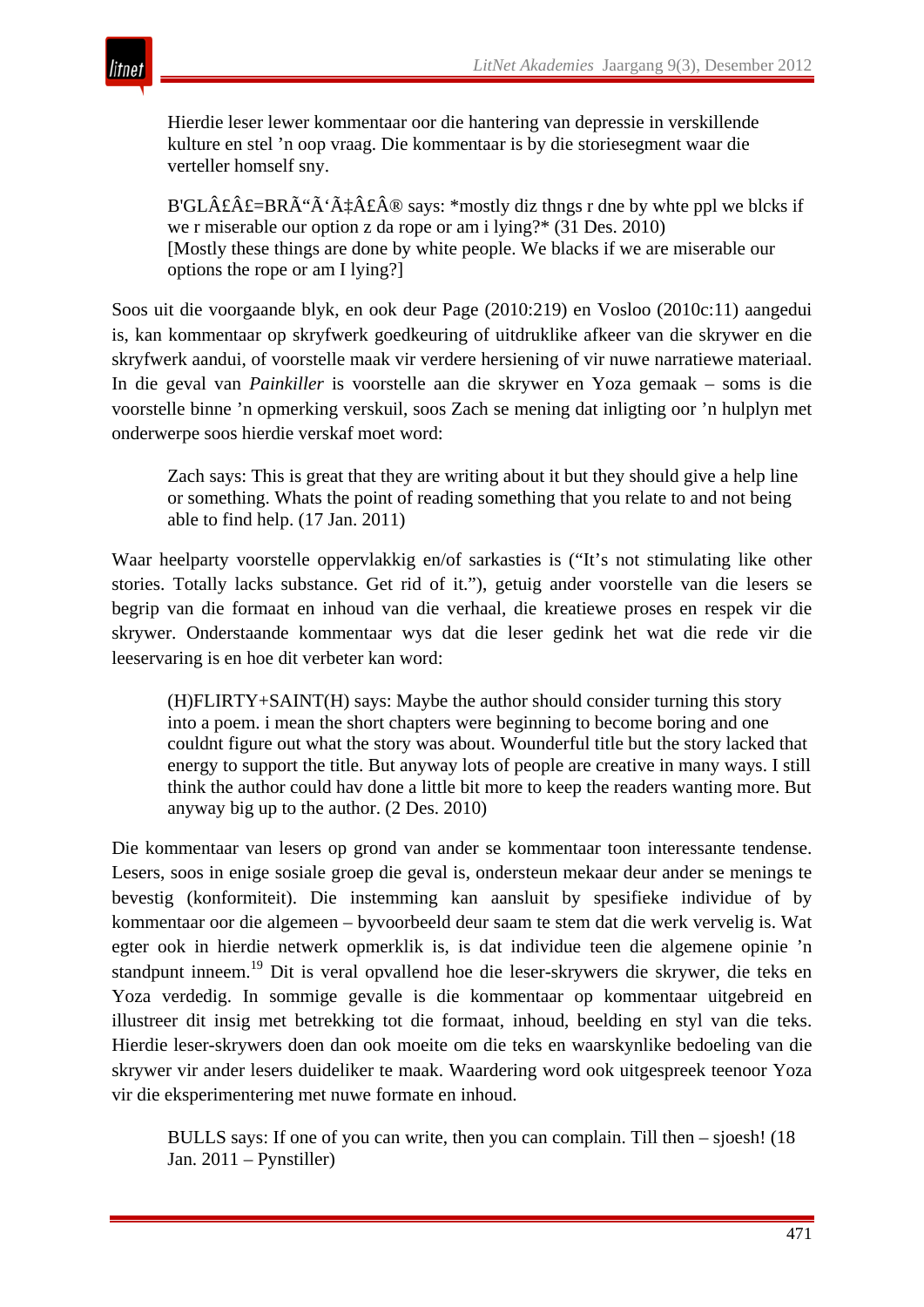> Hierdie leser lewer kommentaar oor die hantering van depressie in verskillende kulture en stel ’n oop vraag. Die kommentaar is by die storiesegment waar die verteller homself sny.
>
> B'GLÂ£Â£=BRÃ“Ã‘Ã‡Â£Â® says: *mostly diz thngs r dne by whte ppl we blcks if we r miserable our option z da rope or am i lying?* (31 Des. 2010)
> [Mostly these things are done by white people. We blacks if we are miserable our options the rope or am I lying?]

Soos uit die voorgaande blyk, en ook deur Page (2010:219) en Vosloo (2010c:11) aangedui is, kan kommentaar op skryfwerk goedkeuring of uitdruklike afkeer van die skrywer en die skryfwerk aandui, of voorstelle maak vir verdere hersiening of vir nuwe narratiewe materiaal. In die geval van *Painkiller* is voorstelle aan die skrywer en Yoza gemaak – soms is die voorstelle binne ’n opmerking verskuil, soos Zach se mening dat inligting oor ’n hulplyn met onderwerpe soos hierdie verskaf moet word:

> Zach says: This is great that they are writing about it but they should give a help line or something. Whats the point of reading something that you relate to and not being able to find help. (17 Jan. 2011)

Waar heelparty voorstelle oppervlakkig en/of sarkasties is (“It’s not stimulating like other stories. Totally lacks substance. Get rid of it.”), getuig ander voorstelle van die lesers se begrip van die formaat en inhoud van die verhaal, die kreatiewe proses en respek vir die skrywer. Onderstaande kommentaar wys dat die leser gedink het wat die rede vir die leeservaring is en hoe dit verbeter kan word:

> (H)FLIRTY+SAINT(H) says: Maybe the author should consider turning this story into a poem. i mean the short chapters were beginning to become boring and one couldnt figure out what the story was about. Wounderful title but the story lacked that energy to support the title. But anyway lots of people are creative in many ways. I still think the author could hav done a little bit more to keep the readers wanting more. But anyway big up to the author. (2 Des. 2010)

Die kommentaar van lesers op grond van ander se kommentaar toon interessante tendense. Lesers, soos in enige sosiale groep die geval is, ondersteun mekaar deur ander se menings te bevestig (konformiteit). Die instemming kan aansluit by spesifieke individue of by kommentaar oor die algemeen – byvoorbeeld deur saam te stem dat die werk vervelig is. Wat egter ook in hierdie netwerk opmerklik is, is dat individue teen die algemene opinie ’n standpunt inneem.[19] Dit is veral opvallend hoe die leser-skrywers die skrywer, die teks en Yoza verdedig. In sommige gevalle is die kommentaar op kommentaar uitgebreid en illustreer dit insig met betrekking tot die formaat, inhoud, beelding en styl van die teks. Hierdie leser-skrywers doen dan ook moeite om die teks en waarskynlike bedoeling van die skrywer vir ander lesers duideliker te maak. Waardering word ook uitgespreek teenoor Yoza vir die eksperimentering met nuwe formate en inhoud.

> BULLS says: If one of you can write, then you can complain. Till then – sjoesh! (18 Jan. 2011 – Pynstiller)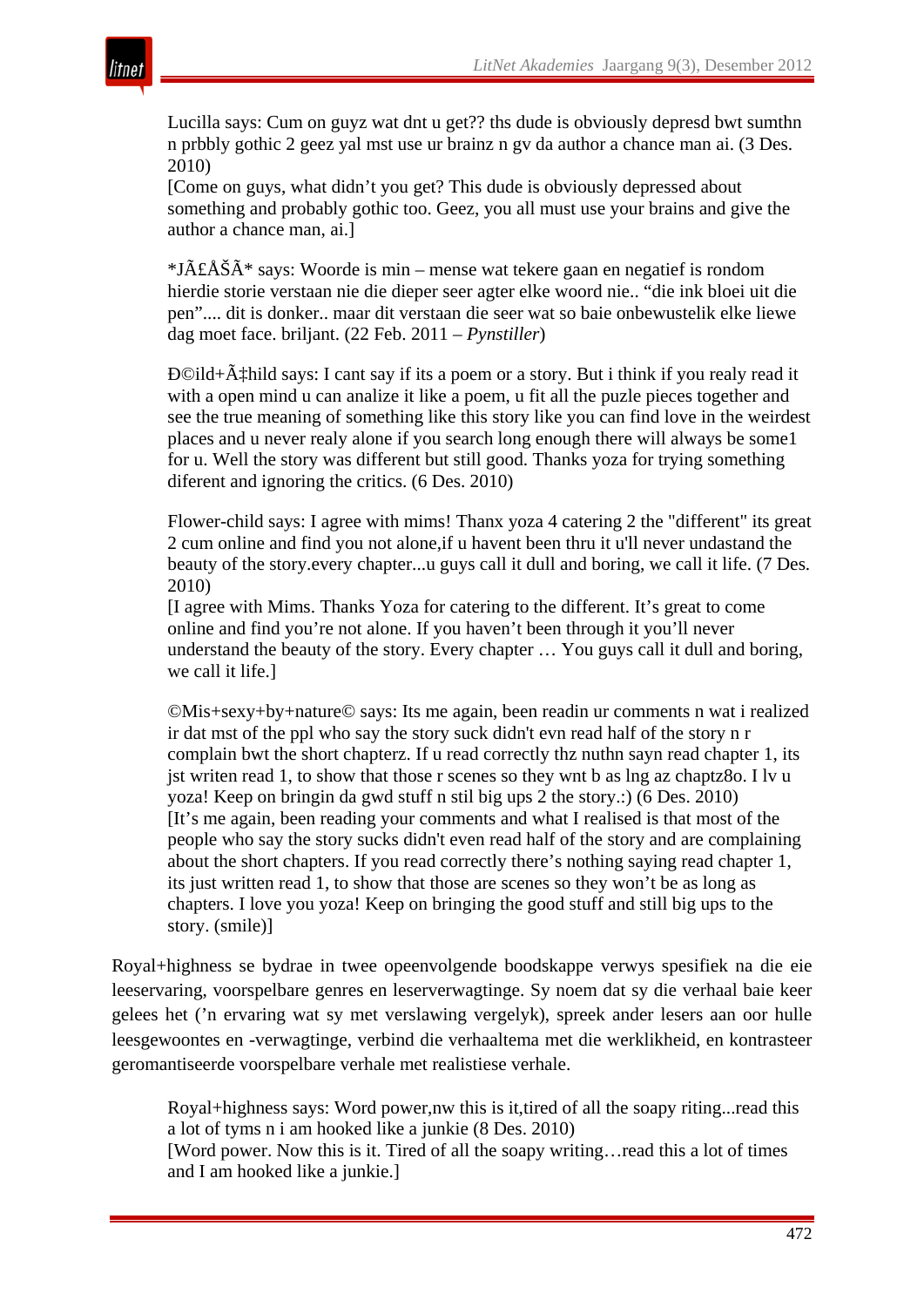> Lucilla says: Cum on guyz wat dnt u get?? ths dude is obviously depresd bwt sumthn n prbbly gothic 2 geez yal mst use ur brainz n gv da author a chance man ai. (3 Des. 2010)
> [Come on guys, what didn't you get? This dude is obviously depressed about something and probably gothic too. Geez, you all must use your brains and give the author a chance man, ai.]

> *JÃ£ÅŠÃ* says: Woorde is min – mense wat tekere gaan en negatief is rondom hierdie storie verstaan nie die dieper seer agter elke woord nie.. "die ink bloei uit die pen".... dit is donker.. maar dit verstaan die seer wat so baie onbewustelik elke liewe dag moet face. briljant. (22 Feb. 2011 – *Pynstiller*)

> Ð©ild+Ã‡hild says: I cant say if its a poem or a story. But i think if you realy read it with a open mind u can analize it like a poem, u fit all the puzle pieces together and see the true meaning of something like this story like you can find love in the weirdest places and u never realy alone if you search long enough there will always be some1 for u. Well the story was different but still good. Thanks yoza for trying something diferent and ignoring the critics. (6 Des. 2010)

> Flower-child says: I agree with mims! Thanx yoza 4 catering 2 the "different" its great 2 cum online and find you not alone,if u havent been thru it u'll never undastand the beauty of the story.every chapter...u guys call it dull and boring, we call it life. (7 Des. 2010)
> [I agree with Mims. Thanks Yoza for catering to the different. It's great to come online and find you're not alone. If you haven't been through it you'll never understand the beauty of the story. Every chapter … You guys call it dull and boring, we call it life.]

> ©Mis+sexy+by+nature© says: Its me again, been readin ur comments n wat i realized ir dat mst of the ppl who say the story suck didn't evn read half of the story n r complain bwt the short chapterz. If u read correctly thz nuthn sayn read chapter 1, its jst writen read 1, to show that those r scenes so they wnt b as lng az chaptz8o. I lv u yoza! Keep on bringin da gwd stuff n stil big ups 2 the story.:) (6 Des. 2010)
> [It's me again, been reading your comments and what I realised is that most of the people who say the story sucks didn't even read half of the story and are complaining about the short chapters. If you read correctly there's nothing saying read chapter 1, its just written read 1, to show that those are scenes so they won't be as long as chapters. I love you yoza! Keep on bringing the good stuff and still big ups to the story. (smile)]

Royal+highness se bydrae in twee opeenvolgende boodskappe verwys spesifiek na die eie leeservaring, voorspelbare genres en leserverwagtinge. Sy noem dat sy die verhaal baie keer gelees het ('n ervaring wat sy met verslawing vergelyk), spreek ander lesers aan oor hulle leesgewoontes en -verwagtinge, verbind die verhaaltema met die werklikheid, en kontrasteer geromantiseerde voorspelbare verhale met realistiese verhale.

> Royal+highness says: Word power,nw this is it,tired of all the soapy riting...read this a lot of tyms n i am hooked like a junkie (8 Des. 2010)
> [Word power. Now this is it. Tired of all the soapy writing…read this a lot of times and I am hooked like a junkie.]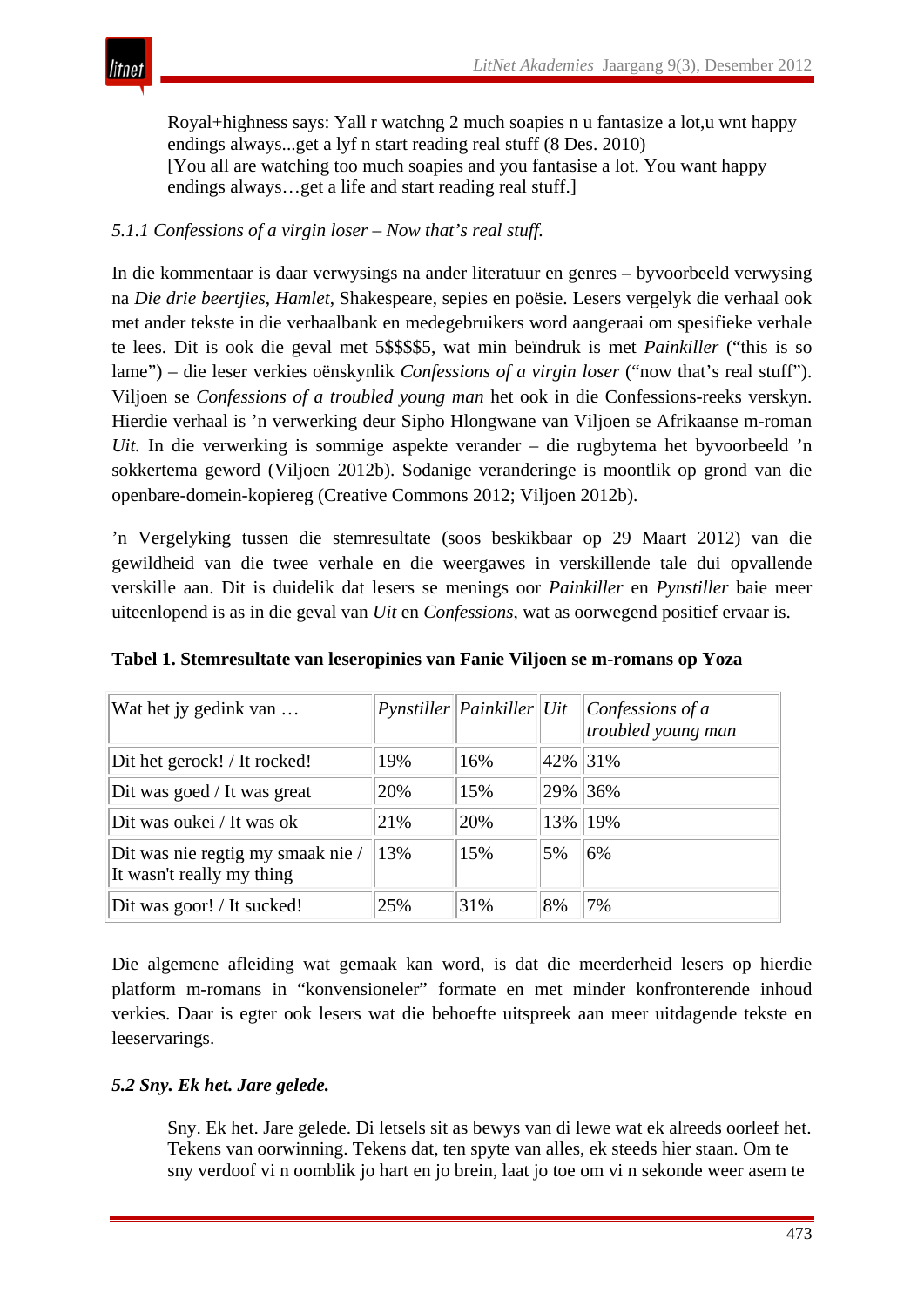> Royal+highness says: Yall r watchng 2 much soapies n u fantasize a lot,u wnt happy endings always...get a lyf n start reading real stuff (8 Des. 2010)
> [You all are watching too much soapies and you fantasise a lot. You want happy endings always…get a life and start reading real stuff.]

*5.1.1 Confessions of a virgin loser – Now that's real stuff.*

In die kommentaar is daar verwysings na ander literatuur en genres – byvoorbeeld verwysing na *Die drie beertjies*, *Hamlet*, Shakespeare, sepies en poësie. Lesers vergelyk die verhaal ook met ander tekste in die verhaalbank en medegebruikers word aangeraai om spesifieke verhale te lees. Dit is ook die geval met 5$$$$5, wat min beïndruk is met *Painkiller* ("this is so lame") – die leser verkies oënskynlik *Confessions of a virgin loser* ("now that's real stuff"). Viljoen se *Confessions of a troubled young man* het ook in die Confessions-reeks verskyn. Hierdie verhaal is 'n verwerking deur Sipho Hlongwane van Viljoen se Afrikaanse m-roman *Uit.* In die verwerking is sommige aspekte verander – die rugbytema het byvoorbeeld 'n sokkertema geword (Viljoen 2012b). Sodanige veranderinge is moontlik op grond van die openbare-domein-kopiereg (Creative Commons 2012; Viljoen 2012b).

'n Vergelyking tussen die stemresultate (soos beskikbaar op 29 Maart 2012) van die gewildheid van die twee verhale en die weergawes in verskillende tale dui opvallende verskille aan. Dit is duidelik dat lesers se menings oor *Painkiller* en *Pynstiller* baie meer uiteenlopend is as in die geval van *Uit* en *Confessions*, wat as oorwegend positief ervaar is.

**Tabel 1. Stemresultate van leseropinies van Fanie Viljoen se m-romans op Yoza**

| Wat het jy gedink van … | *Pynstiller* | *Painkiller* | *Uit* | *Confessions of a troubled young man* |
|---|---|---|---|---|
| Dit het gerock! / It rocked! | 19% | 16% | 42% | 31% |
| Dit was goed / It was great | 20% | 15% | 29% | 36% |
| Dit was oukei / It was ok | 21% | 20% | 13% | 19% |
| Dit was nie regtig my smaak nie / It wasn't really my thing | 13% | 15% | 5% | 6% |
| Dit was goor! / It sucked! | 25% | 31% | 8% | 7% |

Die algemene afleiding wat gemaak kan word, is dat die meerderheid lesers op hierdie platform m-romans in "konvensioneler" formate en met minder konfronterende inhoud verkies. Daar is egter ook lesers wat die behoefte uitspreek aan meer uitdagende tekste en leeservarings.

***5.2 Sny. Ek het. Jare gelede.***

> Sny. Ek het. Jare gelede. Di letsels sit as bewys van di lewe wat ek alreeds oorleef het. Tekens van oorwinning. Tekens dat, ten spyte van alles, ek steeds hier staan. Om te sny verdoof vi n oomblik jo hart en jo brein, laat jo toe om vi n sekonde weer asem te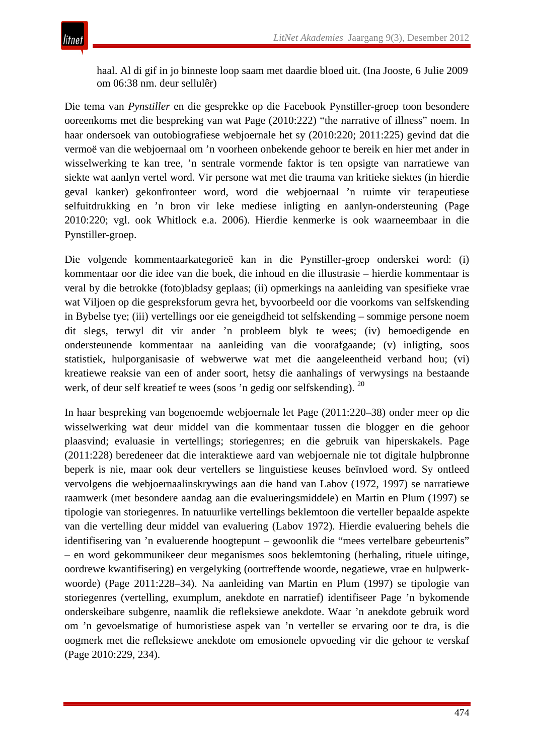haal. Al di gif in jo binneste loop saam met daardie bloed uit. (Ina Jooste, 6 Julie 2009 om 06:38 nm. deur sellulêr)

Die tema van *Pynstiller* en die gesprekke op die Facebook Pynstiller-groep toon besondere ooreenkoms met die bespreking van wat Page (2010:222) "the narrative of illness" noem. In haar ondersoek van outobiografiese webjoernale het sy (2010:220; 2011:225) gevind dat die vermoë van die webjoernaal om 'n voorheen onbekende gehoor te bereik en hier met ander in wisselwerking te kan tree, 'n sentrale vormende faktor is ten opsigte van narratiewe van siekte wat aanlyn vertel word. Vir persone wat met die trauma van kritieke siektes (in hierdie geval kanker) gekonfronteer word, word die webjoernaal 'n ruimte vir terapeutiese selfuitdrukking en 'n bron vir leke mediese inligting en aanlyn-ondersteuning (Page 2010:220; vgl. ook Whitlock e.a. 2006). Hierdie kenmerke is ook waarneembaar in die Pynstiller-groep.

Die volgende kommentaarkategorieë kan in die Pynstiller-groep onderskei word: (i) kommentaar oor die idee van die boek, die inhoud en die illustrasie – hierdie kommentaar is veral by die betrokke (foto)bladsy geplaas; (ii) opmerkings na aanleiding van spesifieke vrae wat Viljoen op die gespreksforum gevra het, byvoorbeeld oor die voorkoms van selfskending in Bybelse tye; (iii) vertellings oor eie geneigdheid tot selfskending – sommige persone noem dit slegs, terwyl dit vir ander 'n probleem blyk te wees; (iv) bemoedigende en ondersteunende kommentaar na aanleiding van die voorafgaande; (v) inligting, soos statistiek, hulporganisasie of webwerwe wat met die aangeleentheid verband hou; (vi) kreatiewe reaksie van een of ander soort, hetsy die aanhalings of verwysings na bestaande werk, of deur self kreatief te wees (soos 'n gedig oor selfskending). [20]

In haar bespreking van bogenoemde webjoernale let Page (2011:220–38) onder meer op die wisselwerking wat deur middel van die kommentaar tussen die blogger en die gehoor plaasvind; evaluasie in vertellings; storiegenres; en die gebruik van hiperskakels. Page (2011:228) beredeneer dat die interaktiewe aard van webjoernale nie tot digitale hulpbronne beperk is nie, maar ook deur vertellers se linguistiese keuses beïnvloed word. Sy ontleed vervolgens die webjoernaalinskrywings aan die hand van Labov (1972, 1997) se narratiewe raamwerk (met besondere aandag aan die evalueringsmiddele) en Martin en Plum (1997) se tipologie van storiegenres. In natuurlike vertellings beklemtoon die verteller bepaalde aspekte van die vertelling deur middel van evaluering (Labov 1972). Hierdie evaluering behels die identifisering van 'n evaluerende hoogtepunt – gewoonlik die "mees vertelbare gebeurtenis" – en word gekommunikeer deur meganismes soos beklemtoning (herhaling, rituele uitinge, oordrewe kwantifisering) en vergelyking (oortreffende woorde, negatiewe, vrae en hulpwerkwoorde) (Page 2011:228–34). Na aanleiding van Martin en Plum (1997) se tipologie van storiegenres (vertelling, exumplum, anekdote en narratief) identifiseer Page 'n bykomende onderskeibare subgenre, naamlik die refleksiewe anekdote. Waar 'n anekdote gebruik word om 'n gevoelsmatige of humoristiese aspek van 'n verteller se ervaring oor te dra, is die oogmerk met die refleksiewe anekdote om emosionele opvoeding vir die gehoor te verskaf (Page 2010:229, 234).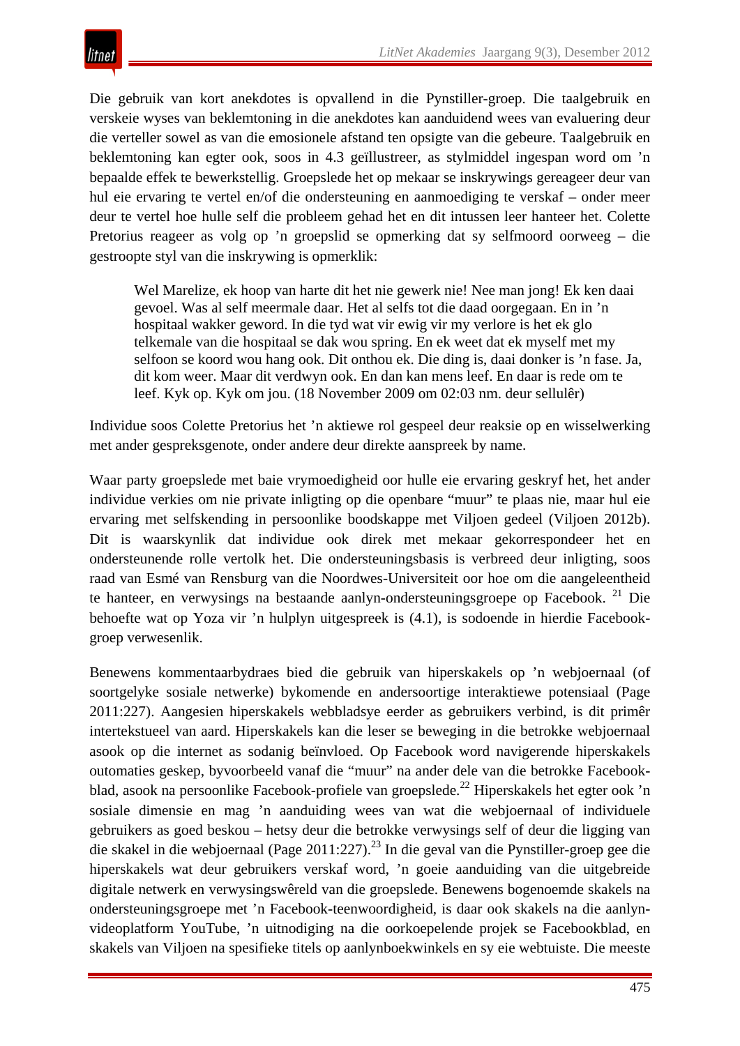Die gebruik van kort anekdotes is opvallend in die Pynstiller-groep. Die taalgebruik en verskeie wyses van beklemtoning in die anekdotes kan aanduidend wees van evaluering deur die verteller sowel as van die emosionele afstand ten opsigte van die gebeure. Taalgebruik en beklemtoning kan egter ook, soos in 4.3 geïllustreer, as stylmiddel ingespan word om 'n bepaalde effek te bewerkstellig. Groepslede het op mekaar se inskrywings gereageer deur van hul eie ervaring te vertel en/of die ondersteuning en aanmoediging te verskaf – onder meer deur te vertel hoe hulle self die probleem gehad het en dit intussen leer hanteer het. Colette Pretorius reageer as volg op 'n groepslid se opmerking dat sy selfmoord oorweeg – die gestroopte styl van die inskrywing is opmerklik:

> Wel Marelize, ek hoop van harte dit het nie gewerk nie! Nee man jong! Ek ken daai gevoel. Was al self meermale daar. Het al selfs tot die daad oorgegaan. En in 'n hospitaal wakker geword. In die tyd wat vir ewig vir my verlore is het ek glo telkemale van die hospitaal se dak wou spring. En ek weet dat ek myself met my selfoon se koord wou hang ook. Dit onthou ek. Die ding is, daai donker is 'n fase. Ja, dit kom weer. Maar dit verdwyn ook. En dan kan mens leef. En daar is rede om te leef. Kyk op. Kyk om jou. (18 November 2009 om 02:03 nm. deur sellulêr)

Individue soos Colette Pretorius het 'n aktiewe rol gespeel deur reaksie op en wisselwerking met ander gespreksgenote, onder andere deur direkte aanspreek by name.

Waar party groepslede met baie vrymoedigheid oor hulle eie ervaring geskryf het, het ander individue verkies om nie private inligting op die openbare "muur" te plaas nie, maar hul eie ervaring met selfskending in persoonlike boodskappe met Viljoen gedeel (Viljoen 2012b). Dit is waarskynlik dat individue ook direk met mekaar gekorrespondeer het en ondersteunende rolle vertolk het. Die ondersteuningsbasis is verbreed deur inligting, soos raad van Esmé van Rensburg van die Noordwes-Universiteit oor hoe om die aangeleentheid te hanteer, en verwysings na bestaande aanlyn-ondersteuningsgroepe op Facebook.[21] Die behoefte wat op Yoza vir 'n hulplyn uitgespreek is (4.1), is sodoende in hierdie Facebook-groep verwesenlik.

Benewens kommentaarbydraes bied die gebruik van hiperskakels op 'n webjoernaal (of soortgelyke sosiale netwerke) bykomende en andersoortige interaktiewe potensiaal (Page 2011:227). Aangesien hiperskakels webbladsye eerder as gebruikers verbind, is dit primêr intertekstueel van aard. Hiperskakels kan die leser se beweging in die betrokke webjoernaal asook op die internet as sodanig beïnvloed. Op Facebook word navigerende hiperskakels outomaties geskep, byvoorbeeld vanaf die "muur" na ander dele van die betrokke Facebook-blad, asook na persoonlike Facebook-profiele van groepslede.[22] Hiperskakels het egter ook 'n sosiale dimensie en mag 'n aanduiding wees van wat die webjoernaal of individuele gebruikers as goed beskou – hetsy deur die betrokke verwysings self of deur die ligging van die skakel in die webjoernaal (Page 2011:227).[23] In die geval van die Pynstiller-groep gee die hiperskakels wat deur gebruikers verskaf word, 'n goeie aanduiding van die uitgebreide digitale netwerk en verwysingswêreld van die groepslede. Benewens bogenoemde skakels na ondersteuningsgroepe met 'n Facebook-teenwoordigheid, is daar ook skakels na die aanlyn-videoplatform YouTube, 'n uitnodiging na die oorkoepelende projek se Facebookblad, en skakels van Viljoen na spesifieke titels op aanlynboekwinkels en sy eie webtuiste. Die meeste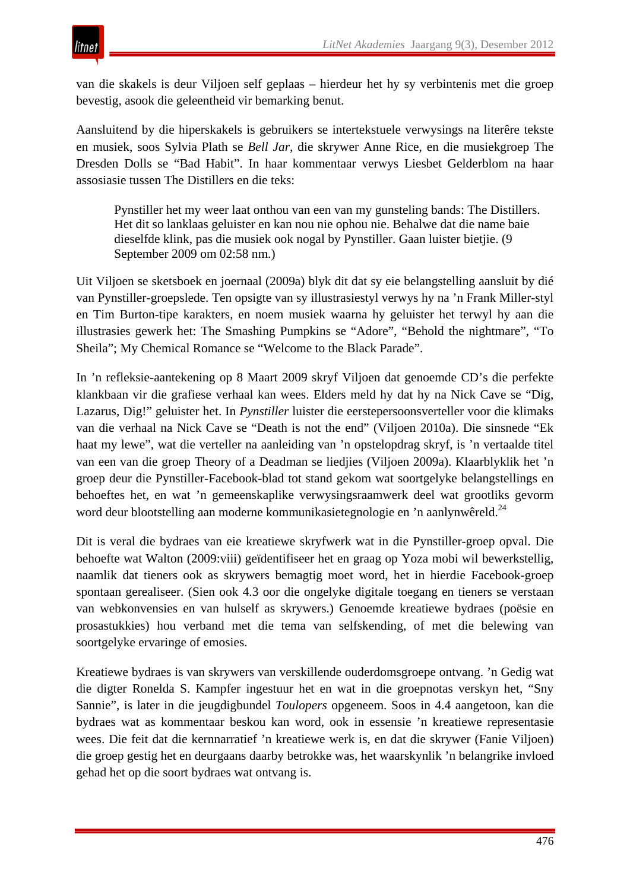van die skakels is deur Viljoen self geplaas – hierdeur het hy sy verbintenis met die groep bevestig, asook die geleentheid vir bemarking benut.

Aansluitend by die hiperskakels is gebruikers se intertekstuele verwysings na literêre tekste en musiek, soos Sylvia Plath se *Bell Jar*, die skrywer Anne Rice, en die musiekgroep The Dresden Dolls se "Bad Habit". In haar kommentaar verwys Liesbet Gelderblom na haar assosiasie tussen The Distillers en die teks:

> Pynstiller het my weer laat onthou van een van my gunsteling bands: The Distillers. Het dit so lanklaas geluister en kan nou nie ophou nie. Behalwe dat die name baie dieselfde klink, pas die musiek ook nogal by Pynstiller. Gaan luister bietjie. (9 September 2009 om 02:58 nm.)

Uit Viljoen se sketsboek en joernaal (2009a) blyk dit dat sy eie belangstelling aansluit by dié van Pynstiller-groepslede. Ten opsigte van sy illustrasiestyl verwys hy na ’n Frank Miller-styl en Tim Burton-tipe karakters, en noem musiek waarna hy geluister het terwyl hy aan die illustrasies gewerk het: The Smashing Pumpkins se "Adore", "Behold the nightmare", "To Sheila"; My Chemical Romance se "Welcome to the Black Parade".

In ’n refleksie-aantekening op 8 Maart 2009 skryf Viljoen dat genoemde CD’s die perfekte klankbaan vir die grafiese verhaal kan wees. Elders meld hy dat hy na Nick Cave se "Dig, Lazarus, Dig!" geluister het. In *Pynstiller* luister die eerstepersoonsverteller vir die klimaks van die verhaal na Nick Cave se "Death is not the end" (Viljoen 2010a). Die sinsnede "Ek haat my lewe", wat die verteller na aanleiding van ’n opstelopdrag skryf, is ’n vertaalde titel van een van die groep Theory of a Deadman se liedjies (Viljoen 2009a). Klaarblyklik het ’n groep deur die Pynstiller-Facebook-blad tot stand gekom wat soortgelyke belangstellings en behoeftes het, en wat ’n gemeenskaplike verwysingsraamwerk deel wat grootliks gevorm word deur blootstelling aan moderne kommunikasietegnologie en ’n aanlynwêreld.[24]

Dit is veral die bydraes van eie kreatiewe skryfwerk wat in die Pynstiller-groep opval. Die behoefte wat Walton (2009:viii) geïdentifiseer het en graag op Yoza mobi wil bewerkstellig, naamlik dat tieners ook as skrywers bemagtig moet word, het in hierdie Facebook-groep spontaan gerealiseer. (Sien ook 4.3 oor die ongelyke digitale toegang en tieners se verstaan van webkonvensies en van hulself as skrywers.) Genoemde kreatiewe bydraes (poësie en prosastukkies) hou verband met die tema van selfskending, of met die belewing van soortgelyke ervaringe of emosies.

Kreatiewe bydraes is van skrywers van verskillende ouderdomsgroepe ontvang. ’n Gedig wat die digter Ronelda S. Kampfer ingestuur het en wat in die groepnotas verskyn het, "Sny Sannie", is later in die jeugdigbundel *Toulopers* opgeneem. Soos in 4.4 aangetoon, kan die bydraes wat as kommentaar beskou kan word, ook in essensie ’n kreatiewe representasie wees. Die feit dat die kernnarratief ’n kreatiewe werk is, en dat die skrywer (Fanie Viljoen) die groep gestig het en deurgaans daarby betrokke was, het waarskynlik ’n belangrike invloed gehad het op die soort bydraes wat ontvang is.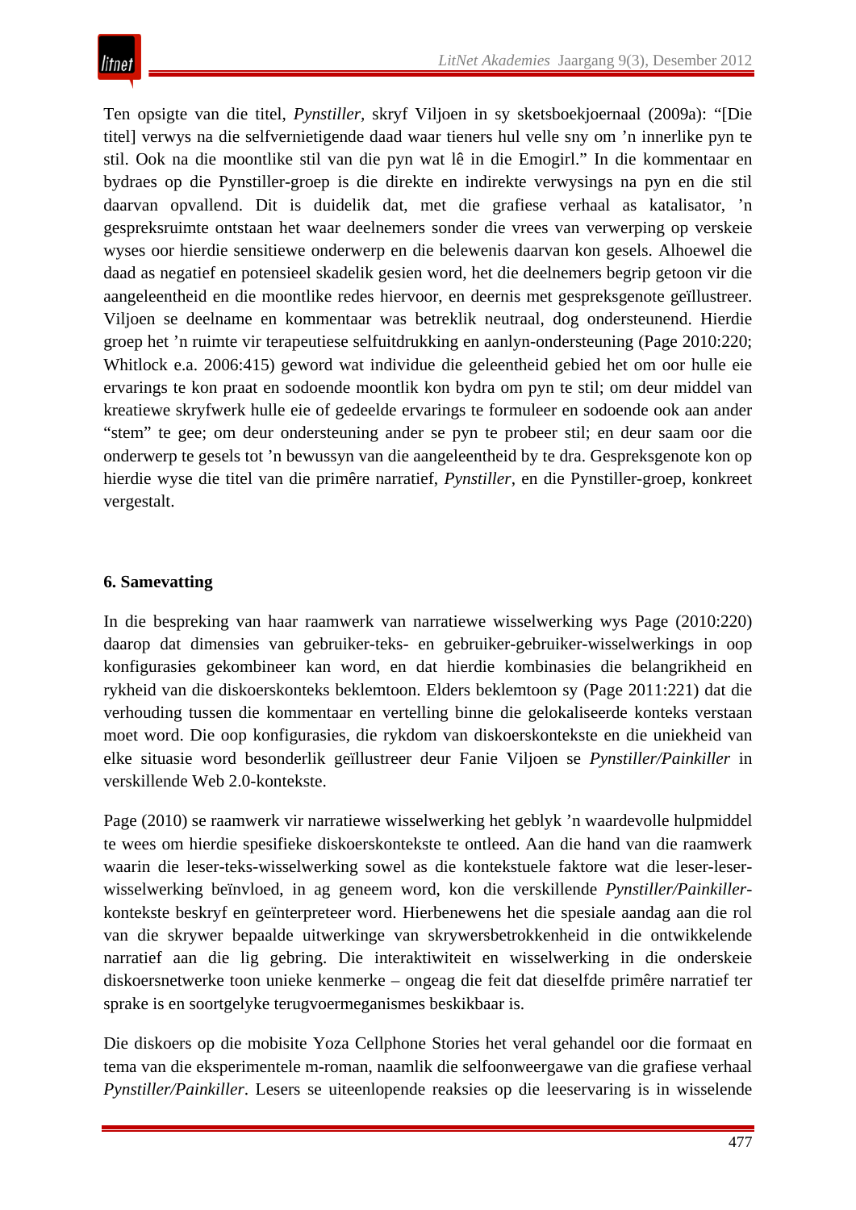Ten opsigte van die titel, *Pynstiller*, skryf Viljoen in sy sketsboekjoernaal (2009a): "[Die titel] verwys na die selfvernietigende daad waar tieners hul velle sny om 'n innerlike pyn te stil. Ook na die moontlike stil van die pyn wat lê in die Emogirl." In die kommentaar en bydraes op die Pynstiller-groep is die direkte en indirekte verwysings na pyn en die stil daarvan opvallend. Dit is duidelik dat, met die grafiese verhaal as katalisator, 'n gespreksruimte ontstaan het waar deelnemers sonder die vrees van verwerping op verskeie wyses oor hierdie sensitiewe onderwerp en die belewenis daarvan kon gesels. Alhoewel die daad as negatief en potensieel skadelik gesien word, het die deelnemers begrip getoon vir die aangeleentheid en die moontlike redes hiervoor, en deernis met gespreksgenote geïllustreer. Viljoen se deelname en kommentaar was betreklik neutraal, dog ondersteunend. Hierdie groep het 'n ruimte vir terapeutiese selfuitdrukking en aanlyn-ondersteuning (Page 2010:220; Whitlock e.a. 2006:415) geword wat individue die geleentheid gebied het om oor hulle eie ervarings te kon praat en sodoende moontlik kon bydra om pyn te stil; om deur middel van kreatiewe skryfwerk hulle eie of gedeelde ervarings te formuleer en sodoende ook aan ander "stem" te gee; om deur ondersteuning ander se pyn te probeer stil; en deur saam oor die onderwerp te gesels tot 'n bewussyn van die aangeleentheid by te dra. Gespreksgenote kon op hierdie wyse die titel van die primêre narratief, *Pynstiller*, en die Pynstiller-groep, konkreet vergestalt.

## 6. Samevatting

In die bespreking van haar raamwerk van narratiewe wisselwerking wys Page (2010:220) daarop dat dimensies van gebruiker-teks- en gebruiker-gebruiker-wisselwerkings in oop konfigurasies gekombineer kan word, en dat hierdie kombinasies die belangrikheid en rykheid van die diskoerskonteks beklemtoon. Elders beklemtoon sy (Page 2011:221) dat die verhouding tussen die kommentaar en vertelling binne die gelokaliseerde konteks verstaan moet word. Die oop konfigurasies, die rykdom van diskoerskontekste en die uniekheid van elke situasie word besonderlik geïllustreer deur Fanie Viljoen se *Pynstiller/Painkiller* in verskillende Web 2.0-kontekste.

Page (2010) se raamwerk vir narratiewe wisselwerking het geblyk 'n waardevolle hulpmiddel te wees om hierdie spesifieke diskoerskontekste te ontleed. Aan die hand van die raamwerk waarin die leser-teks-wisselwerking sowel as die kontekstuele faktore wat die leser-leser-wisselwerking beïnvloed, in ag geneem word, kon die verskillende *Pynstiller/Painkiller*-kontekste beskryf en geïnterpreteer word. Hierbenewens het die spesiale aandag aan die rol van die skrywer bepaalde uitwerkinge van skrywersbetrokkenheid in die ontwikkelende narratief aan die lig gebring. Die interaktiwiteit en wisselwerking in die onderskeie diskoersnetwerke toon unieke kenmerke – ongeag die feit dat dieselfde primêre narratief ter sprake is en soortgelyke terugvoermeganismes beskikbaar is.

Die diskoers op die mobisite Yoza Cellphone Stories het veral gehandel oor die formaat en tema van die eksperimentele m-roman, naamlik die selfoonweergawe van die grafiese verhaal *Pynstiller/Painkiller*. Lesers se uiteenlopende reaksies op die leeservaring is in wisselende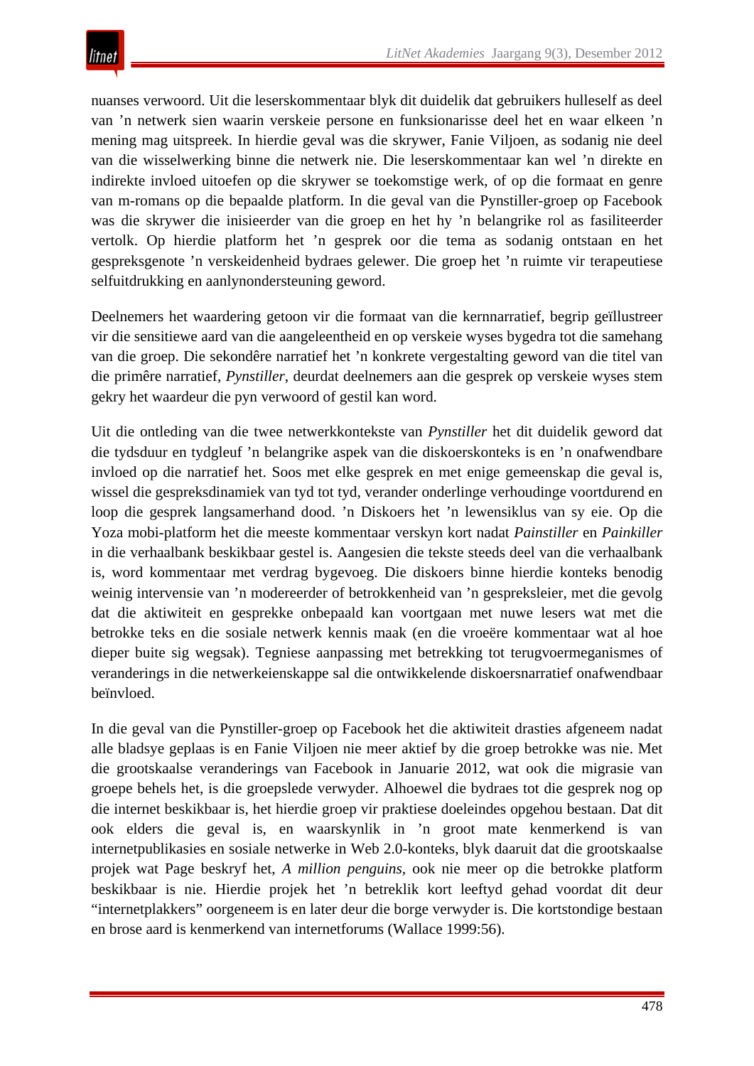nuanses verwoord. Uit die leserskommentaar blyk dit duidelik dat gebruikers hulleself as deel van ’n netwerk sien waarin verskeie persone en funksionarisse deel het en waar elkeen ’n mening mag uitspreek. In hierdie geval was die skrywer, Fanie Viljoen, as sodanig nie deel van die wisselwerking binne die netwerk nie. Die leserskommentaar kan wel ’n direkte en indirekte invloed uitoefen op die skrywer se toekomstige werk, of op die formaat en genre van m-romans op die bepaalde platform. In die geval van die Pynstiller-groep op Facebook was die skrywer die inisieerder van die groep en het hy ’n belangrike rol as fasiliteerder vertolk. Op hierdie platform het ’n gesprek oor die tema as sodanig ontstaan en het gespreksgenote ’n verskeidenheid bydraes gelewer. Die groep het ’n ruimte vir terapeutiese selfuitdrukking en aanlynondersteuning geword.

Deelnemers het waardering getoon vir die formaat van die kernnarratief, begrip geïllustreer vir die sensitiewe aard van die aangeleentheid en op verskeie wyses bygedra tot die samehang van die groep. Die sekondêre narratief het ’n konkrete vergestalting geword van die titel van die primêre narratief, *Pynstiller*, deurdat deelnemers aan die gesprek op verskeie wyses stem gekry het waardeur die pyn verwoord of gestil kan word.

Uit die ontleding van die twee netwerkkontekste van *Pynstiller* het dit duidelik geword dat die tydsduur en tydgleuf ’n belangrike aspek van die diskoerskonteks is en ’n onafwendbare invloed op die narratief het. Soos met elke gesprek en met enige gemeenskap die geval is, wissel die gespreksdinamiek van tyd tot tyd, verander onderlinge verhoudinge voortdurend en loop die gesprek langsamerhand dood. ’n Diskoers het ’n lewensiklus van sy eie. Op die Yoza mobi-platform het die meeste kommentaar verskyn kort nadat *Painstiller* en *Painkiller* in die verhaalbank beskikbaar gestel is. Aangesien die tekste steeds deel van die verhaalbank is, word kommentaar met verdrag bygevoeg. Die diskoers binne hierdie konteks benodig weinig intervensie van ’n modereerder of betrokkenheid van ’n gespreksleier, met die gevolg dat die aktiwiteit en gesprekke onbepaald kan voortgaan met nuwe lesers wat met die betrokke teks en die sosiale netwerk kennis maak (en die vroeëre kommentaar wat al hoe dieper buite sig wegsak). Tegniese aanpassing met betrekking tot terugvoermeganismes of veranderings in die netwerkeienskappe sal die ontwikkelende diskoersnarratief onafwendbaar beïnvloed.

In die geval van die Pynstiller-groep op Facebook het die aktiwiteit drasties afgeneem nadat alle bladsye geplaas is en Fanie Viljoen nie meer aktief by die groep betrokke was nie. Met die grootskaalse veranderings van Facebook in Januarie 2012, wat ook die migrasie van groepe behels het, is die groepslede verwyder. Alhoewel die bydraes tot die gesprek nog op die internet beskikbaar is, het hierdie groep vir praktiese doeleindes opgehou bestaan. Dat dit ook elders die geval is, en waarskynlik in ’n groot mate kenmerkend is van internetpublikasies en sosiale netwerke in Web 2.0-konteks, blyk daaruit dat die grootskaalse projek wat Page beskryf het, *A million penguins*, ook nie meer op die betrokke platform beskikbaar is nie. Hierdie projek het ’n betreklik kort leeftyd gehad voordat dit deur “internetplakkers” oorgeneem is en later deur die borge verwyder is. Die kortstondige bestaan en brose aard is kenmerkend van internetforums (Wallace 1999:56).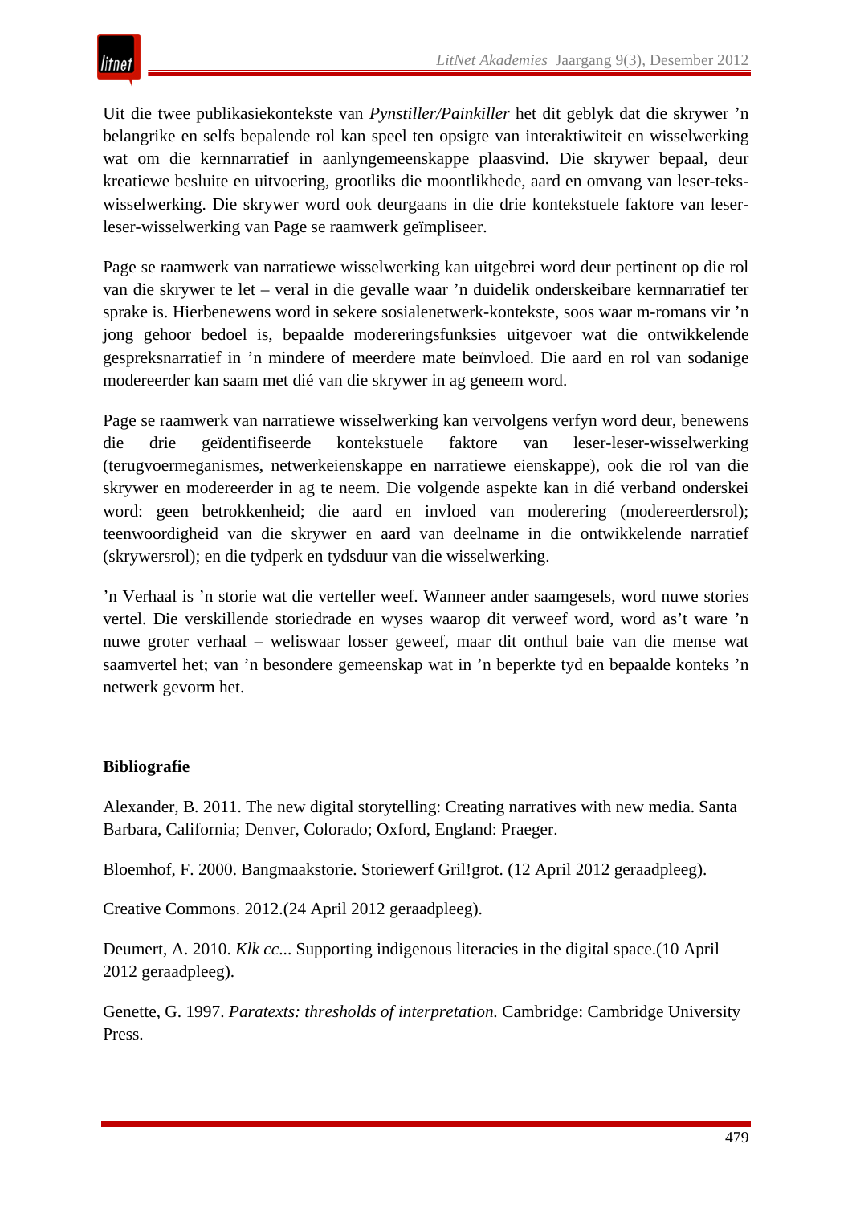Uit die twee publikasiekontekste van *Pynstiller/Painkiller* het dit geblyk dat die skrywer ’n belangrike en selfs bepalende rol kan speel ten opsigte van interaktiwiteit en wisselwerking wat om die kernnarratief in aanlyngemeenskappe plaasvind. Die skrywer bepaal, deur kreatiewe besluite en uitvoering, grootliks die moontlikhede, aard en omvang van leser-teks-wisselwerking. Die skrywer word ook deurgaans in die drie kontekstuele faktore van leser-leser-wisselwerking van Page se raamwerk geïmpliseer.

Page se raamwerk van narratiewe wisselwerking kan uitgebrei word deur pertinent op die rol van die skrywer te let – veral in die gevalle waar ’n duidelik onderskeibare kernnarratief ter sprake is. Hierbenewens word in sekere sosialenetwerk-kontekste, soos waar m-romans vir ’n jong gehoor bedoel is, bepaalde modereringsfunksies uitgevoer wat die ontwikkelende gespreksnarratief in ’n mindere of meerdere mate beïnvloed. Die aard en rol van sodanige modereerder kan saam met dié van die skrywer in ag geneem word.

Page se raamwerk van narratiewe wisselwerking kan vervolgens verfyn word deur, benewens die drie geïdentifiseerde kontekstuele faktore van leser-leser-wisselwerking (terugvoermeganismes, netwerkeienskappe en narratiewe eienskappe), ook die rol van die skrywer en modereerder in ag te neem. Die volgende aspekte kan in dié verband onderskei word: geen betrokkenheid; die aard en invloed van moderering (modereerdersrol); teenwoordigheid van die skrywer en aard van deelname in die ontwikkelende narratief (skrywersrol); en die tydperk en tydsduur van die wisselwerking.

’n Verhaal is ’n storie wat die verteller weef. Wanneer ander saamgesels, word nuwe stories vertel. Die verskillende storiedrade en wyses waarop dit verweef word, word as’t ware ’n nuwe groter verhaal – weliswaar losser geweef, maar dit onthul baie van die mense wat saamvertel het; van ’n besondere gemeenskap wat in ’n beperkte tyd en bepaalde konteks ’n netwerk gevorm het.

**Bibliografie**

Alexander, B. 2011. The new digital storytelling: Creating narratives with new media. Santa Barbara, California; Denver, Colorado; Oxford, England: Praeger.

Bloemhof, F. 2000. Bangmaakstorie. Storiewerf Gril!grot. (12 April 2012 geraadpleeg).

Creative Commons. 2012.(24 April 2012 geraadpleeg).

Deumert, A. 2010. *Klk cc*... Supporting indigenous literacies in the digital space.(10 April 2012 geraadpleeg).

Genette, G. 1997. *Paratexts: thresholds of interpretation.* Cambridge: Cambridge University Press.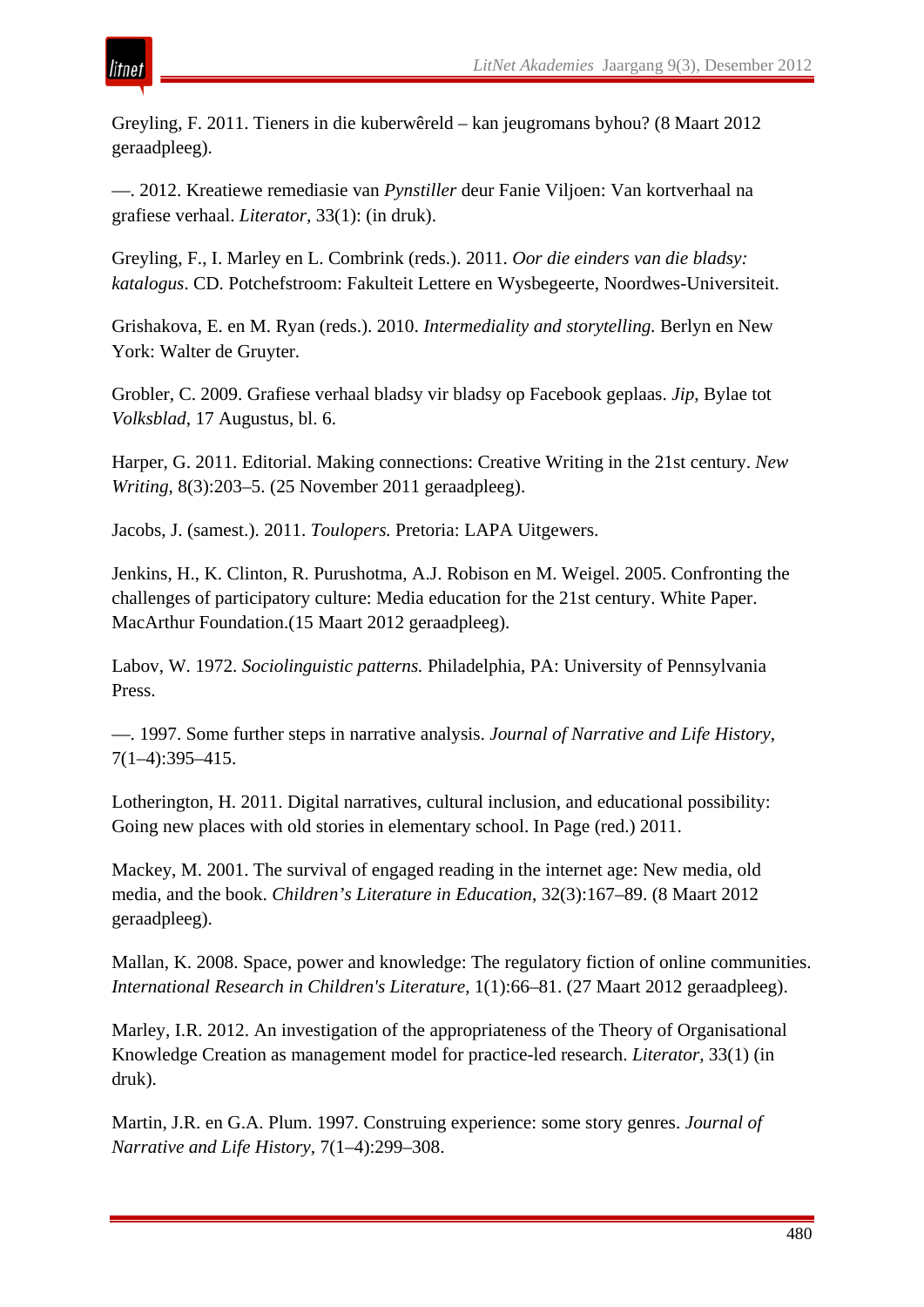Greyling, F. 2011. Tieners in die kuberwêreld – kan jeugromans byhou? (8 Maart 2012 geraadpleeg).

—. 2012. Kreatiewe remediasie van *Pynstiller* deur Fanie Viljoen: Van kortverhaal na grafiese verhaal. *Literator*, 33(1): (in druk).

Greyling, F., I. Marley en L. Combrink (reds.). 2011. *Oor die einders van die bladsy: katalogus*. CD. Potchefstroom: Fakulteit Lettere en Wysbegeerte, Noordwes-Universiteit.

Grishakova, E. en M. Ryan (reds.). 2010. *Intermediality and storytelling.* Berlyn en New York: Walter de Gruyter.

Grobler, C. 2009. Grafiese verhaal bladsy vir bladsy op Facebook geplaas. *Jip*, Bylae tot *Volksblad*, 17 Augustus, bl. 6.

Harper, G. 2011. Editorial. Making connections: Creative Writing in the 21st century. *New Writing*, 8(3):203–5. (25 November 2011 geraadpleeg).

Jacobs, J. (samest.). 2011. *Toulopers.* Pretoria: LAPA Uitgewers.

Jenkins, H., K. Clinton, R. Purushotma, A.J. Robison en M. Weigel. 2005. Confronting the challenges of participatory culture: Media education for the 21st century. White Paper. MacArthur Foundation.(15 Maart 2012 geraadpleeg).

Labov, W. 1972. *Sociolinguistic patterns.* Philadelphia, PA: University of Pennsylvania Press.

—. 1997. Some further steps in narrative analysis. *Journal of Narrative and Life History*, 7(1–4):395–415.

Lotherington, H. 2011. Digital narratives, cultural inclusion, and educational possibility: Going new places with old stories in elementary school. In Page (red.) 2011.

Mackey, M. 2001. The survival of engaged reading in the internet age: New media, old media, and the book. *Children's Literature in Education*, 32(3):167–89. (8 Maart 2012 geraadpleeg).

Mallan, K. 2008. Space, power and knowledge: The regulatory fiction of online communities. *International Research in Children's Literature*, 1(1):66–81. (27 Maart 2012 geraadpleeg).

Marley, I.R. 2012. An investigation of the appropriateness of the Theory of Organisational Knowledge Creation as management model for practice-led research. *Literator*, 33(1) (in druk).

Martin, J.R. en G.A. Plum. 1997. Construing experience: some story genres. *Journal of Narrative and Life History*, 7(1–4):299–308.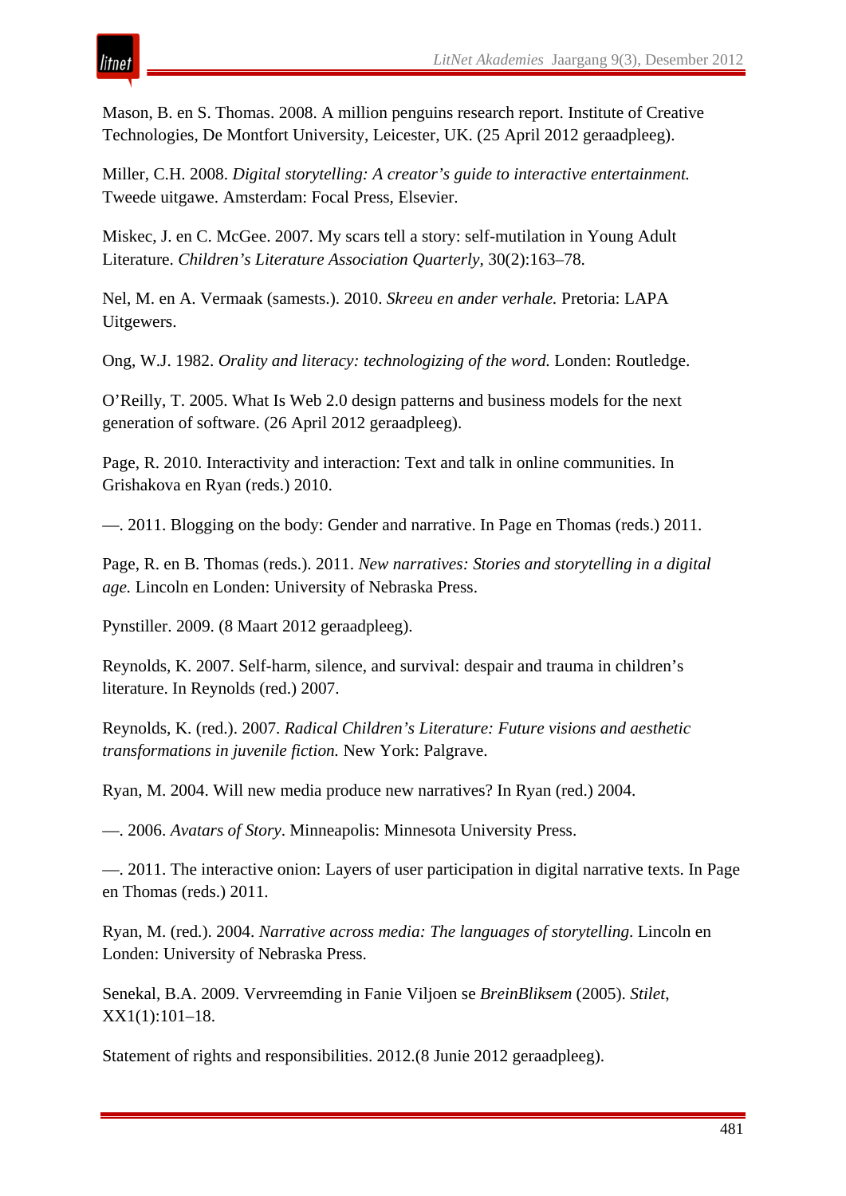Mason, B. en S. Thomas. 2008. A million penguins research report. Institute of Creative Technologies, De Montfort University, Leicester, UK. (25 April 2012 geraadpleeg).

Miller, C.H. 2008. *Digital storytelling: A creator's guide to interactive entertainment.* Tweede uitgawe. Amsterdam: Focal Press, Elsevier.

Miskec, J. en C. McGee. 2007. My scars tell a story: self-mutilation in Young Adult Literature. *Children's Literature Association Quarterly*, 30(2):163–78.

Nel, M. en A. Vermaak (samests.). 2010. *Skreeu en ander verhale.* Pretoria: LAPA Uitgewers.

Ong, W.J. 1982. *Orality and literacy: technologizing of the word.* Londen: Routledge.

O'Reilly, T. 2005. What Is Web 2.0 design patterns and business models for the next generation of software. (26 April 2012 geraadpleeg).

Page, R. 2010. Interactivity and interaction: Text and talk in online communities. In Grishakova en Ryan (reds.) 2010.

—. 2011. Blogging on the body: Gender and narrative. In Page en Thomas (reds.) 2011.

Page, R. en B. Thomas (reds.). 2011. *New narratives: Stories and storytelling in a digital age.* Lincoln en Londen: University of Nebraska Press.

Pynstiller. 2009. (8 Maart 2012 geraadpleeg).

Reynolds, K. 2007. Self-harm, silence, and survival: despair and trauma in children's literature. In Reynolds (red.) 2007.

Reynolds, K. (red.). 2007. *Radical Children's Literature: Future visions and aesthetic transformations in juvenile fiction.* New York: Palgrave.

Ryan, M. 2004. Will new media produce new narratives? In Ryan (red.) 2004.

—. 2006. *Avatars of Story*. Minneapolis: Minnesota University Press.

—. 2011. The interactive onion: Layers of user participation in digital narrative texts. In Page en Thomas (reds.) 2011.

Ryan, M. (red.). 2004. *Narrative across media: The languages of storytelling*. Lincoln en Londen: University of Nebraska Press.

Senekal, B.A. 2009. Vervreemding in Fanie Viljoen se *BreinBliksem* (2005). *Stilet*, XX1(1):101–18.

Statement of rights and responsibilities. 2012.(8 Junie 2012 geraadpleeg).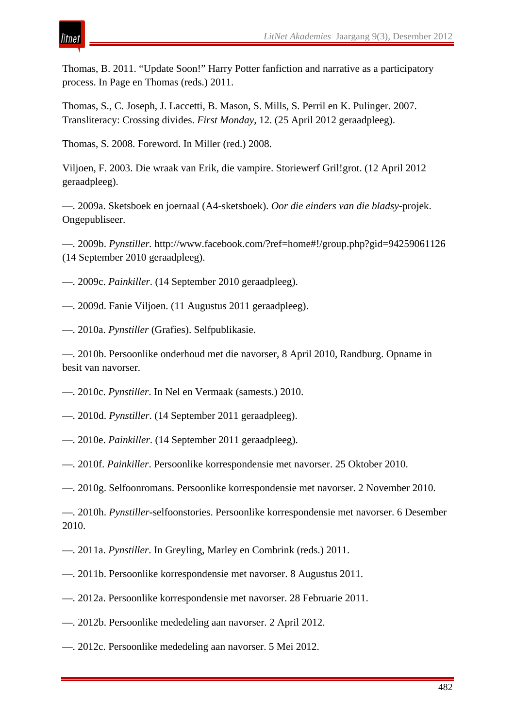Thomas, B. 2011. "Update Soon!" Harry Potter fanfiction and narrative as a participatory process. In Page en Thomas (reds.) 2011.

Thomas, S., C. Joseph, J. Laccetti, B. Mason, S. Mills, S. Perril en K. Pulinger. 2007. Transliteracy: Crossing divides. *First Monday*, 12. (25 April 2012 geraadpleeg).

Thomas, S. 2008. Foreword. In Miller (red.) 2008.

Viljoen, F. 2003. Die wraak van Erik, die vampire. Storiewerf Gril!grot. (12 April 2012 geraadpleeg).

—. 2009a. Sketsboek en joernaal (A4-sketsboek). *Oor die einders van die bladsy*-projek. Ongepubliseer.

—. 2009b. *Pynstiller.* http://www.facebook.com/?ref=home#!/group.php?gid=94259061126 (14 September 2010 geraadpleeg).

—. 2009c. *Painkiller*. (14 September 2010 geraadpleeg).

—. 2009d. Fanie Viljoen. (11 Augustus 2011 geraadpleeg).

—. 2010a. *Pynstiller* (Grafies). Selfpublikasie.

—. 2010b. Persoonlike onderhoud met die navorser, 8 April 2010, Randburg. Opname in besit van navorser.

—. 2010c. *Pynstiller*. In Nel en Vermaak (samests.) 2010.

—. 2010d. *Pynstiller*. (14 September 2011 geraadpleeg).

—. 2010e. *Painkiller*. (14 September 2011 geraadpleeg).

—. 2010f. *Painkiller*. Persoonlike korrespondensie met navorser. 25 Oktober 2010.

—. 2010g. Selfoonromans. Persoonlike korrespondensie met navorser. 2 November 2010.

—. 2010h. *Pynstiller*-selfoonstories. Persoonlike korrespondensie met navorser. 6 Desember 2010.

—. 2011a. *Pynstiller*. In Greyling, Marley en Combrink (reds.) 2011.

—. 2011b. Persoonlike korrespondensie met navorser. 8 Augustus 2011.

—. 2012a. Persoonlike korrespondensie met navorser. 28 Februarie 2011.

—. 2012b. Persoonlike mededeling aan navorser. 2 April 2012.

—. 2012c. Persoonlike mededeling aan navorser. 5 Mei 2012.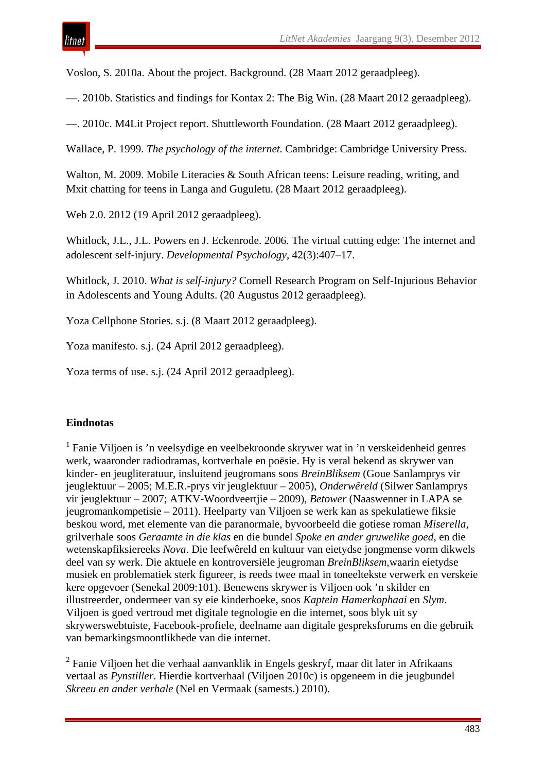Vosloo, S. 2010a. About the project. Background. (28 Maart 2012 geraadpleeg).

—. 2010b. Statistics and findings for Kontax 2: The Big Win. (28 Maart 2012 geraadpleeg).

—. 2010c. M4Lit Project report. Shuttleworth Foundation. (28 Maart 2012 geraadpleeg).

Wallace, P. 1999. *The psychology of the internet.* Cambridge: Cambridge University Press.

Walton, M. 2009. Mobile Literacies & South African teens: Leisure reading, writing, and Mxit chatting for teens in Langa and Guguletu. (28 Maart 2012 geraadpleeg).

Web 2.0. 2012 (19 April 2012 geraadpleeg).

Whitlock, J.L., J.L. Powers en J. Eckenrode. 2006. The virtual cutting edge: The internet and adolescent self-injury. *Developmental Psychology*, 42(3):407–17.

Whitlock, J. 2010. *What is self-injury?* Cornell Research Program on Self-Injurious Behavior in Adolescents and Young Adults. (20 Augustus 2012 geraadpleeg).

Yoza Cellphone Stories. s.j. (8 Maart 2012 geraadpleeg).

Yoza manifesto. s.j. (24 April 2012 geraadpleeg).

Yoza terms of use. s.j. (24 April 2012 geraadpleeg).

## Eindnotas

[1] Fanie Viljoen is 'n veelsydige en veelbekroonde skrywer wat in 'n verskeidenheid genres werk, waaronder radiodramas, kortverhale en poësie. Hy is veral bekend as skrywer van kinder- en jeugliteratuur, insluitend jeugromans soos *BreinBliksem* (Goue Sanlamprys vir jeuglektuur – 2005; M.E.R.-prys vir jeuglektuur – 2005), *Onderwêreld* (Silwer Sanlamprys vir jeuglektuur – 2007; ATKV-Woordveertjie – 2009), *Betower* (Naaswenner in LAPA se jeugromankompetisie – 2011). Heelparty van Viljoen se werk kan as spekulatiewe fiksie beskou word, met elemente van die paranormale, byvoorbeeld die gotiese roman *Miserella*, grilverhale soos *Geraamte in die klas* en die bundel *Spoke en ander gruwelike goed*, en die wetenskapfiksiereeks *Nova*. Die leefwêreld en kultuur van eietydse jongmense vorm dikwels deel van sy werk. Die aktuele en kontroversiële jeugroman *BreinBliksem*,waarin eietydse musiek en problematiek sterk figureer, is reeds twee maal in toneeltekste verwerk en verskeie kere opgevoer (Senekal 2009:101). Benewens skrywer is Viljoen ook 'n skilder en illustreerder, ondermeer van sy eie kinderboeke, soos *Kaptein Hamerkophaai* en *Slym*. Viljoen is goed vertroud met digitale tegnologie en die internet, soos blyk uit sy skrywerswebtuiste, Facebook-profiele, deelname aan digitale gespreksforums en die gebruik van bemarkingsmoontlikhede van die internet.

[2] Fanie Viljoen het die verhaal aanvanklik in Engels geskryf, maar dit later in Afrikaans vertaal as *Pynstiller*. Hierdie kortverhaal (Viljoen 2010c) is opgeneem in die jeugbundel *Skreeu en ander verhale* (Nel en Vermaak (samests.) 2010).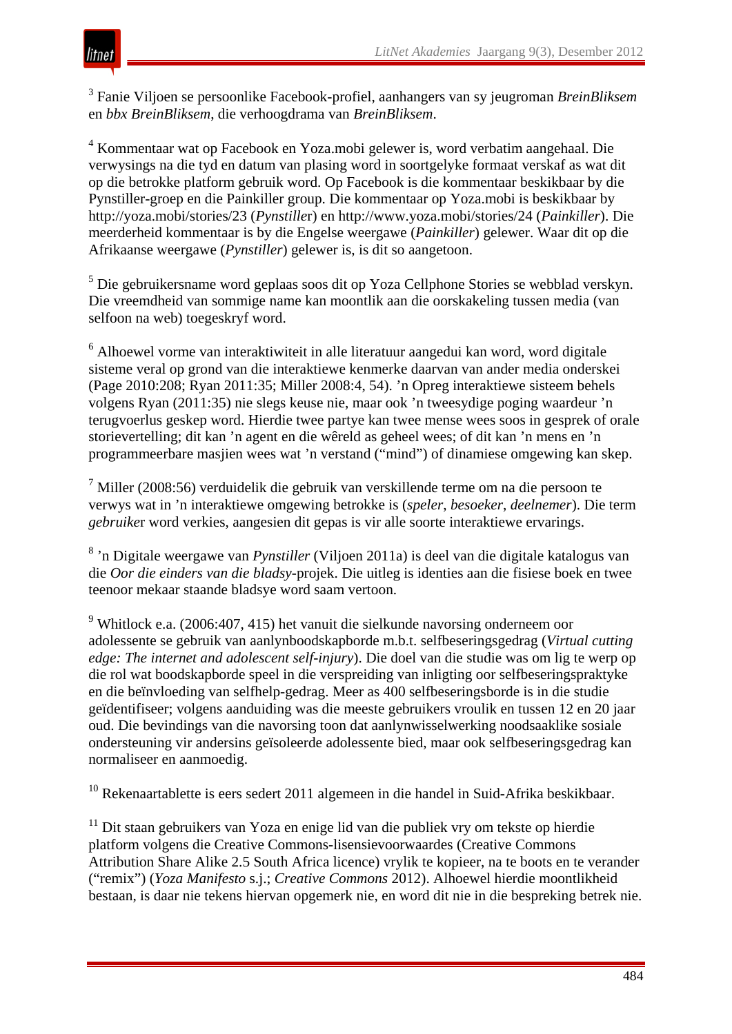[3] Fanie Viljoen se persoonlike Facebook-profiel, aanhangers van sy jeugroman *BreinBliksem* en *bbx BreinBliksem*, die verhoogdrama van *BreinBliksem*.

[4] Kommentaar wat op Facebook en Yoza.mobi gelewer is, word verbatim aangehaal. Die verwysings na die tyd en datum van plasing word in soortgelyke formaat verskaf as wat dit op die betrokke platform gebruik word. Op Facebook is die kommentaar beskikbaar by die Pynstiller-groep en die Painkiller group. Die kommentaar op Yoza.mobi is beskikbaar by http://yoza.mobi/stories/23 (*Pynstiller*) en http://www.yoza.mobi/stories/24 (*Painkiller*). Die meerderheid kommentaar is by die Engelse weergawe (*Painkiller*) gelewer. Waar dit op die Afrikaanse weergawe (*Pynstiller*) gelewer is, is dit so aangetoon.

[5] Die gebruikersname word geplaas soos dit op Yoza Cellphone Stories se webblad verskyn. Die vreemdheid van sommige name kan moontlik aan die oorskakeling tussen media (van selfoon na web) toegeskryf word.

[6] Alhoewel vorme van interaktiwiteit in alle literatuur aangedui kan word, word digitale sisteme veral op grond van die interaktiewe kenmerke daarvan van ander media onderskei (Page 2010:208; Ryan 2011:35; Miller 2008:4, 54). ’n Opreg interaktiewe sisteem behels volgens Ryan (2011:35) nie slegs keuse nie, maar ook ’n tweesydige poging waardeur ’n terugvoerlus geskep word. Hierdie twee partye kan twee mense wees soos in gesprek of orale storievertelling; dit kan ’n agent en die wêreld as geheel wees; of dit kan ’n mens en ’n programmeerbare masjien wees wat ’n verstand (“mind”) of dinamiese omgewing kan skep.

[7] Miller (2008:56) verduidelik die gebruik van verskillende terme om na die persoon te verwys wat in ’n interaktiewe omgewing betrokke is (*speler*, *besoeker*, *deelnemer*). Die term *gebruiker* word verkies, aangesien dit gepas is vir alle soorte interaktiewe ervarings.

[8] ’n Digitale weergawe van *Pynstiller* (Viljoen 2011a) is deel van die digitale katalogus van die *Oor die einders van die bladsy*-projek. Die uitleg is identies aan die fisiese boek en twee teenoor mekaar staande bladsye word saam vertoon.

[9] Whitlock e.a. (2006:407, 415) het vanuit die sielkunde navorsing onderneem oor adolessente se gebruik van aanlynboodskapborde m.b.t. selfbeseringsgedrag (*Virtual cutting edge: The internet and adolescent self-injury*). Die doel van die studie was om lig te werp op die rol wat boodskapborde speel in die verspreiding van inligting oor selfbeseringspraktyke en die beïnvloeding van selfhelp-gedrag. Meer as 400 selfbeseringsborde is in die studie geïdentifiseer; volgens aanduiding was die meeste gebruikers vroulik en tussen 12 en 20 jaar oud. Die bevindings van die navorsing toon dat aanlynwisselwerking noodsaaklike sosiale ondersteuning vir andersins geïsoleerde adolessente bied, maar ook selfbeseringsgedrag kan normaliseer en aanmoedig.

[10] Rekenaartablette is eers sedert 2011 algemeen in die handel in Suid-Afrika beskikbaar.

[11] Dit staan gebruikers van Yoza en enige lid van die publiek vry om tekste op hierdie platform volgens die Creative Commons-lisensievoorwaardes (Creative Commons Attribution Share Alike 2.5 South Africa licence) vrylik te kopieer, na te boots en te verander (“remix”) (*Yoza Manifesto* s.j.; *Creative Commons* 2012). Alhoewel hierdie moontlikheid bestaan, is daar nie tekens hiervan opgemerk nie, en word dit nie in die bespreking betrek nie.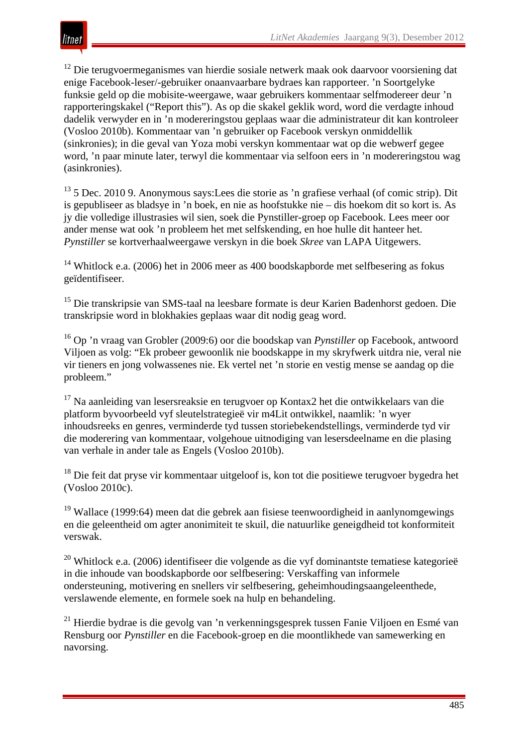[12] Die terugvoermeganismes van hierdie sosiale netwerk maak ook daarvoor voorsiening dat enige Facebook-leser/-gebruiker onaanvaarbare bydraes kan rapporteer. ’n Soortgelyke funksie geld op die mobisite-weergawe, waar gebruikers kommentaar selfmodereer deur ’n rapporteringskakel (“Report this”). As op die skakel geklik word, word die verdagte inhoud dadelik verwyder en in ’n modereringstou geplaas waar die administrateur dit kan kontroleer (Vosloo 2010b). Kommentaar van ’n gebruiker op Facebook verskyn onmiddellik (sinkronies); in die geval van Yoza mobi verskyn kommentaar wat op die webwerf gegee word, ’n paar minute later, terwyl die kommentaar via selfoon eers in ’n modereringstou wag (asinkronies).

[13] 5 Dec. 2010 9. Anonymous says:Lees die storie as ’n grafiese verhaal (of comic strip). Dit is gepubliseer as bladsye in ’n boek, en nie as hoofstukke nie – dis hoekom dit so kort is. As jy die volledige illustrasies wil sien, soek die Pynstiller-groep op Facebook. Lees meer oor ander mense wat ook ’n probleem het met selfskending, en hoe hulle dit hanteer het. *Pynstiller* se kortverhaalweergawe verskyn in die boek *Skree* van LAPA Uitgewers.

[14] Whitlock e.a. (2006) het in 2006 meer as 400 boodskapborde met selfbesering as fokus geïdentifiseer.

[15] Die transkripsie van SMS-taal na leesbare formate is deur Karien Badenhorst gedoen. Die transkripsie word in blokhakies geplaas waar dit nodig geag word.

[16] Op ’n vraag van Grobler (2009:6) oor die boodskap van *Pynstiller* op Facebook, antwoord Viljoen as volg: “Ek probeer gewoonlik nie boodskappe in my skryfwerk uitdra nie, veral nie vir tieners en jong volwassenes nie. Ek vertel net ’n storie en vestig mense se aandag op die probleem.”

[17] Na aanleiding van lesersreaksie en terugvoer op Kontax2 het die ontwikkelaars van die platform byvoorbeeld vyf sleutelstrategieë vir m4Lit ontwikkel, naamlik: ’n wyer inhoudsreeks en genres, verminderde tyd tussen storiebekendstellings, verminderde tyd vir die moderering van kommentaar, volgehoue uitnodiging van lesersdeelname en die plasing van verhale in ander tale as Engels (Vosloo 2010b).

[18] Die feit dat pryse vir kommentaar uitgeloof is, kon tot die positiewe terugvoer bygedra het (Vosloo 2010c).

[19] Wallace (1999:64) meen dat die gebrek aan fisiese teenwoordigheid in aanlynomgewings en die geleentheid om agter anonimiteit te skuil, die natuurlike geneigdheid tot konformiteit verswak.

[20] Whitlock e.a. (2006) identifiseer die volgende as die vyf dominantste tematiese kategorieë in die inhoude van boodskapborde oor selfbesering: Verskaffing van informele ondersteuning, motivering en snellers vir selfbesering, geheimhoudingsaangeleenthede, verslawende elemente, en formele soek na hulp en behandeling.

[21] Hierdie bydrae is die gevolg van ’n verkenningsgesprek tussen Fanie Viljoen en Esmé van Rensburg oor *Pynstiller* en die Facebook-groep en die moontlikhede van samewerking en navorsing.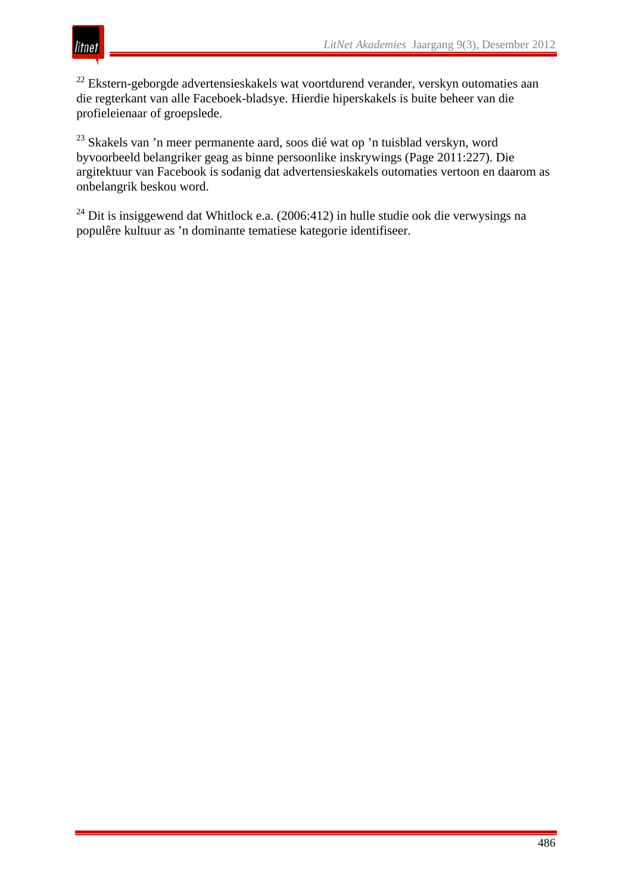[22] Ekstern-geborgde advertensieskakels wat voortdurend verander, verskyn outomaties aan die regterkant van alle Faceboek-bladsye. Hierdie hiperskakels is buite beheer van die profieleienaar of groepslede.

[23] Skakels van ’n meer permanente aard, soos dié wat op ’n tuisblad verskyn, word byvoorbeeld belangriker geag as binne persoonlike inskrywings (Page 2011:227). Die argitektuur van Facebook is sodanig dat advertensieskakels outomaties vertoon en daarom as onbelangrik beskou word.

[24] Dit is insiggewend dat Whitlock e.a. (2006:412) in hulle studie ook die verwysings na populêre kultuur as ’n dominante tematiese kategorie identifiseer.